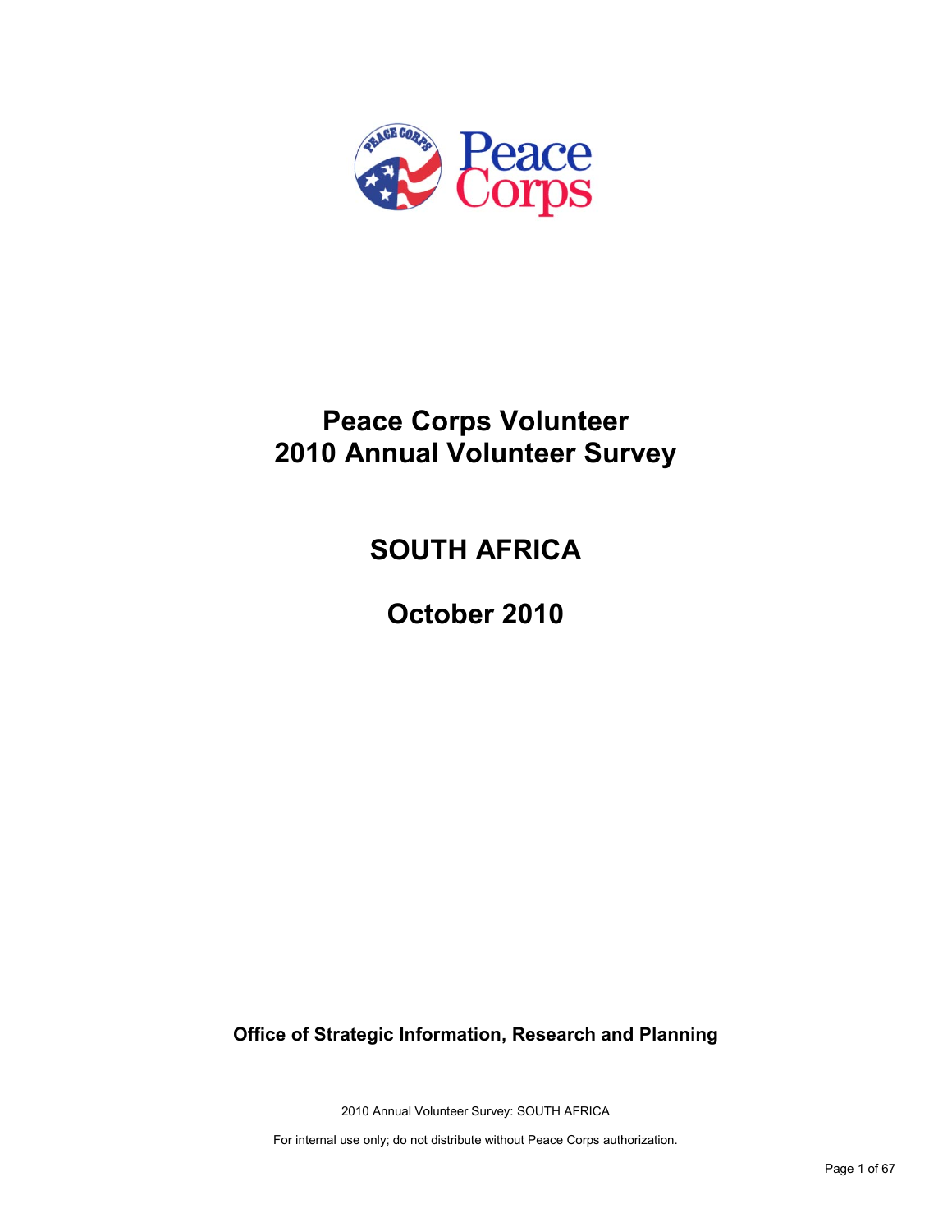# Peace Corps Volunteer
# 2010 Annual Volunteer Survey

## SOUTH AFRICA

## October 2010

**Office of Strategic Information, Research and Planning**

2010 Annual Volunteer Survey: SOUTH AFRICA

For internal use only; do not distribute without Peace Corps authorization.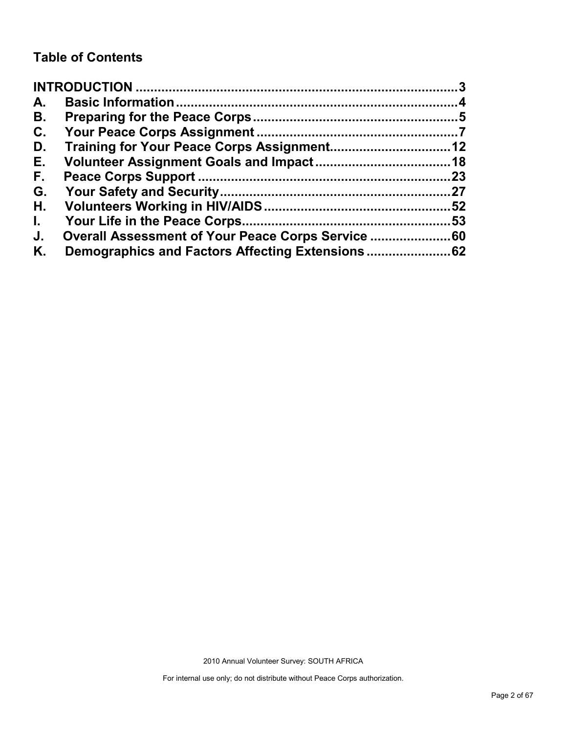## Table of Contents

**INTRODUCTION** ........................................................................................ **3**

**A. Basic Information** ........................................................................... **4**

**B. Preparing for the Peace Corps** ...................................................... **5**

**C. Your Peace Corps Assignment** ...................................................... **7**

**D. Training for Your Peace Corps Assignment** ................................ **12**

**E. Volunteer Assignment Goals and Impact** .................................... **18**

**F. Peace Corps Support** ................................................................... **23**

**G. Your Safety and Security** .............................................................. **27**

**H. Volunteers Working in HIV/AIDS** .................................................. **52**

**I. Your Life in the Peace Corps** ........................................................ **53**

**J. Overall Assessment of Your Peace Corps Service** ...................... **60**

**K. Demographics and Factors Affecting Extensions** ...................... **62**

2010 Annual Volunteer Survey: SOUTH AFRICA

For internal use only; do not distribute without Peace Corps authorization.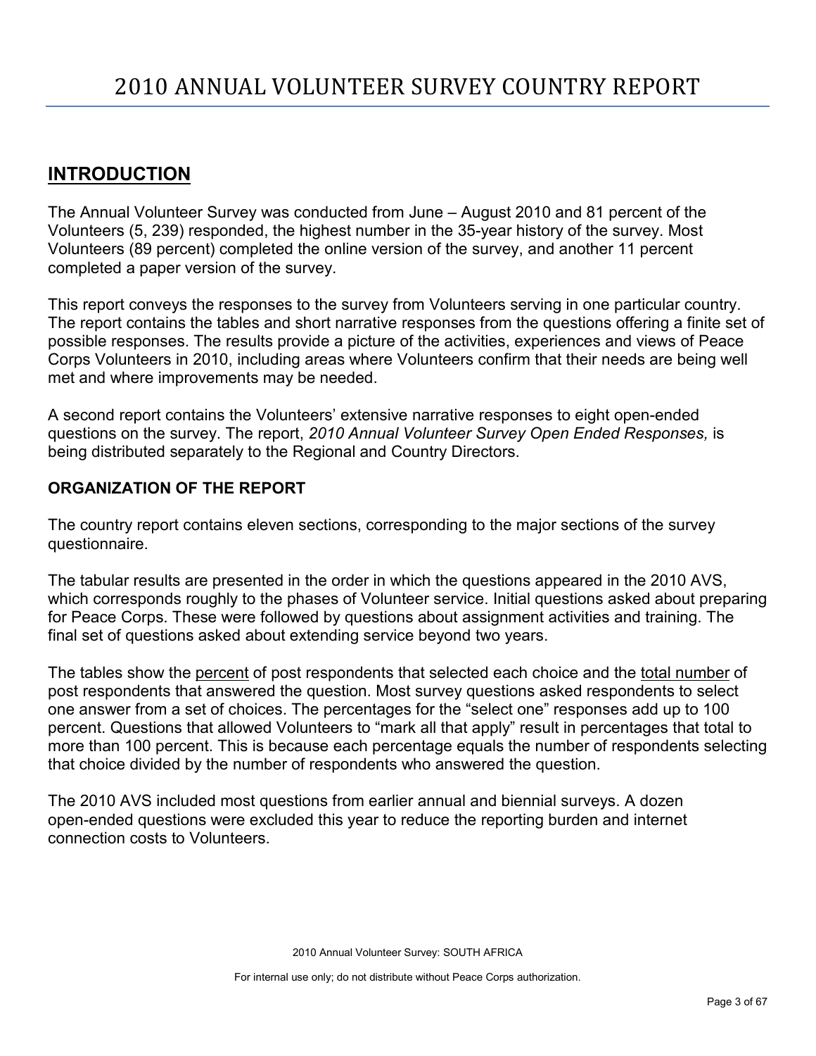# 2010 ANNUAL VOLUNTEER SURVEY COUNTRY REPORT

## INTRODUCTION

The Annual Volunteer Survey was conducted from June – August 2010 and 81 percent of the Volunteers (5, 239) responded, the highest number in the 35-year history of the survey. Most Volunteers (89 percent) completed the online version of the survey, and another 11 percent completed a paper version of the survey.

This report conveys the responses to the survey from Volunteers serving in one particular country. The report contains the tables and short narrative responses from the questions offering a finite set of possible responses. The results provide a picture of the activities, experiences and views of Peace Corps Volunteers in 2010, including areas where Volunteers confirm that their needs are being well met and where improvements may be needed.

A second report contains the Volunteers' extensive narrative responses to eight open-ended questions on the survey. The report, *2010 Annual Volunteer Survey Open Ended Responses,* is being distributed separately to the Regional and Country Directors.

### ORGANIZATION OF THE REPORT

The country report contains eleven sections, corresponding to the major sections of the survey questionnaire.

The tabular results are presented in the order in which the questions appeared in the 2010 AVS, which corresponds roughly to the phases of Volunteer service. Initial questions asked about preparing for Peace Corps. These were followed by questions about assignment activities and training. The final set of questions asked about extending service beyond two years.

The tables show the percent of post respondents that selected each choice and the total number of post respondents that answered the question. Most survey questions asked respondents to select one answer from a set of choices. The percentages for the "select one" responses add up to 100 percent. Questions that allowed Volunteers to "mark all that apply" result in percentages that total to more than 100 percent. This is because each percentage equals the number of respondents selecting that choice divided by the number of respondents who answered the question.

The 2010 AVS included most questions from earlier annual and biennial surveys. A dozen open-ended questions were excluded this year to reduce the reporting burden and internet connection costs to Volunteers.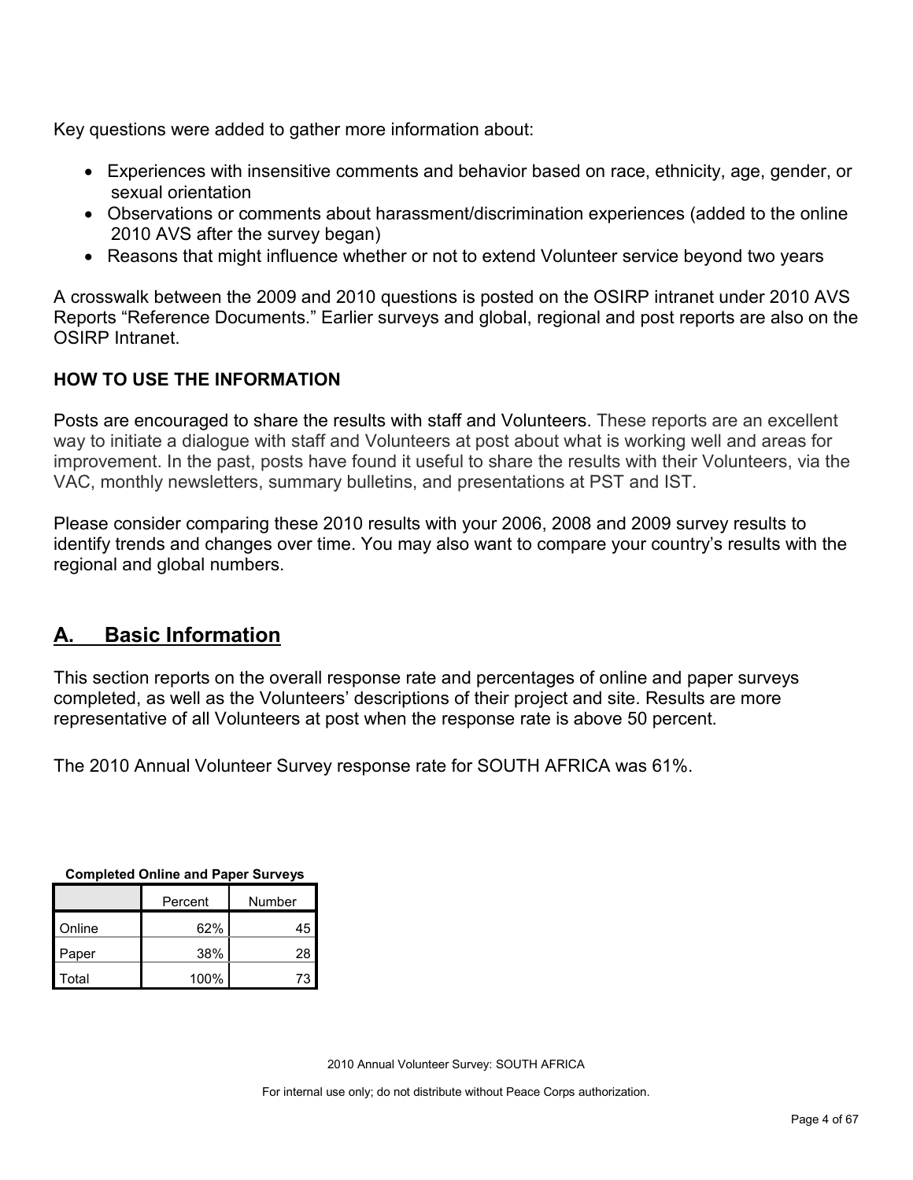Key questions were added to gather more information about:

- Experiences with insensitive comments and behavior based on race, ethnicity, age, gender, or sexual orientation
- Observations or comments about harassment/discrimination experiences (added to the online 2010 AVS after the survey began)
- Reasons that might influence whether or not to extend Volunteer service beyond two years

A crosswalk between the 2009 and 2010 questions is posted on the OSIRP intranet under 2010 AVS Reports "Reference Documents." Earlier surveys and global, regional and post reports are also on the OSIRP Intranet.

**HOW TO USE THE INFORMATION**

Posts are encouraged to share the results with staff and Volunteers. These reports are an excellent way to initiate a dialogue with staff and Volunteers at post about what is working well and areas for improvement. In the past, posts have found it useful to share the results with their Volunteers, via the VAC, monthly newsletters, summary bulletins, and presentations at PST and IST.

Please consider comparing these 2010 results with your 2006, 2008 and 2009 survey results to identify trends and changes over time. You may also want to compare your country's results with the regional and global numbers.

## A. Basic Information

This section reports on the overall response rate and percentages of online and paper surveys completed, as well as the Volunteers' descriptions of their project and site. Results are more representative of all Volunteers at post when the response rate is above 50 percent.

The 2010 Annual Volunteer Survey response rate for SOUTH AFRICA was 61%.

**Completed Online and Paper Surveys**

| | Percent | Number |
|---|---|---|
| Online | 62% | 45 |
| Paper | 38% | 28 |
| Total | 100% | 73 |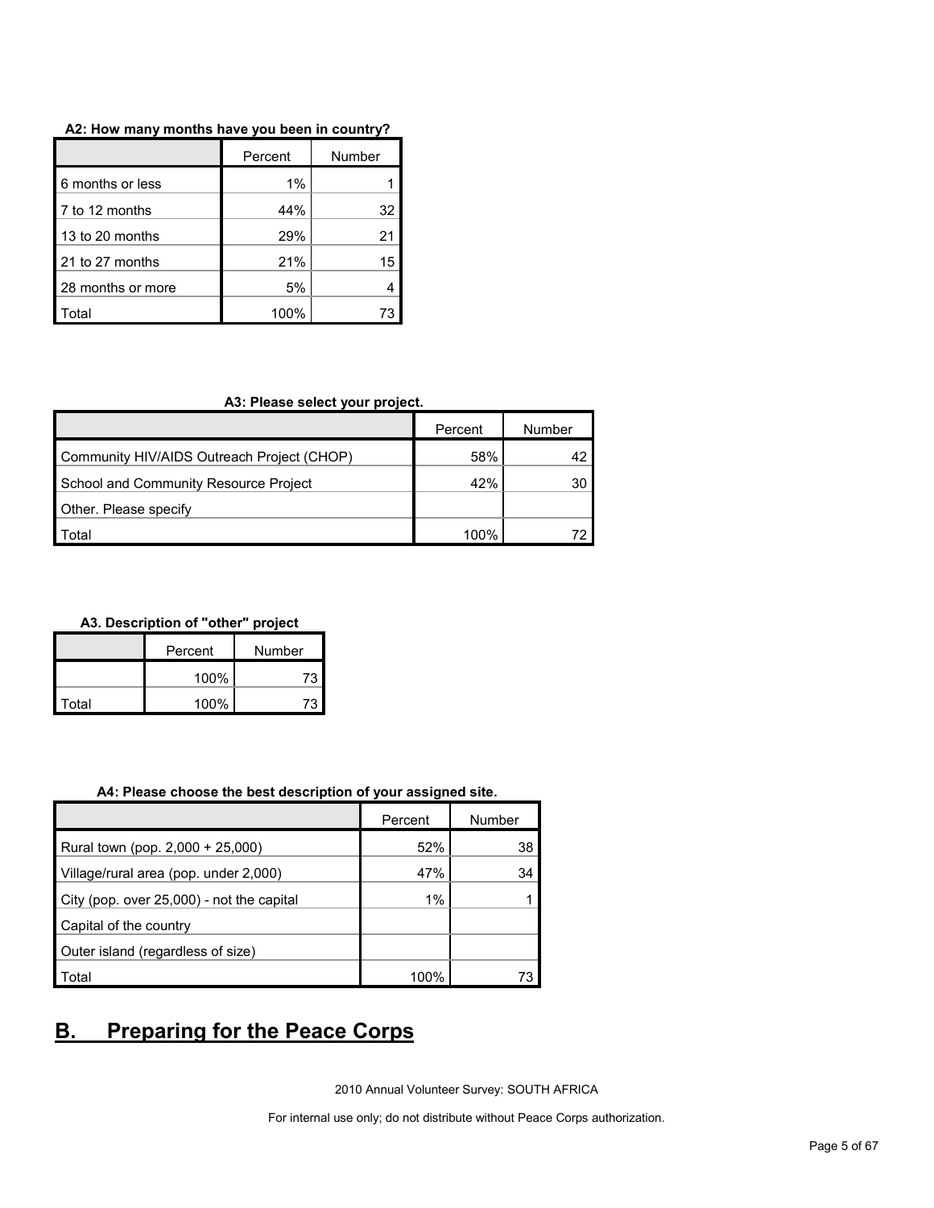**A2: How many months have you been in country?**

| | Percent | Number |
|---|---|---|
| 6 months or less | 1% | 1 |
| 7 to 12 months | 44% | 32 |
| 13 to 20 months | 29% | 21 |
| 21 to 27 months | 21% | 15 |
| 28 months or more | 5% | 4 |
| Total | 100% | 73 |

**A3: Please select your project.**

| | Percent | Number |
|---|---|---|
| Community HIV/AIDS Outreach Project (CHOP) | 58% | 42 |
| School and Community Resource Project | 42% | 30 |
| Other. Please specify | | |
| Total | 100% | 72 |

**A3. Description of "other" project**

| | Percent | Number |
|---|---|---|
| | 100% | 73 |
| Total | 100% | 73 |

**A4: Please choose the best description of your assigned site.**

| | Percent | Number |
|---|---|---|
| Rural town (pop. 2,000 + 25,000) | 52% | 38 |
| Village/rural area (pop. under 2,000) | 47% | 34 |
| City (pop. over 25,000) - not the capital | 1% | 1 |
| Capital of the country | | |
| Outer island (regardless of size) | | |
| Total | 100% | 73 |

# B. Preparing for the Peace Corps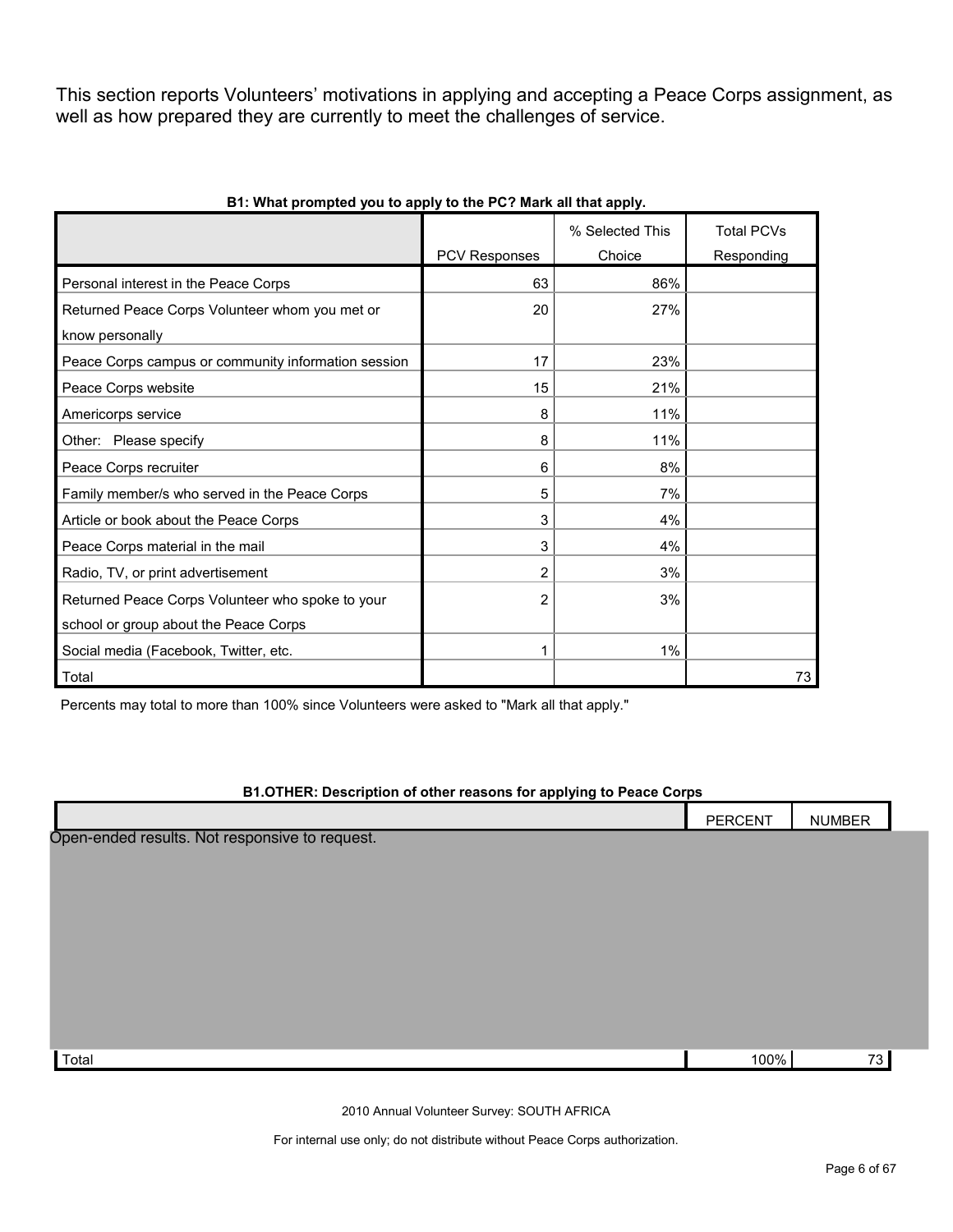This section reports Volunteers' motivations in applying and accepting a Peace Corps assignment, as well as how prepared they are currently to meet the challenges of service.

**B1: What prompted you to apply to the PC? Mark all that apply.**

| | PCV Responses | % Selected This Choice | Total PCVs Responding |
|---|---|---|---|
| Personal interest in the Peace Corps | 63 | 86% | |
| Returned Peace Corps Volunteer whom you met or know personally | 20 | 27% | |
| Peace Corps campus or community information session | 17 | 23% | |
| Peace Corps website | 15 | 21% | |
| Americorps service | 8 | 11% | |
| Other: Please specify | 8 | 11% | |
| Peace Corps recruiter | 6 | 8% | |
| Family member/s who served in the Peace Corps | 5 | 7% | |
| Article or book about the Peace Corps | 3 | 4% | |
| Peace Corps material in the mail | 3 | 4% | |
| Radio, TV, or print advertisement | 2 | 3% | |
| Returned Peace Corps Volunteer who spoke to your school or group about the Peace Corps | 2 | 3% | |
| Social media (Facebook, Twitter, etc. | 1 | 1% | |
| Total | | | 73 |

Percents may total to more than 100% since Volunteers were asked to "Mark all that apply."

**B1.OTHER: Description of other reasons for applying to Peace Corps**

| | PERCENT | NUMBER |
|---|---|---|
| Open-ended results. Not responsive to request. | | |
| Total | 100% | 73 |

2010 Annual Volunteer Survey: SOUTH AFRICA

For internal use only; do not distribute without Peace Corps authorization.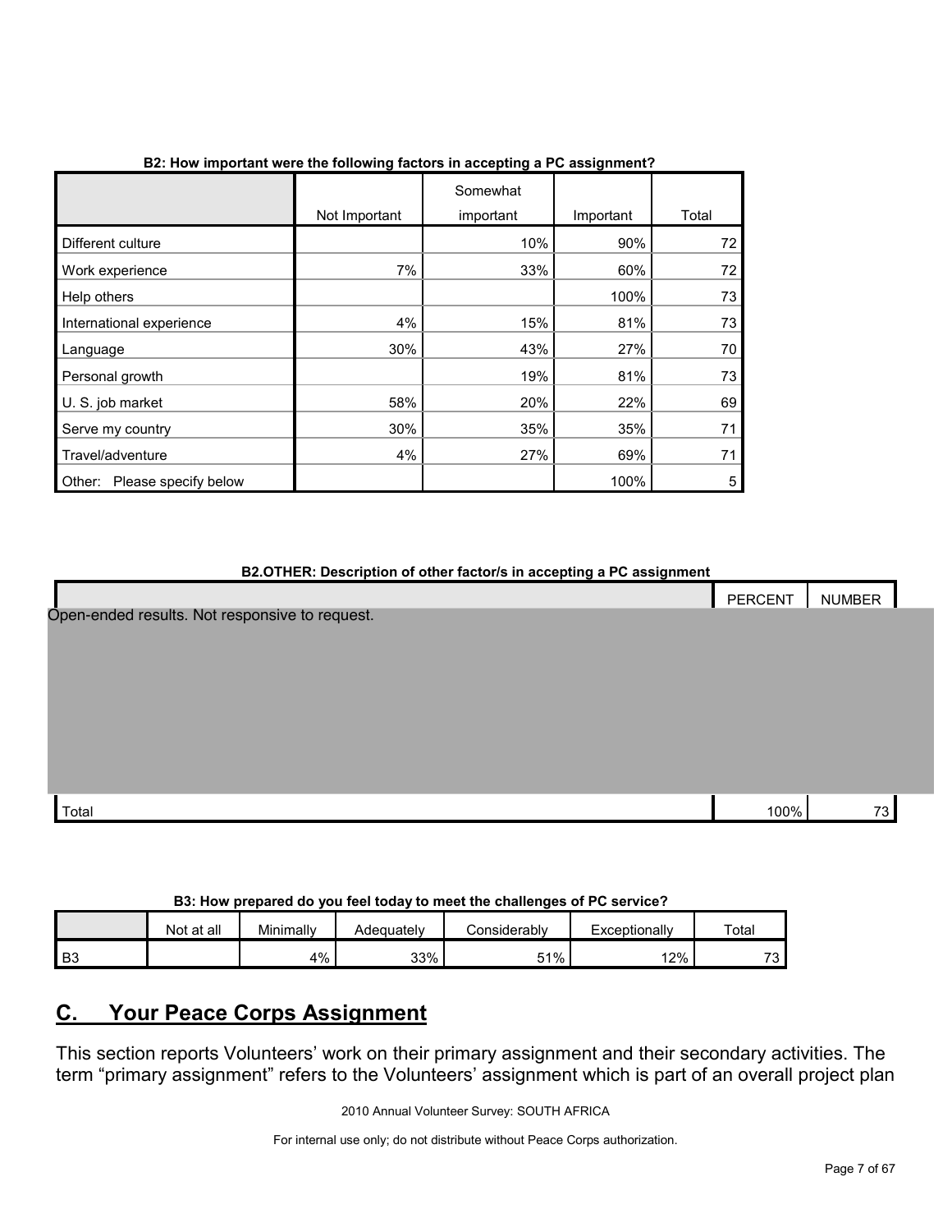**B2: How important were the following factors in accepting a PC assignment?**

| | Not Important | Somewhat important | Important | Total |
|---|---|---|---|---|
| Different culture | | 10% | 90% | 72 |
| Work experience | 7% | 33% | 60% | 72 |
| Help others | | | 100% | 73 |
| International experience | 4% | 15% | 81% | 73 |
| Language | 30% | 43% | 27% | 70 |
| Personal growth | | 19% | 81% | 73 |
| U. S. job market | 58% | 20% | 22% | 69 |
| Serve my country | 30% | 35% | 35% | 71 |
| Travel/adventure | 4% | 27% | 69% | 71 |
| Other: Please specify below | | | 100% | 5 |

**B2.OTHER: Description of other factor/s in accepting a PC assignment**

| | PERCENT | NUMBER |
|---|---|---|
| Open-ended results. Not responsive to request. | | |
| Total | 100% | 73 |

**B3: How prepared do you feel today to meet the challenges of PC service?**

| | Not at all | Minimally | Adequately | Considerably | Exceptionally | Total |
|---|---|---|---|---|---|---|
| B3 | | 4% | 33% | 51% | 12% | 73 |

## C. Your Peace Corps Assignment

This section reports Volunteers' work on their primary assignment and their secondary activities. The term "primary assignment" refers to the Volunteers' assignment which is part of an overall project plan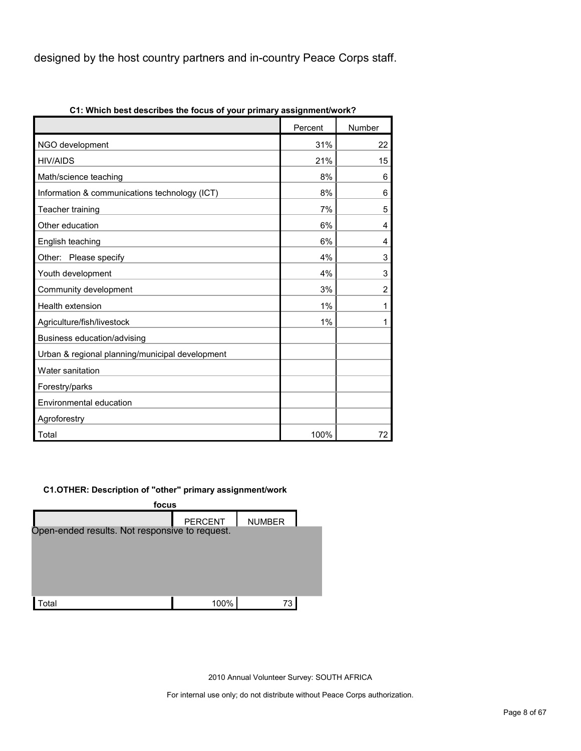designed by the host country partners and in-country Peace Corps staff.

**C1: Which best describes the focus of your primary assignment/work?**

| | Percent | Number |
|---|---|---|
| NGO development | 31% | 22 |
| HIV/AIDS | 21% | 15 |
| Math/science teaching | 8% | 6 |
| Information & communications technology (ICT) | 8% | 6 |
| Teacher training | 7% | 5 |
| Other education | 6% | 4 |
| English teaching | 6% | 4 |
| Other: Please specify | 4% | 3 |
| Youth development | 4% | 3 |
| Community development | 3% | 2 |
| Health extension | 1% | 1 |
| Agriculture/fish/livestock | 1% | 1 |
| Business education/advising | | |
| Urban & regional planning/municipal development | | |
| Water sanitation | | |
| Forestry/parks | | |
| Environmental education | | |
| Agroforestry | | |
| Total | 100% | 72 |

**C1.OTHER: Description of "other" primary assignment/work focus**

| | PERCENT | NUMBER |
|---|---|---|
| Open-ended results. Not responsive to request. | | |
| Total | 100% | 73 |

2010 Annual Volunteer Survey: SOUTH AFRICA

For internal use only; do not distribute without Peace Corps authorization.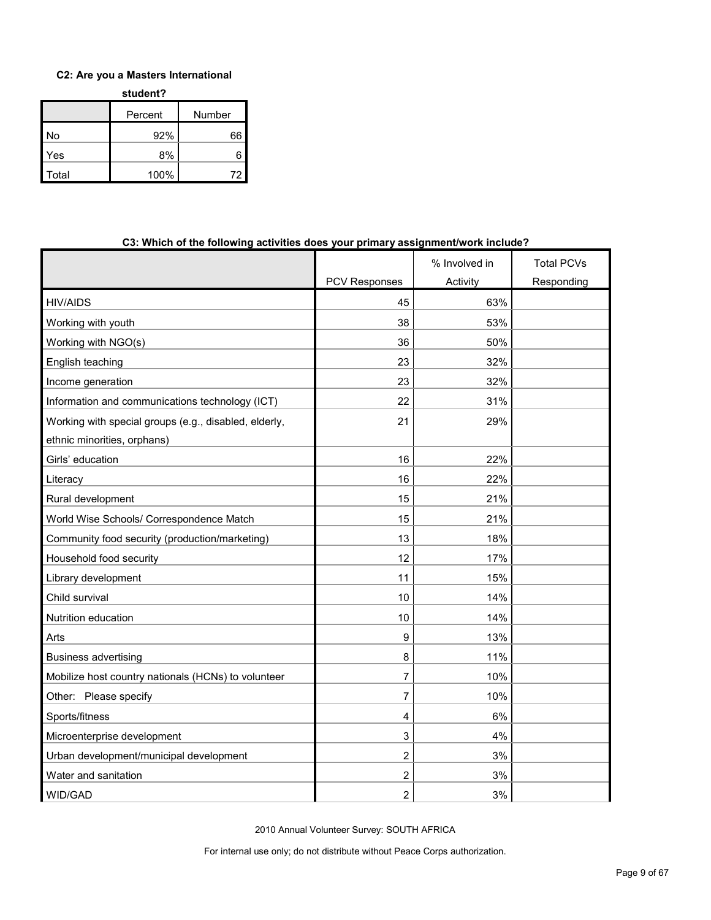**C2: Are you a Masters International student?**

| | Percent | Number |
|---|---|---|
| No | 92% | 66 |
| Yes | 8% | 6 |
| Total | 100% | 72 |

**C3: Which of the following activities does your primary assignment/work include?**

| | PCV Responses | % Involved in Activity | Total PCVs Responding |
|---|---|---|---|
| HIV/AIDS | 45 | 63% | |
| Working with youth | 38 | 53% | |
| Working with NGO(s) | 36 | 50% | |
| English teaching | 23 | 32% | |
| Income generation | 23 | 32% | |
| Information and communications technology (ICT) | 22 | 31% | |
| Working with special groups (e.g., disabled, elderly, ethnic minorities, orphans) | 21 | 29% | |
| Girls' education | 16 | 22% | |
| Literacy | 16 | 22% | |
| Rural development | 15 | 21% | |
| World Wise Schools/ Correspondence Match | 15 | 21% | |
| Community food security (production/marketing) | 13 | 18% | |
| Household food security | 12 | 17% | |
| Library development | 11 | 15% | |
| Child survival | 10 | 14% | |
| Nutrition education | 10 | 14% | |
| Arts | 9 | 13% | |
| Business advertising | 8 | 11% | |
| Mobilize host country nationals (HCNs) to volunteer | 7 | 10% | |
| Other: Please specify | 7 | 10% | |
| Sports/fitness | 4 | 6% | |
| Microenterprise development | 3 | 4% | |
| Urban development/municipal development | 2 | 3% | |
| Water and sanitation | 2 | 3% | |
| WID/GAD | 2 | 3% | |

2010 Annual Volunteer Survey: SOUTH AFRICA

For internal use only; do not distribute without Peace Corps authorization.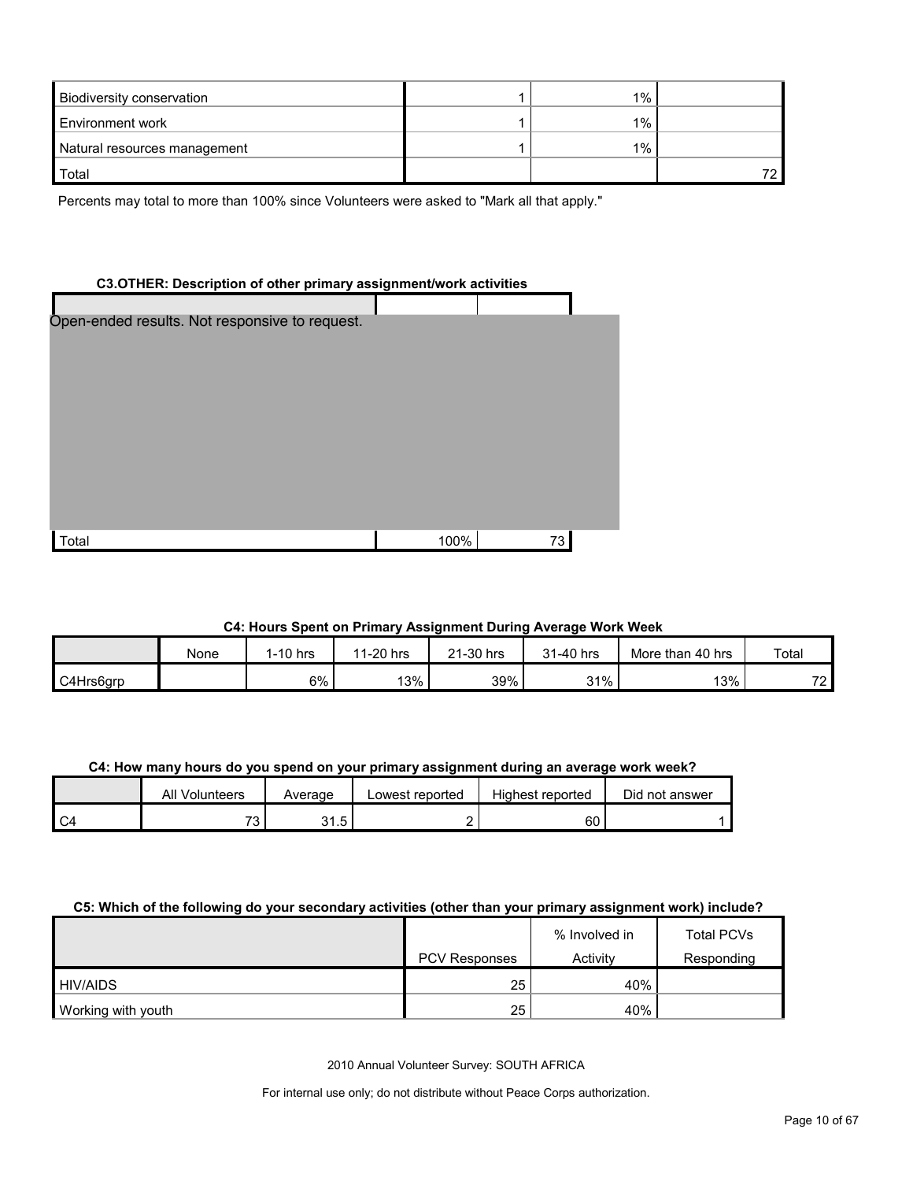| | | | |
|---|---|---|---|
| Biodiversity conservation | 1 | 1% | |
| Environment work | 1 | 1% | |
| Natural resources management | 1 | 1% | |
| Total | | | 72 |

Percents may total to more than 100% since Volunteers were asked to "Mark all that apply."

**C3.OTHER: Description of other primary assignment/work activities**

| | | |
|---|---|---|
| Open-ended results. Not responsive to request. | | |
| Total | 100% | 73 |

**C4: Hours Spent on Primary Assignment During Average Work Week**

| | None | 1-10 hrs | 11-20 hrs | 21-30 hrs | 31-40 hrs | More than 40 hrs | Total |
|---|---|---|---|---|---|---|---|
| C4Hrs6grp | | 6% | 13% | 39% | 31% | 13% | 72 |

**C4: How many hours do you spend on your primary assignment during an average work week?**

| | All Volunteers | Average | Lowest reported | Highest reported | Did not answer |
|---|---|---|---|---|---|
| C4 | 73 | 31.5 | 2 | 60 | 1 |

**C5: Which of the following do your secondary activities (other than your primary assignment work) include?**

| | PCV Responses | % Involved in Activity | Total PCVs Responding |
|---|---|---|---|
| HIV/AIDS | 25 | 40% | |
| Working with youth | 25 | 40% | |

2010 Annual Volunteer Survey: SOUTH AFRICA

For internal use only; do not distribute without Peace Corps authorization.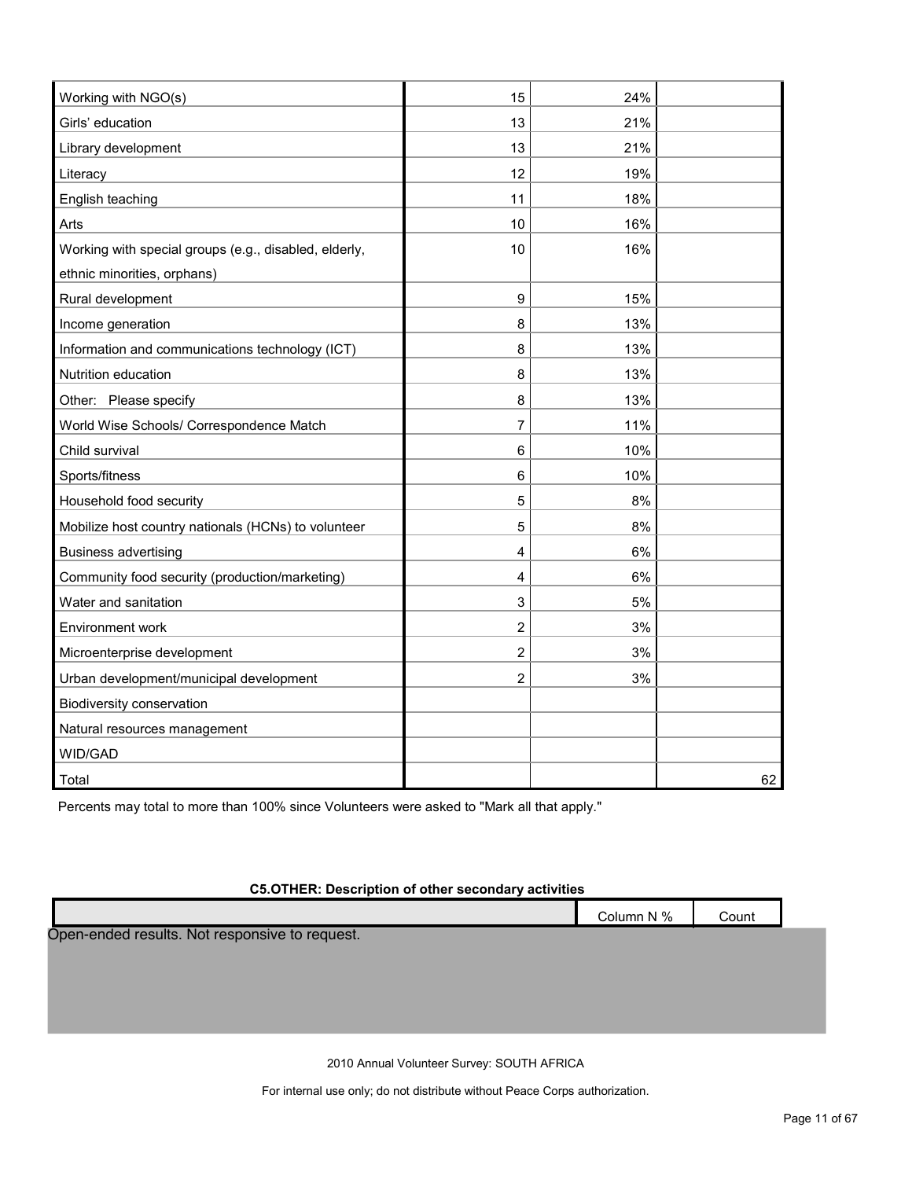| | | | |
|---|---|---|---|
| Working with NGO(s) | 15 | 24% | |
| Girls' education | 13 | 21% | |
| Library development | 13 | 21% | |
| Literacy | 12 | 19% | |
| English teaching | 11 | 18% | |
| Arts | 10 | 16% | |
| Working with special groups (e.g., disabled, elderly, ethnic minorities, orphans) | 10 | 16% | |
| Rural development | 9 | 15% | |
| Income generation | 8 | 13% | |
| Information and communications technology (ICT) | 8 | 13% | |
| Nutrition education | 8 | 13% | |
| Other: Please specify | 8 | 13% | |
| World Wise Schools/ Correspondence Match | 7 | 11% | |
| Child survival | 6 | 10% | |
| Sports/fitness | 6 | 10% | |
| Household food security | 5 | 8% | |
| Mobilize host country nationals (HCNs) to volunteer | 5 | 8% | |
| Business advertising | 4 | 6% | |
| Community food security (production/marketing) | 4 | 6% | |
| Water and sanitation | 3 | 5% | |
| Environment work | 2 | 3% | |
| Microenterprise development | 2 | 3% | |
| Urban development/municipal development | 2 | 3% | |
| Biodiversity conservation | | | |
| Natural resources management | | | |
| WID/GAD | | | |
| Total | | | 62 |

Percents may total to more than 100% since Volunteers were asked to "Mark all that apply."

**C5.OTHER: Description of other secondary activities**

| | Column N % | Count |
|---|---|---|

Open-ended results. Not responsive to request.

2010 Annual Volunteer Survey: SOUTH AFRICA

For internal use only; do not distribute without Peace Corps authorization.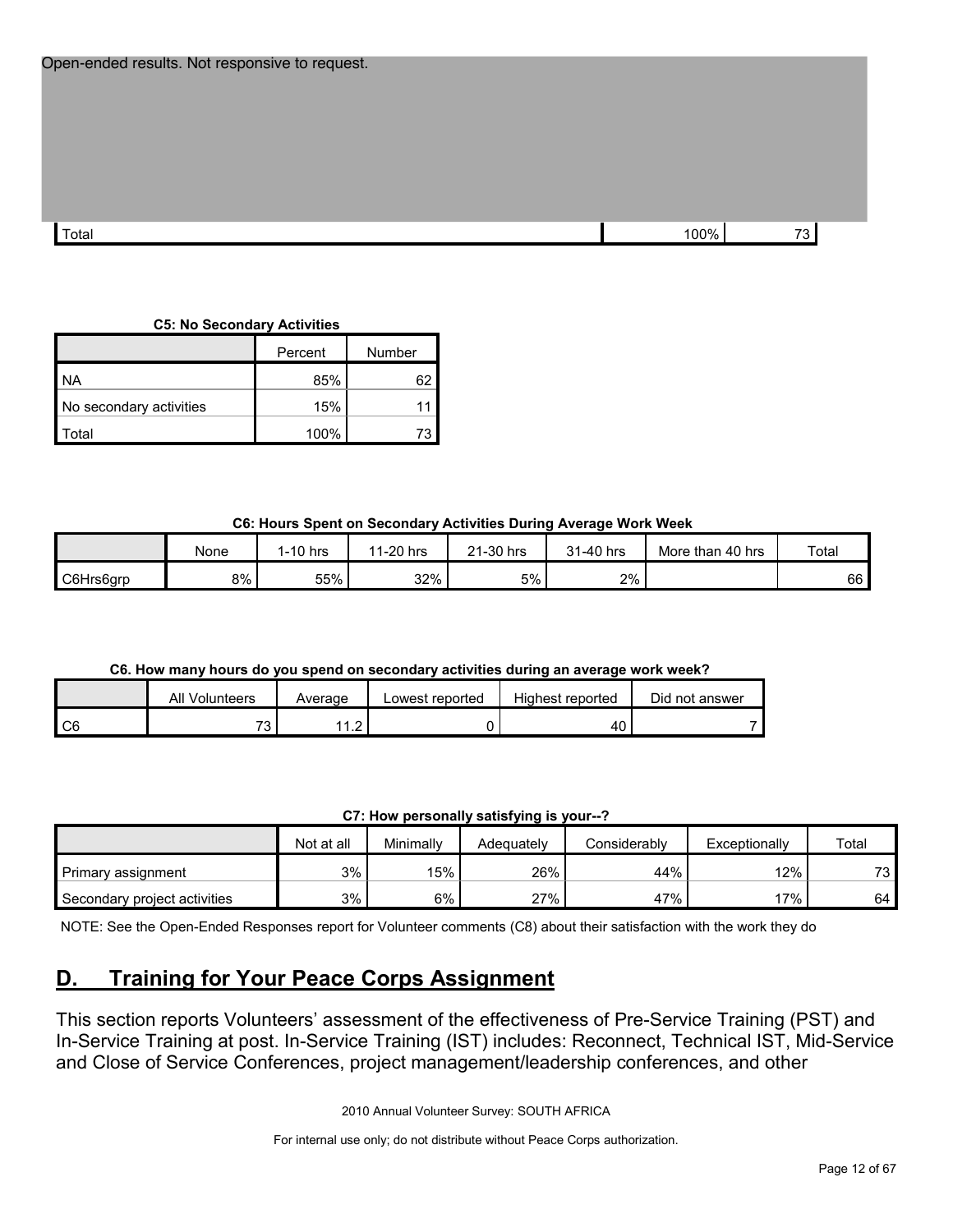Open-ended results. Not responsive to request.

| | | |
|---|---|---|
| Total | 100% | 73 |

**C5: No Secondary Activities**

| | Percent | Number |
|---|---|---|
| NA | 85% | 62 |
| No secondary activities | 15% | 11 |
| Total | 100% | 73 |

**C6: Hours Spent on Secondary Activities During Average Work Week**

| | None | 1-10 hrs | 11-20 hrs | 21-30 hrs | 31-40 hrs | More than 40 hrs | Total |
|---|---|---|---|---|---|---|---|
| C6Hrs6grp | 8% | 55% | 32% | 5% | 2% | | 66 |

**C6. How many hours do you spend on secondary activities during an average work week?**

| | All Volunteers | Average | Lowest reported | Highest reported | Did not answer |
|---|---|---|---|---|---|
| C6 | 73 | 11.2 | 0 | 40 | 7 |

**C7: How personally satisfying is your--?**

| | Not at all | Minimally | Adequately | Considerably | Exceptionally | Total |
|---|---|---|---|---|---|---|
| Primary assignment | 3% | 15% | 26% | 44% | 12% | 73 |
| Secondary project activities | 3% | 6% | 27% | 47% | 17% | 64 |

NOTE: See the Open-Ended Responses report for Volunteer comments (C8) about their satisfaction with the work they do

## D. Training for Your Peace Corps Assignment

This section reports Volunteers' assessment of the effectiveness of Pre-Service Training (PST) and In-Service Training at post. In-Service Training (IST) includes: Reconnect, Technical IST, Mid-Service and Close of Service Conferences, project management/leadership conferences, and other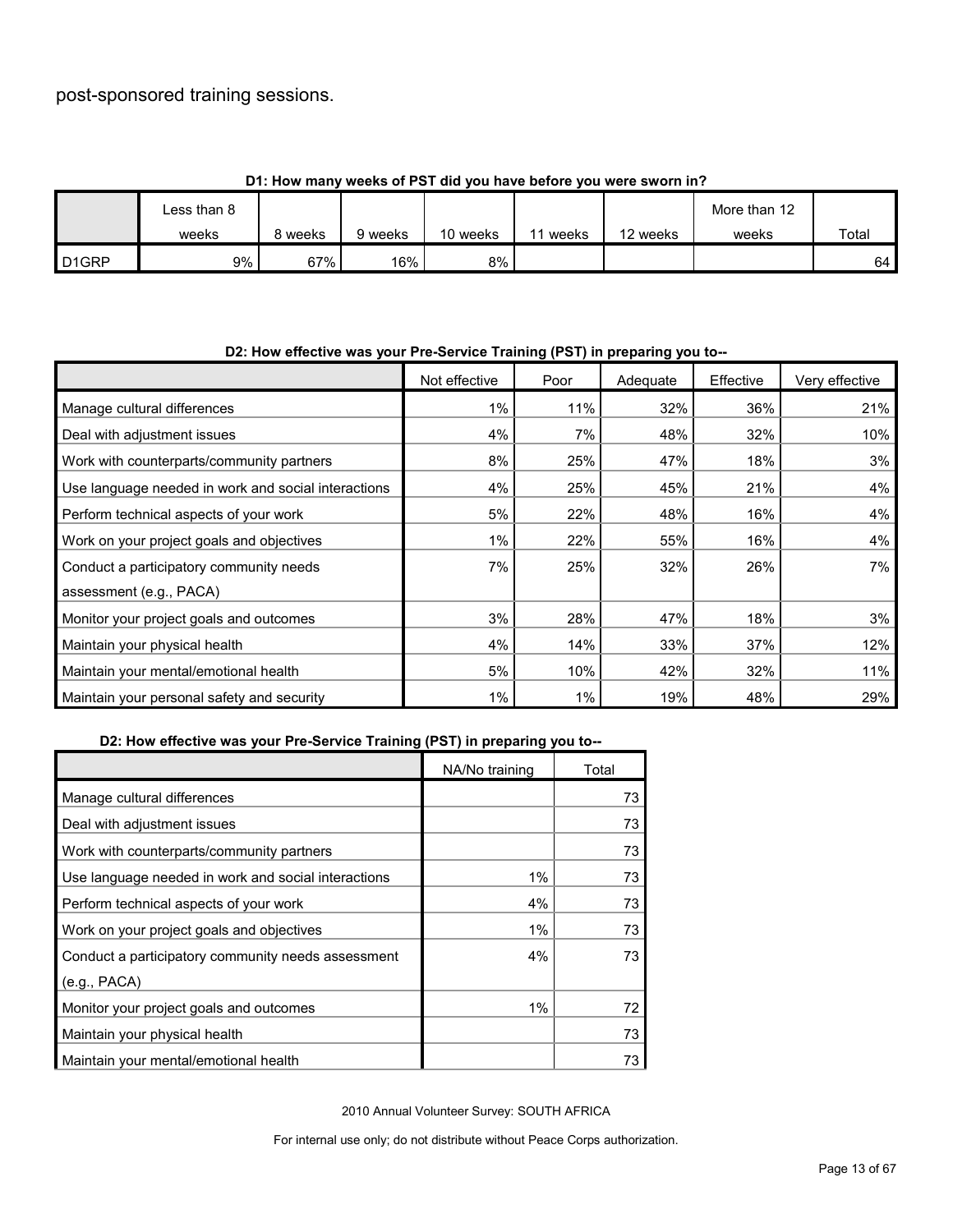post-sponsored training sessions.

**D1: How many weeks of PST did you have before you were sworn in?**

| | Less than 8 weeks | 8 weeks | 9 weeks | 10 weeks | 11 weeks | 12 weeks | More than 12 weeks | Total |
|---|---|---|---|---|---|---|---|---|
| D1GRP | 9% | 67% | 16% | 8% | | | | 64 |

**D2: How effective was your Pre-Service Training (PST) in preparing you to--**

| | Not effective | Poor | Adequate | Effective | Very effective |
|---|---|---|---|---|---|
| Manage cultural differences | 1% | 11% | 32% | 36% | 21% |
| Deal with adjustment issues | 4% | 7% | 48% | 32% | 10% |
| Work with counterparts/community partners | 8% | 25% | 47% | 18% | 3% |
| Use language needed in work and social interactions | 4% | 25% | 45% | 21% | 4% |
| Perform technical aspects of your work | 5% | 22% | 48% | 16% | 4% |
| Work on your project goals and objectives | 1% | 22% | 55% | 16% | 4% |
| Conduct a participatory community needs assessment (e.g., PACA) | 7% | 25% | 32% | 26% | 7% |
| Monitor your project goals and outcomes | 3% | 28% | 47% | 18% | 3% |
| Maintain your physical health | 4% | 14% | 33% | 37% | 12% |
| Maintain your mental/emotional health | 5% | 10% | 42% | 32% | 11% |
| Maintain your personal safety and security | 1% | 1% | 19% | 48% | 29% |

**D2: How effective was your Pre-Service Training (PST) in preparing you to--**

| | NA/No training | Total |
|---|---|---|
| Manage cultural differences | | 73 |
| Deal with adjustment issues | | 73 |
| Work with counterparts/community partners | | 73 |
| Use language needed in work and social interactions | 1% | 73 |
| Perform technical aspects of your work | 4% | 73 |
| Work on your project goals and objectives | 1% | 73 |
| Conduct a participatory community needs assessment (e.g., PACA) | 4% | 73 |
| Monitor your project goals and outcomes | 1% | 72 |
| Maintain your physical health | | 73 |
| Maintain your mental/emotional health | | 73 |

2010 Annual Volunteer Survey: SOUTH AFRICA

For internal use only; do not distribute without Peace Corps authorization.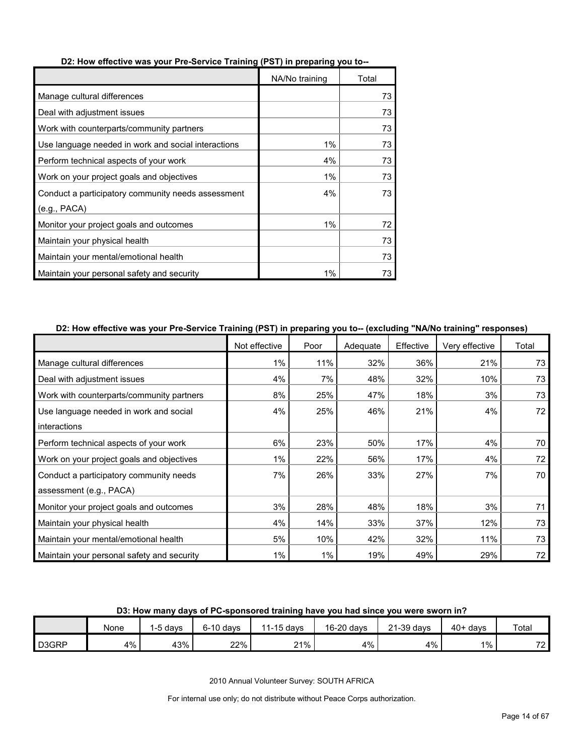### D2: How effective was your Pre-Service Training (PST) in preparing you to--

| | NA/No training | Total |
|---|---|---|
| Manage cultural differences | | 73 |
| Deal with adjustment issues | | 73 |
| Work with counterparts/community partners | | 73 |
| Use language needed in work and social interactions | 1% | 73 |
| Perform technical aspects of your work | 4% | 73 |
| Work on your project goals and objectives | 1% | 73 |
| Conduct a participatory community needs assessment (e.g., PACA) | 4% | 73 |
| Monitor your project goals and outcomes | 1% | 72 |
| Maintain your physical health | | 73 |
| Maintain your mental/emotional health | | 73 |
| Maintain your personal safety and security | 1% | 73 |

### D2: How effective was your Pre-Service Training (PST) in preparing you to-- (excluding "NA/No training" responses)

| | Not effective | Poor | Adequate | Effective | Very effective | Total |
|---|---|---|---|---|---|---|
| Manage cultural differences | 1% | 11% | 32% | 36% | 21% | 73 |
| Deal with adjustment issues | 4% | 7% | 48% | 32% | 10% | 73 |
| Work with counterparts/community partners | 8% | 25% | 47% | 18% | 3% | 73 |
| Use language needed in work and social interactions | 4% | 25% | 46% | 21% | 4% | 72 |
| Perform technical aspects of your work | 6% | 23% | 50% | 17% | 4% | 70 |
| Work on your project goals and objectives | 1% | 22% | 56% | 17% | 4% | 72 |
| Conduct a participatory community needs assessment (e.g., PACA) | 7% | 26% | 33% | 27% | 7% | 70 |
| Monitor your project goals and outcomes | 3% | 28% | 48% | 18% | 3% | 71 |
| Maintain your physical health | 4% | 14% | 33% | 37% | 12% | 73 |
| Maintain your mental/emotional health | 5% | 10% | 42% | 32% | 11% | 73 |
| Maintain your personal safety and security | 1% | 1% | 19% | 49% | 29% | 72 |

### D3: How many days of PC-sponsored training have you had since you were sworn in?

| | None | 1-5 days | 6-10 days | 11-15 days | 16-20 days | 21-39 days | 40+ days | Total |
|---|---|---|---|---|---|---|---|---|
| D3GRP | 4% | 43% | 22% | 21% | 4% | 4% | 1% | 72 |

2010 Annual Volunteer Survey: SOUTH AFRICA

For internal use only; do not distribute without Peace Corps authorization.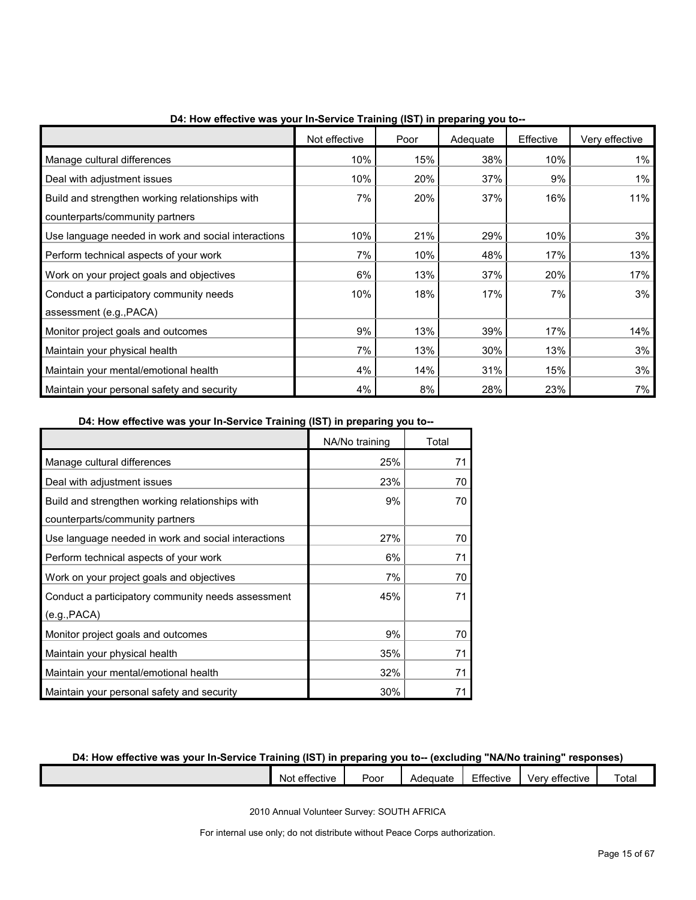**D4: How effective was your In-Service Training (IST) in preparing you to--**

| | Not effective | Poor | Adequate | Effective | Very effective |
|---|---|---|---|---|---|
| Manage cultural differences | 10% | 15% | 38% | 10% | 1% |
| Deal with adjustment issues | 10% | 20% | 37% | 9% | 1% |
| Build and strengthen working relationships with counterparts/community partners | 7% | 20% | 37% | 16% | 11% |
| Use language needed in work and social interactions | 10% | 21% | 29% | 10% | 3% |
| Perform technical aspects of your work | 7% | 10% | 48% | 17% | 13% |
| Work on your project goals and objectives | 6% | 13% | 37% | 20% | 17% |
| Conduct a participatory community needs assessment (e.g.,PACA) | 10% | 18% | 17% | 7% | 3% |
| Monitor project goals and outcomes | 9% | 13% | 39% | 17% | 14% |
| Maintain your physical health | 7% | 13% | 30% | 13% | 3% |
| Maintain your mental/emotional health | 4% | 14% | 31% | 15% | 3% |
| Maintain your personal safety and security | 4% | 8% | 28% | 23% | 7% |

**D4: How effective was your In-Service Training (IST) in preparing you to--**

| | NA/No training | Total |
|---|---|---|
| Manage cultural differences | 25% | 71 |
| Deal with adjustment issues | 23% | 70 |
| Build and strengthen working relationships with counterparts/community partners | 9% | 70 |
| Use language needed in work and social interactions | 27% | 70 |
| Perform technical aspects of your work | 6% | 71 |
| Work on your project goals and objectives | 7% | 70 |
| Conduct a participatory community needs assessment (e.g.,PACA) | 45% | 71 |
| Monitor project goals and outcomes | 9% | 70 |
| Maintain your physical health | 35% | 71 |
| Maintain your mental/emotional health | 32% | 71 |
| Maintain your personal safety and security | 30% | 71 |

**D4: How effective was your In-Service Training (IST) in preparing you to-- (excluding "NA/No training" responses)**

| | Not effective | Poor | Adequate | Effective | Very effective | Total |
|---|---|---|---|---|---|---|

2010 Annual Volunteer Survey: SOUTH AFRICA

For internal use only; do not distribute without Peace Corps authorization.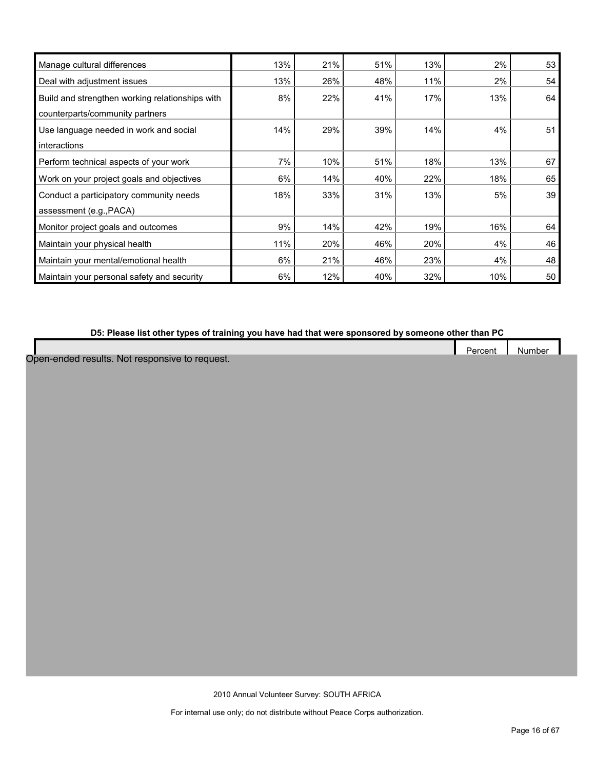| | | | | | | |
|---|---|---|---|---|---|---|
| Manage cultural differences | 13% | 21% | 51% | 13% | 2% | 53 |
| Deal with adjustment issues | 13% | 26% | 48% | 11% | 2% | 54 |
| Build and strengthen working relationships with counterparts/community partners | 8% | 22% | 41% | 17% | 13% | 64 |
| Use language needed in work and social interactions | 14% | 29% | 39% | 14% | 4% | 51 |
| Perform technical aspects of your work | 7% | 10% | 51% | 18% | 13% | 67 |
| Work on your project goals and objectives | 6% | 14% | 40% | 22% | 18% | 65 |
| Conduct a participatory community needs assessment (e.g.,PACA) | 18% | 33% | 31% | 13% | 5% | 39 |
| Monitor project goals and outcomes | 9% | 14% | 42% | 19% | 16% | 64 |
| Maintain your physical health | 11% | 20% | 46% | 20% | 4% | 46 |
| Maintain your mental/emotional health | 6% | 21% | 46% | 23% | 4% | 48 |
| Maintain your personal safety and security | 6% | 12% | 40% | 32% | 10% | 50 |

**D5: Please list other types of training you have had that were sponsored by someone other than PC**

| | Percent | Number |
|---|---|---|

Open-ended results. Not responsive to request.

2010 Annual Volunteer Survey: SOUTH AFRICA

For internal use only; do not distribute without Peace Corps authorization.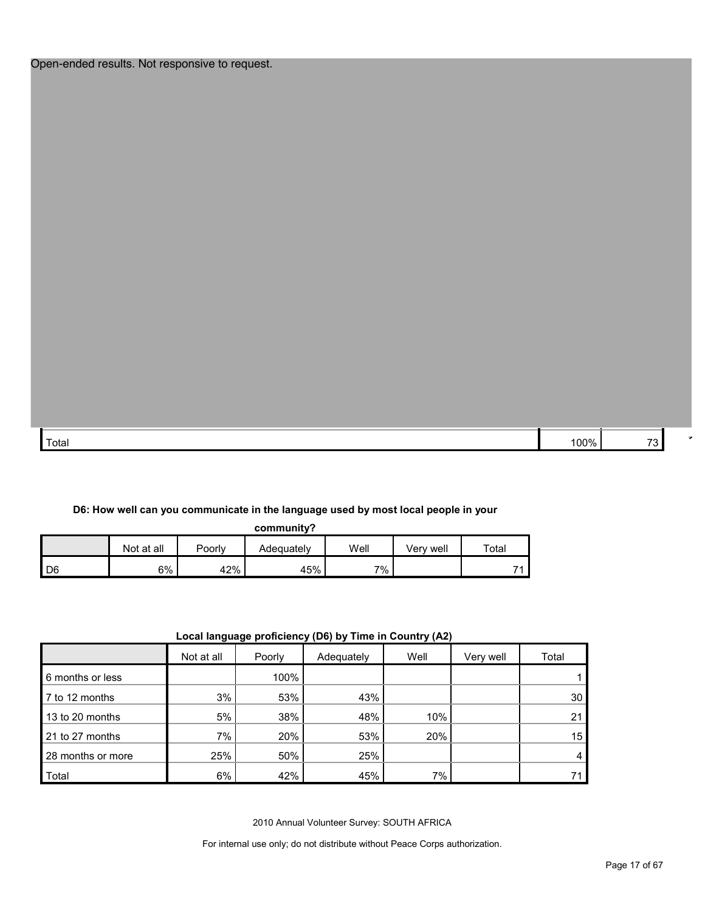Open-ended results. Not responsive to request.

| | | |
|---|---|---|
| Total | 100% | 73 |

**D6: How well can you communicate in the language used by most local people in your community?**

| | Not at all | Poorly | Adequately | Well | Very well | Total |
|---|---|---|---|---|---|---|
| D6 | 6% | 42% | 45% | 7% | | 71 |

**Local language proficiency (D6) by Time in Country (A2)**

| | Not at all | Poorly | Adequately | Well | Very well | Total |
|---|---|---|---|---|---|---|
| 6 months or less | | 100% | | | | 1 |
| 7 to 12 months | 3% | 53% | 43% | | | 30 |
| 13 to 20 months | 5% | 38% | 48% | 10% | | 21 |
| 21 to 27 months | 7% | 20% | 53% | 20% | | 15 |
| 28 months or more | 25% | 50% | 25% | | | 4 |
| Total | 6% | 42% | 45% | 7% | | 71 |

2010 Annual Volunteer Survey: SOUTH AFRICA

For internal use only; do not distribute without Peace Corps authorization.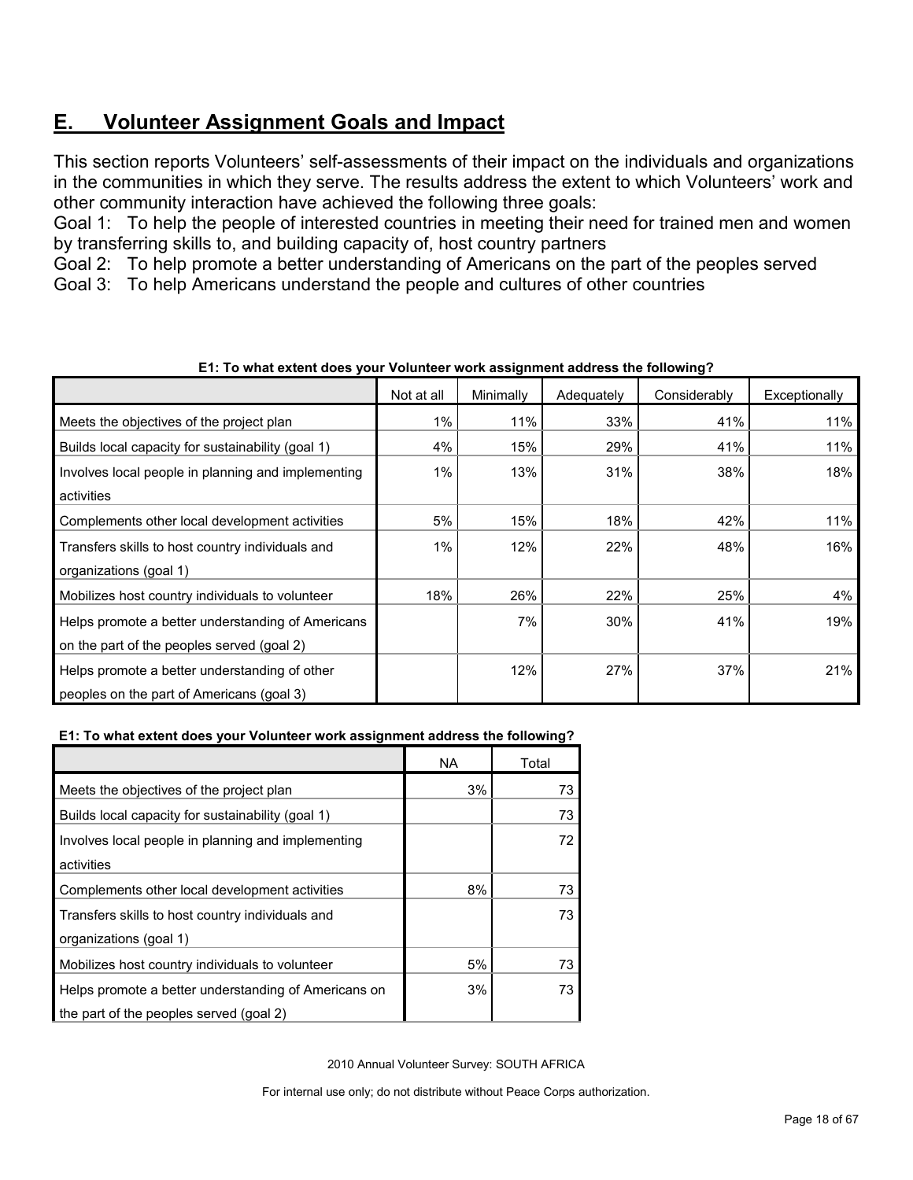## E. Volunteer Assignment Goals and Impact

This section reports Volunteers' self-assessments of their impact on the individuals and organizations in the communities in which they serve. The results address the extent to which Volunteers' work and other community interaction have achieved the following three goals:

Goal 1: To help the people of interested countries in meeting their need for trained men and women by transferring skills to, and building capacity of, host country partners

Goal 2: To help promote a better understanding of Americans on the part of the peoples served

Goal 3: To help Americans understand the people and cultures of other countries

**E1: To what extent does your Volunteer work assignment address the following?**

| | Not at all | Minimally | Adequately | Considerably | Exceptionally |
|---|---|---|---|---|---|
| Meets the objectives of the project plan | 1% | 11% | 33% | 41% | 11% |
| Builds local capacity for sustainability (goal 1) | 4% | 15% | 29% | 41% | 11% |
| Involves local people in planning and implementing activities | 1% | 13% | 31% | 38% | 18% |
| Complements other local development activities | 5% | 15% | 18% | 42% | 11% |
| Transfers skills to host country individuals and organizations (goal 1) | 1% | 12% | 22% | 48% | 16% |
| Mobilizes host country individuals to volunteer | 18% | 26% | 22% | 25% | 4% |
| Helps promote a better understanding of Americans on the part of the peoples served (goal 2) | | 7% | 30% | 41% | 19% |
| Helps promote a better understanding of other peoples on the part of Americans (goal 3) | | 12% | 27% | 37% | 21% |

**E1: To what extent does your Volunteer work assignment address the following?**

| | NA | Total |
|---|---|---|
| Meets the objectives of the project plan | 3% | 73 |
| Builds local capacity for sustainability (goal 1) | | 73 |
| Involves local people in planning and implementing activities | | 72 |
| Complements other local development activities | 8% | 73 |
| Transfers skills to host country individuals and organizations (goal 1) | | 73 |
| Mobilizes host country individuals to volunteer | 5% | 73 |
| Helps promote a better understanding of Americans on the part of the peoples served (goal 2) | 3% | 73 |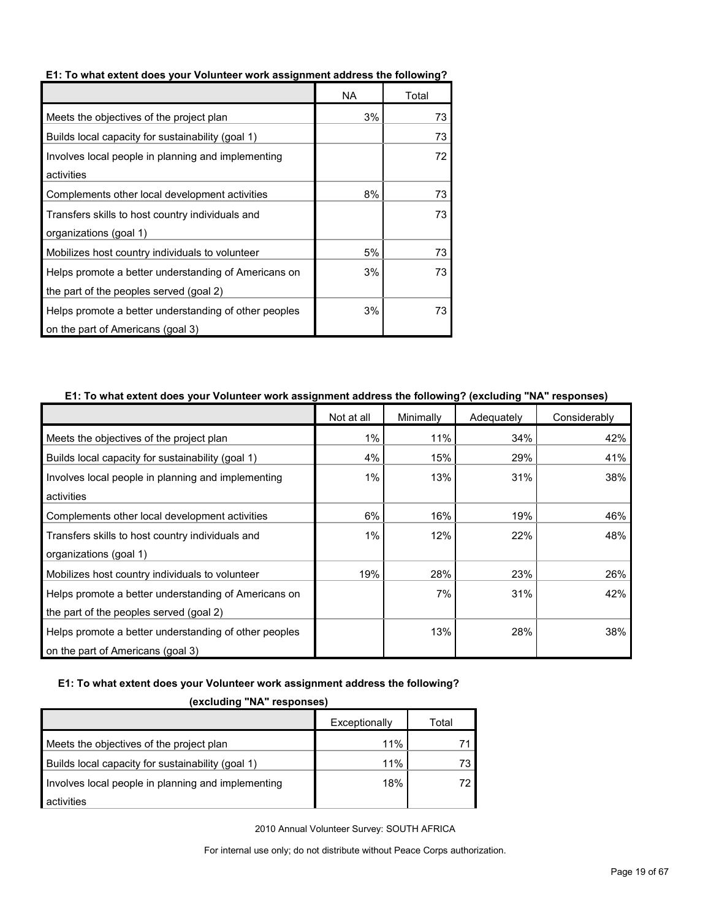**E1: To what extent does your Volunteer work assignment address the following?**

| | NA | Total |
|---|---|---|
| Meets the objectives of the project plan | 3% | 73 |
| Builds local capacity for sustainability (goal 1) | | 73 |
| Involves local people in planning and implementing activities | | 72 |
| Complements other local development activities | 8% | 73 |
| Transfers skills to host country individuals and organizations (goal 1) | | 73 |
| Mobilizes host country individuals to volunteer | 5% | 73 |
| Helps promote a better understanding of Americans on the part of the peoples served (goal 2) | 3% | 73 |
| Helps promote a better understanding of other peoples on the part of Americans (goal 3) | 3% | 73 |

**E1: To what extent does your Volunteer work assignment address the following? (excluding "NA" responses)**

| | Not at all | Minimally | Adequately | Considerably |
|---|---|---|---|---|
| Meets the objectives of the project plan | 1% | 11% | 34% | 42% |
| Builds local capacity for sustainability (goal 1) | 4% | 15% | 29% | 41% |
| Involves local people in planning and implementing activities | 1% | 13% | 31% | 38% |
| Complements other local development activities | 6% | 16% | 19% | 46% |
| Transfers skills to host country individuals and organizations (goal 1) | 1% | 12% | 22% | 48% |
| Mobilizes host country individuals to volunteer | 19% | 28% | 23% | 26% |
| Helps promote a better understanding of Americans on the part of the peoples served (goal 2) | | 7% | 31% | 42% |
| Helps promote a better understanding of other peoples on the part of Americans (goal 3) | | 13% | 28% | 38% |

**E1: To what extent does your Volunteer work assignment address the following? (excluding "NA" responses)**

| | Exceptionally | Total |
|---|---|---|
| Meets the objectives of the project plan | 11% | 71 |
| Builds local capacity for sustainability (goal 1) | 11% | 73 |
| Involves local people in planning and implementing activities | 18% | 72 |

2010 Annual Volunteer Survey: SOUTH AFRICA

For internal use only; do not distribute without Peace Corps authorization.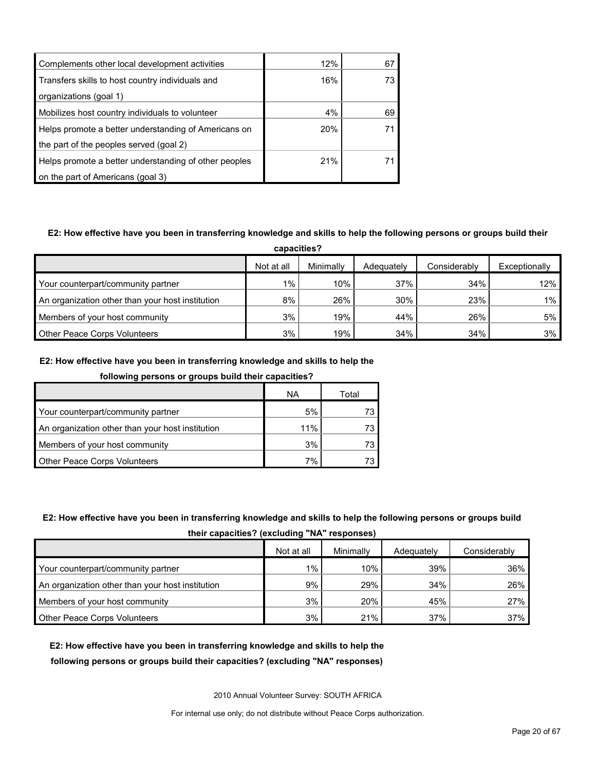| | | |
|---|---|---|
| Complements other local development activities | 12% | 67 |
| Transfers skills to host country individuals and organizations (goal 1) | 16% | 73 |
| Mobilizes host country individuals to volunteer | 4% | 69 |
| Helps promote a better understanding of Americans on the part of the peoples served (goal 2) | 20% | 71 |
| Helps promote a better understanding of other peoples on the part of Americans (goal 3) | 21% | 71 |

**E2: How effective have you been in transferring knowledge and skills to help the following persons or groups build their capacities?**

| | Not at all | Minimally | Adequately | Considerably | Exceptionally |
|---|---|---|---|---|---|
| Your counterpart/community partner | 1% | 10% | 37% | 34% | 12% |
| An organization other than your host institution | 8% | 26% | 30% | 23% | 1% |
| Members of your host community | 3% | 19% | 44% | 26% | 5% |
| Other Peace Corps Volunteers | 3% | 19% | 34% | 34% | 3% |

**E2: How effective have you been in transferring knowledge and skills to help the following persons or groups build their capacities?**

| | NA | Total |
|---|---|---|
| Your counterpart/community partner | 5% | 73 |
| An organization other than your host institution | 11% | 73 |
| Members of your host community | 3% | 73 |
| Other Peace Corps Volunteers | 7% | 73 |

**E2: How effective have you been in transferring knowledge and skills to help the following persons or groups build their capacities? (excluding "NA" responses)**

| | Not at all | Minimally | Adequately | Considerably |
|---|---|---|---|---|
| Your counterpart/community partner | 1% | 10% | 39% | 36% |
| An organization other than your host institution | 9% | 29% | 34% | 26% |
| Members of your host community | 3% | 20% | 45% | 27% |
| Other Peace Corps Volunteers | 3% | 21% | 37% | 37% |

**E2: How effective have you been in transferring knowledge and skills to help the following persons or groups build their capacities? (excluding "NA" responses)**

2010 Annual Volunteer Survey: SOUTH AFRICA

For internal use only; do not distribute without Peace Corps authorization.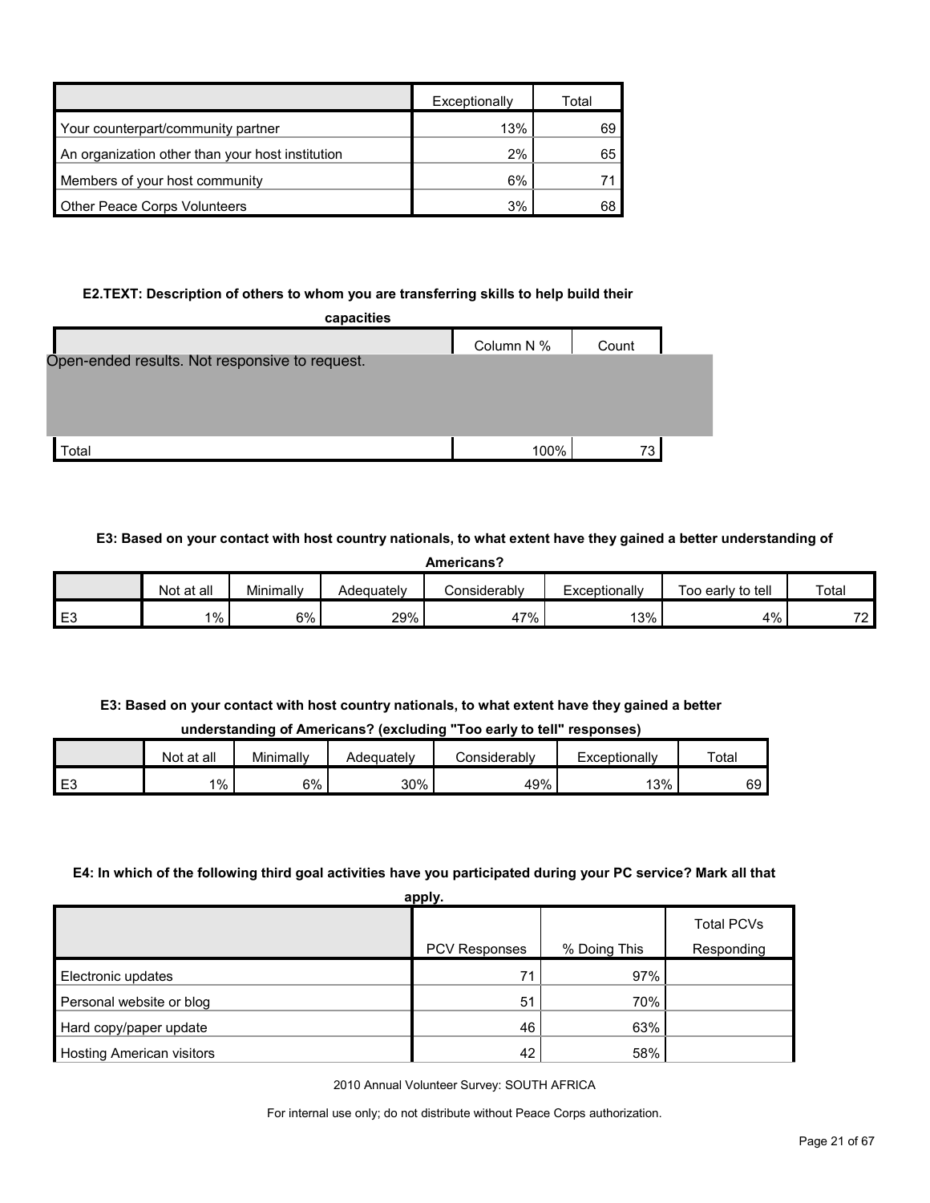| | Exceptionally | Total |
|---|---|---|
| Your counterpart/community partner | 13% | 69 |
| An organization other than your host institution | 2% | 65 |
| Members of your host community | 6% | 71 |
| Other Peace Corps Volunteers | 3% | 68 |

**E2.TEXT: Description of others to whom you are transferring skills to help build their capacities**

| | Column N % | Count |
|---|---|---|
| Open-ended results. Not responsive to request. | | |
| Total | 100% | 73 |

**E3: Based on your contact with host country nationals, to what extent have they gained a better understanding of Americans?**

| | Not at all | Minimally | Adequately | Considerably | Exceptionally | Too early to tell | Total |
|---|---|---|---|---|---|---|---|
| E3 | 1% | 6% | 29% | 47% | 13% | 4% | 72 |

**E3: Based on your contact with host country nationals, to what extent have they gained a better understanding of Americans? (excluding "Too early to tell" responses)**

| | Not at all | Minimally | Adequately | Considerably | Exceptionally | Total |
|---|---|---|---|---|---|---|
| E3 | 1% | 6% | 30% | 49% | 13% | 69 |

**E4: In which of the following third goal activities have you participated during your PC service? Mark all that apply.**

| | PCV Responses | % Doing This | Total PCVs Responding |
|---|---|---|---|
| Electronic updates | 71 | 97% | |
| Personal website or blog | 51 | 70% | |
| Hard copy/paper update | 46 | 63% | |
| Hosting American visitors | 42 | 58% | |

2010 Annual Volunteer Survey: SOUTH AFRICA

For internal use only; do not distribute without Peace Corps authorization.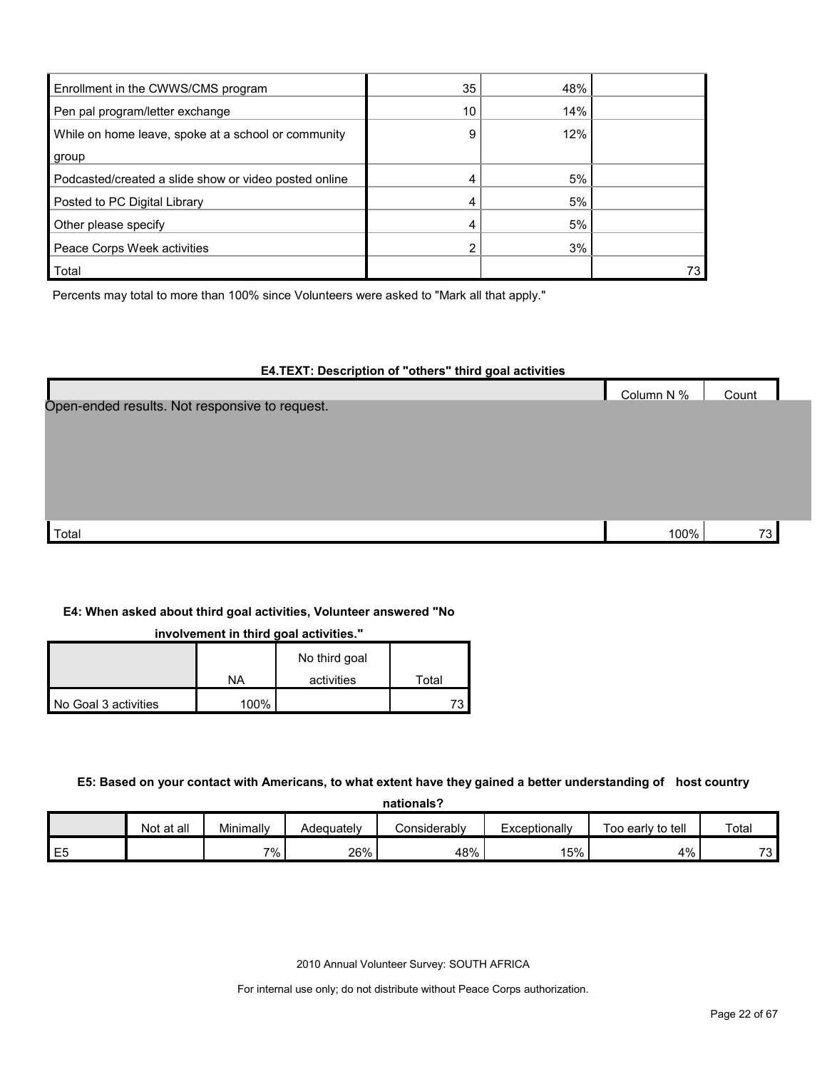| | | | |
|---|---|---|---|
| Enrollment in the CWWS/CMS program | 35 | 48% | |
| Pen pal program/letter exchange | 10 | 14% | |
| While on home leave, spoke at a school or community group | 9 | 12% | |
| Podcasted/created a slide show or video posted online | 4 | 5% | |
| Posted to PC Digital Library | 4 | 5% | |
| Other please specify | 4 | 5% | |
| Peace Corps Week activities | 2 | 3% | |
| Total | | | 73 |

Percents may total to more than 100% since Volunteers were asked to "Mark all that apply."

**E4.TEXT: Description of "others" third goal activities**

| | Column N % | Count |
|---|---|---|
| Open-ended results. Not responsive to request. | | |
| Total | 100% | 73 |

**E4: When asked about third goal activities, Volunteer answered "No involvement in third goal activities."**

| | NA | No third goal activities | Total |
|---|---|---|---|
| No Goal 3 activities | 100% | | 73 |

**E5: Based on your contact with Americans, to what extent have they gained a better understanding of host country nationals?**

| | Not at all | Minimally | Adequately | Considerably | Exceptionally | Too early to tell | Total |
|---|---|---|---|---|---|---|---|
| E5 | | 7% | 26% | 48% | 15% | 4% | 73 |

2010 Annual Volunteer Survey: SOUTH AFRICA

For internal use only; do not distribute without Peace Corps authorization.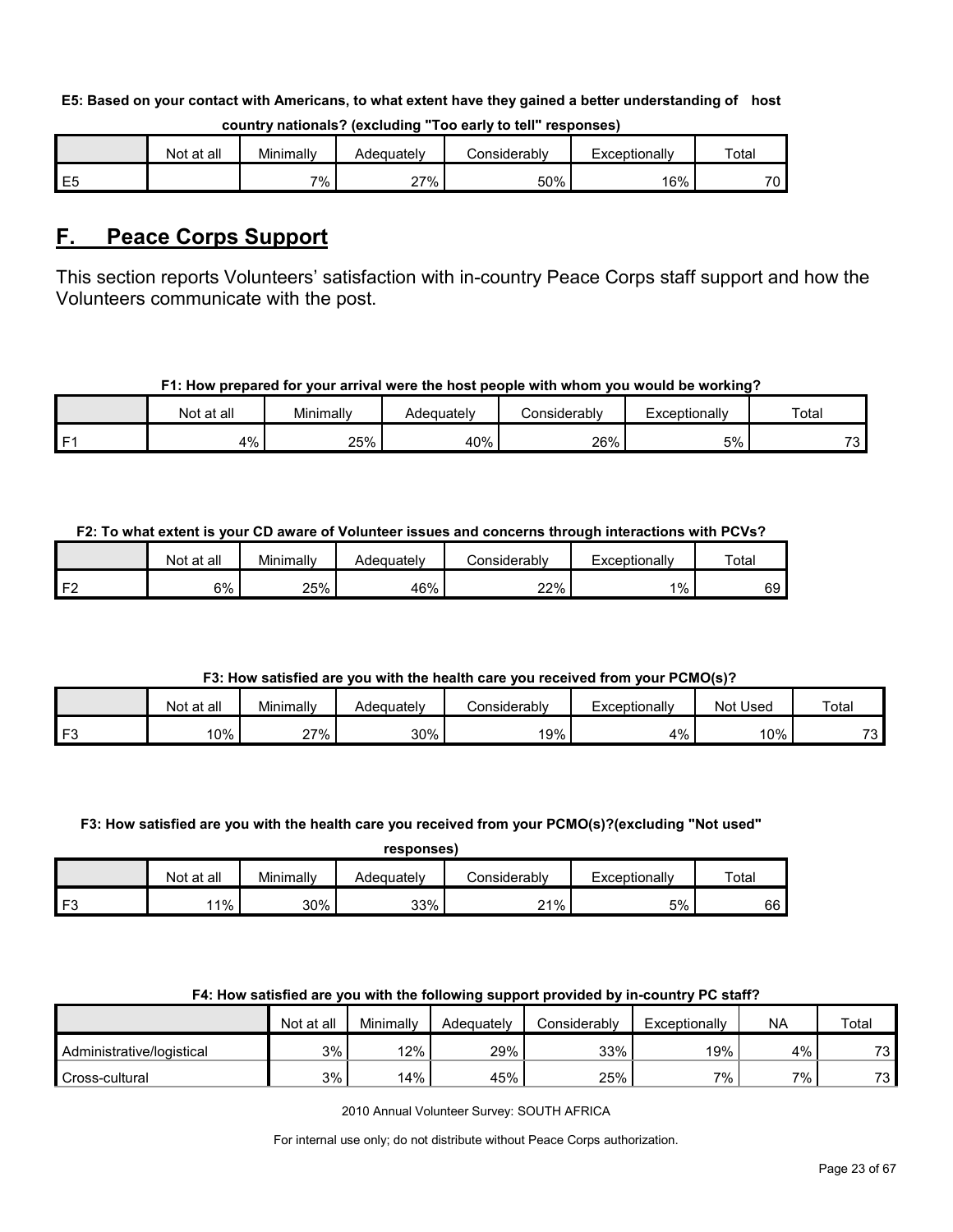**E5: Based on your contact with Americans, to what extent have they gained a better understanding of host country nationals? (excluding "Too early to tell" responses)**

| | Not at all | Minimally | Adequately | Considerably | Exceptionally | Total |
|---|---|---|---|---|---|---|
| E5 | | 7% | 27% | 50% | 16% | 70 |

## F. Peace Corps Support

This section reports Volunteers' satisfaction with in-country Peace Corps staff support and how the Volunteers communicate with the post.

**F1: How prepared for your arrival were the host people with whom you would be working?**

| | Not at all | Minimally | Adequately | Considerably | Exceptionally | Total |
|---|---|---|---|---|---|---|
| F1 | 4% | 25% | 40% | 26% | 5% | 73 |

**F2: To what extent is your CD aware of Volunteer issues and concerns through interactions with PCVs?**

| | Not at all | Minimally | Adequately | Considerably | Exceptionally | Total |
|---|---|---|---|---|---|---|
| F2 | 6% | 25% | 46% | 22% | 1% | 69 |

**F3: How satisfied are you with the health care you received from your PCMO(s)?**

| | Not at all | Minimally | Adequately | Considerably | Exceptionally | Not Used | Total |
|---|---|---|---|---|---|---|---|
| F3 | 10% | 27% | 30% | 19% | 4% | 10% | 73 |

**F3: How satisfied are you with the health care you received from your PCMO(s)?(excluding "Not used" responses)**

| | Not at all | Minimally | Adequately | Considerably | Exceptionally | Total |
|---|---|---|---|---|---|---|
| F3 | 11% | 30% | 33% | 21% | 5% | 66 |

**F4: How satisfied are you with the following support provided by in-country PC staff?**

| | Not at all | Minimally | Adequately | Considerably | Exceptionally | NA | Total |
|---|---|---|---|---|---|---|---|
| Administrative/logistical | 3% | 12% | 29% | 33% | 19% | 4% | 73 |
| Cross-cultural | 3% | 14% | 45% | 25% | 7% | 7% | 73 |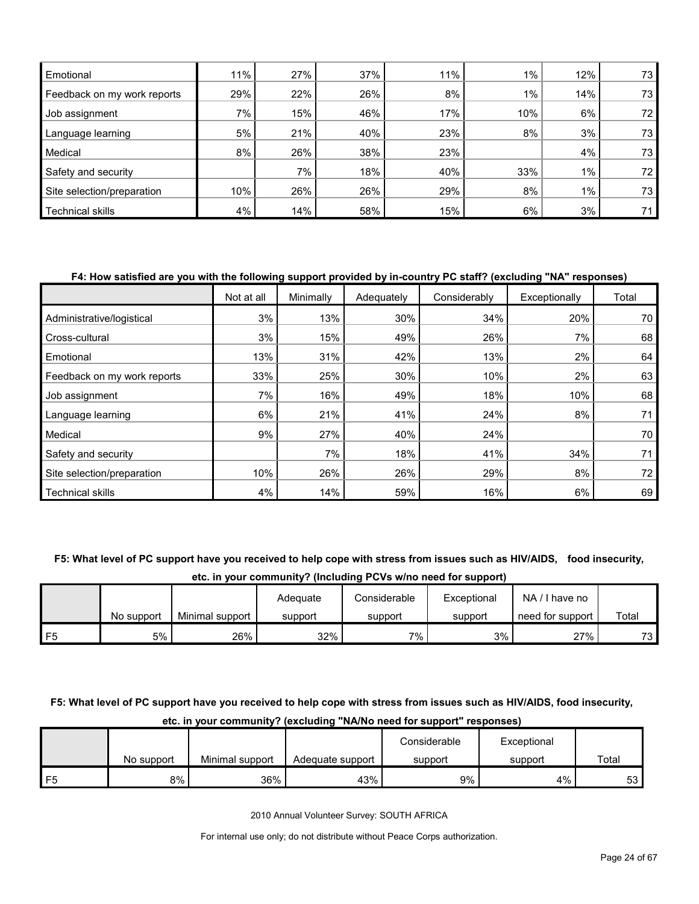| | | | | | | | |
|---|---|---|---|---|---|---|---|
| Emotional | 11% | 27% | 37% | 11% | 1% | 12% | 73 |
| Feedback on my work reports | 29% | 22% | 26% | 8% | 1% | 14% | 73 |
| Job assignment | 7% | 15% | 46% | 17% | 10% | 6% | 72 |
| Language learning | 5% | 21% | 40% | 23% | 8% | 3% | 73 |
| Medical | 8% | 26% | 38% | 23% | | 4% | 73 |
| Safety and security | | 7% | 18% | 40% | 33% | 1% | 72 |
| Site selection/preparation | 10% | 26% | 26% | 29% | 8% | 1% | 73 |
| Technical skills | 4% | 14% | 58% | 15% | 6% | 3% | 71 |

**F4: How satisfied are you with the following support provided by in-country PC staff? (excluding "NA" responses)**

| | Not at all | Minimally | Adequately | Considerably | Exceptionally | Total |
|---|---|---|---|---|---|---|
| Administrative/logistical | 3% | 13% | 30% | 34% | 20% | 70 |
| Cross-cultural | 3% | 15% | 49% | 26% | 7% | 68 |
| Emotional | 13% | 31% | 42% | 13% | 2% | 64 |
| Feedback on my work reports | 33% | 25% | 30% | 10% | 2% | 63 |
| Job assignment | 7% | 16% | 49% | 18% | 10% | 68 |
| Language learning | 6% | 21% | 41% | 24% | 8% | 71 |
| Medical | 9% | 27% | 40% | 24% | | 70 |
| Safety and security | | 7% | 18% | 41% | 34% | 71 |
| Site selection/preparation | 10% | 26% | 26% | 29% | 8% | 72 |
| Technical skills | 4% | 14% | 59% | 16% | 6% | 69 |

**F5: What level of PC support have you received to help cope with stress from issues such as HIV/AIDS, food insecurity, etc. in your community? (Including PCVs w/no need for support)**

| | No support | Minimal support | Adequate support | Considerable support | Exceptional support | NA / I have no need for support | Total |
|---|---|---|---|---|---|---|---|
| F5 | 5% | 26% | 32% | 7% | 3% | 27% | 73 |

**F5: What level of PC support have you received to help cope with stress from issues such as HIV/AIDS, food insecurity, etc. in your community? (excluding "NA/No need for support" responses)**

| | No support | Minimal support | Adequate support | Considerable support | Exceptional support | Total |
|---|---|---|---|---|---|---|
| F5 | 8% | 36% | 43% | 9% | 4% | 53 |

2010 Annual Volunteer Survey: SOUTH AFRICA

For internal use only; do not distribute without Peace Corps authorization.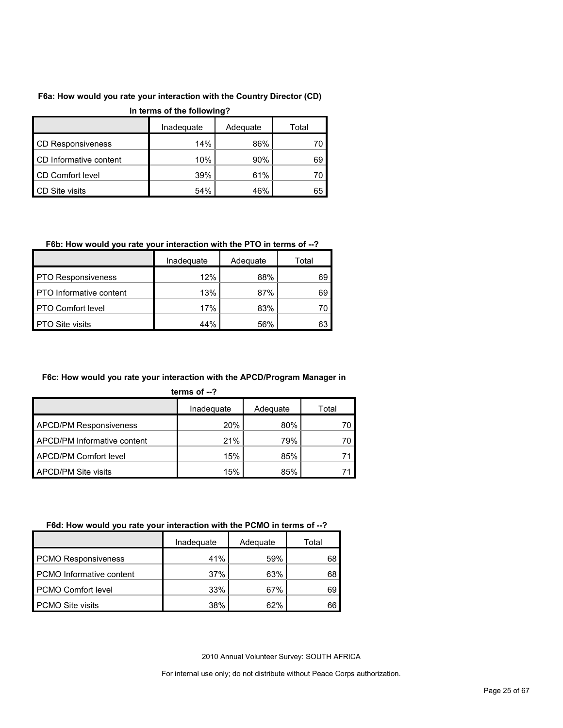**F6a: How would you rate your interaction with the Country Director (CD) in terms of the following?**

| | Inadequate | Adequate | Total |
|---|---|---|---|
| CD Responsiveness | 14% | 86% | 70 |
| CD Informative content | 10% | 90% | 69 |
| CD Comfort level | 39% | 61% | 70 |
| CD Site visits | 54% | 46% | 65 |

**F6b: How would you rate your interaction with the PTO in terms of --?**

| | Inadequate | Adequate | Total |
|---|---|---|---|
| PTO Responsiveness | 12% | 88% | 69 |
| PTO Informative content | 13% | 87% | 69 |
| PTO Comfort level | 17% | 83% | 70 |
| PTO Site visits | 44% | 56% | 63 |

**F6c: How would you rate your interaction with the APCD/Program Manager in terms of --?**

| | Inadequate | Adequate | Total |
|---|---|---|---|
| APCD/PM Responsiveness | 20% | 80% | 70 |
| APCD/PM Informative content | 21% | 79% | 70 |
| APCD/PM Comfort level | 15% | 85% | 71 |
| APCD/PM Site visits | 15% | 85% | 71 |

**F6d: How would you rate your interaction with the PCMO in terms of --?**

| | Inadequate | Adequate | Total |
|---|---|---|---|
| PCMO Responsiveness | 41% | 59% | 68 |
| PCMO Informative content | 37% | 63% | 68 |
| PCMO Comfort level | 33% | 67% | 69 |
| PCMO Site visits | 38% | 62% | 66 |

2010 Annual Volunteer Survey: SOUTH AFRICA

For internal use only; do not distribute without Peace Corps authorization.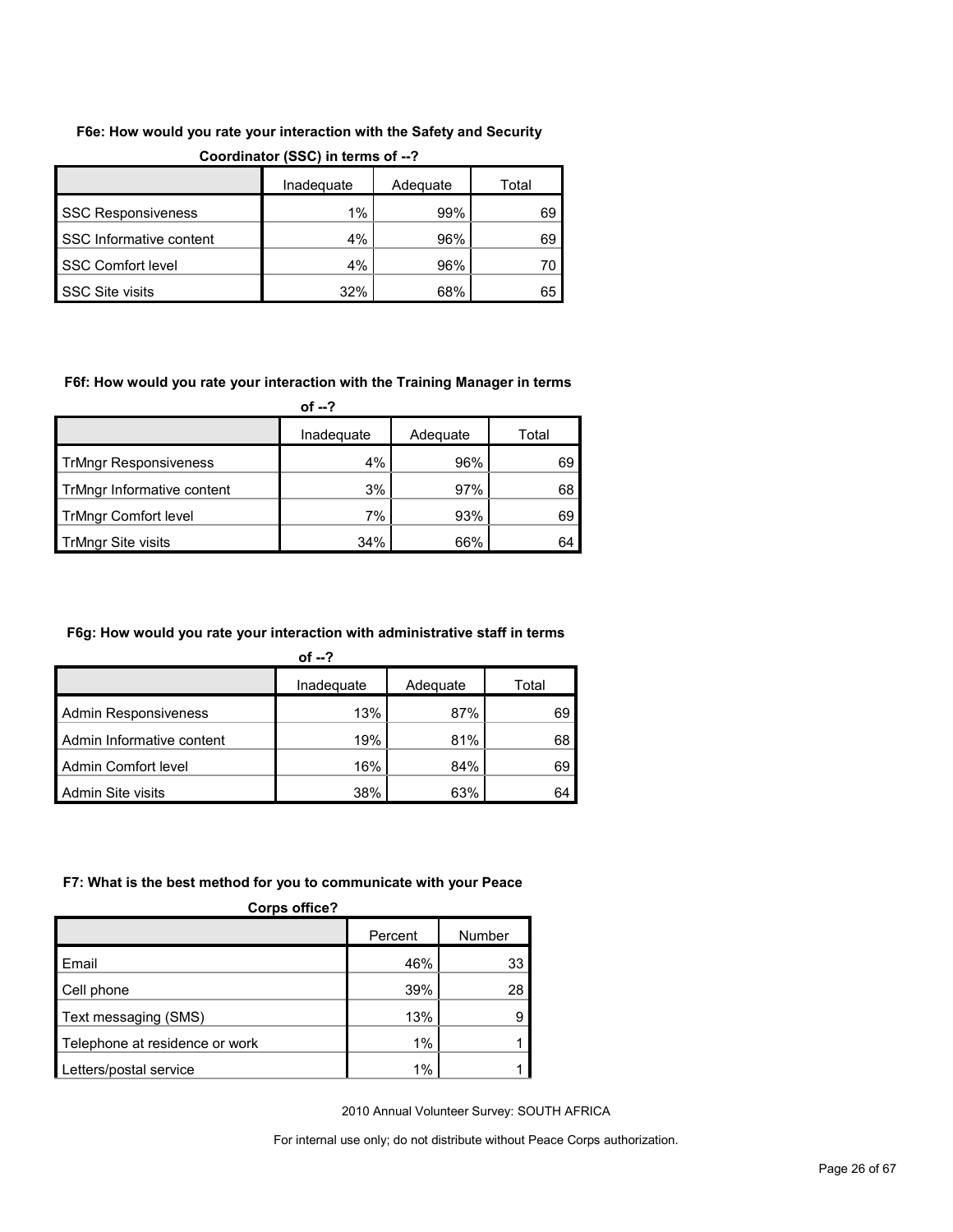**F6e: How would you rate your interaction with the Safety and Security Coordinator (SSC) in terms of --?**

| | Inadequate | Adequate | Total |
|---|---|---|---|
| SSC Responsiveness | 1% | 99% | 69 |
| SSC Informative content | 4% | 96% | 69 |
| SSC Comfort level | 4% | 96% | 70 |
| SSC Site visits | 32% | 68% | 65 |

**F6f: How would you rate your interaction with the Training Manager in terms of --?**

| | Inadequate | Adequate | Total |
|---|---|---|---|
| TrMngr Responsiveness | 4% | 96% | 69 |
| TrMngr Informative content | 3% | 97% | 68 |
| TrMngr Comfort level | 7% | 93% | 69 |
| TrMngr Site visits | 34% | 66% | 64 |

**F6g: How would you rate your interaction with administrative staff in terms of --?**

| | Inadequate | Adequate | Total |
|---|---|---|---|
| Admin Responsiveness | 13% | 87% | 69 |
| Admin Informative content | 19% | 81% | 68 |
| Admin Comfort level | 16% | 84% | 69 |
| Admin Site visits | 38% | 63% | 64 |

**F7: What is the best method for you to communicate with your Peace Corps office?**

| | Percent | Number |
|---|---|---|
| Email | 46% | 33 |
| Cell phone | 39% | 28 |
| Text messaging (SMS) | 13% | 9 |
| Telephone at residence or work | 1% | 1 |
| Letters/postal service | 1% | 1 |

2010 Annual Volunteer Survey: SOUTH AFRICA

For internal use only; do not distribute without Peace Corps authorization.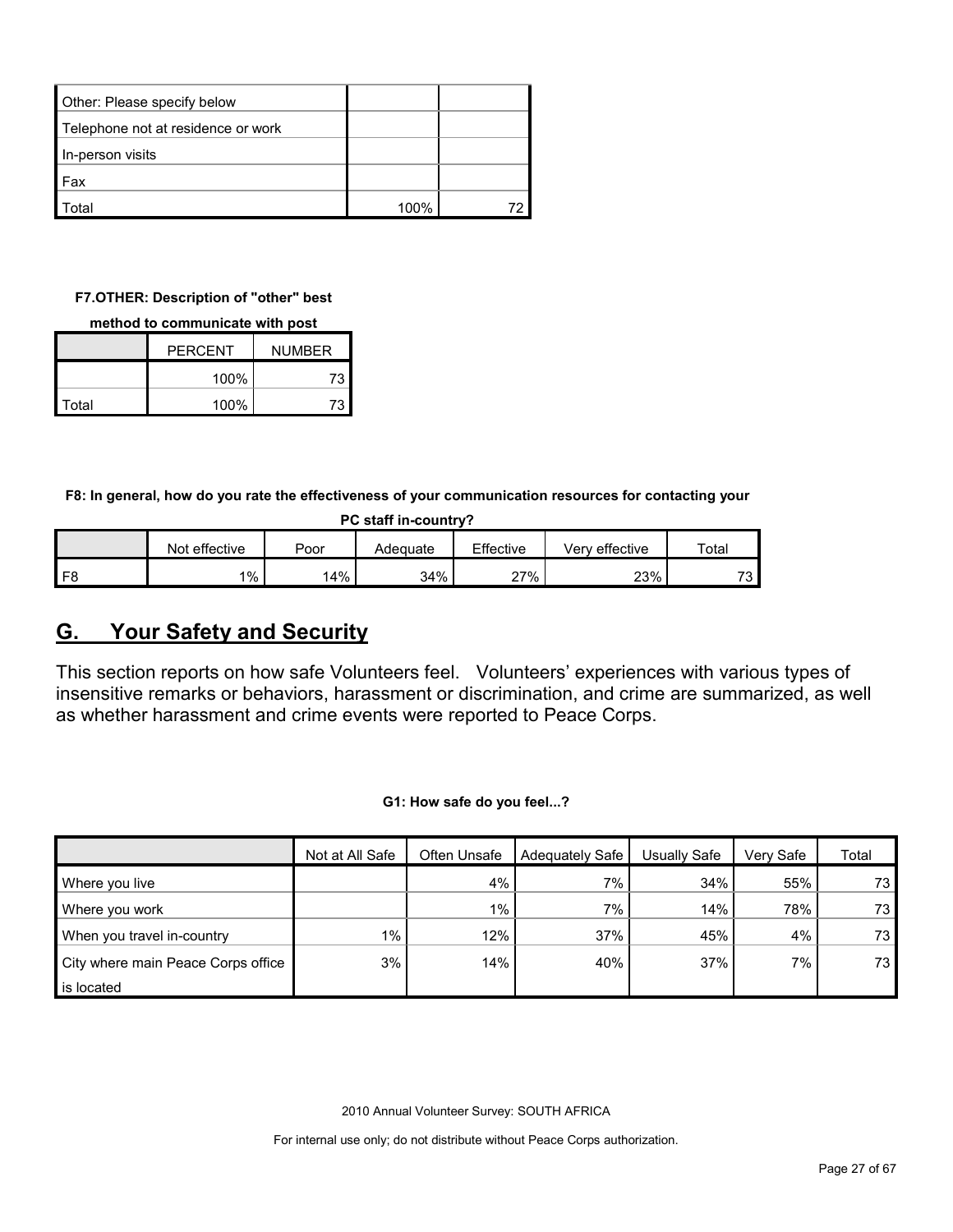| | | |
|---|---|---|
| Other: Please specify below | | |
| Telephone not at residence or work | | |
| In-person visits | | |
| Fax | | |
| Total | 100% | 72 |

**F7.OTHER: Description of "other" best method to communicate with post**

| | PERCENT | NUMBER |
|---|---|---|
| | 100% | 73 |
| Total | 100% | 73 |

**F8: In general, how do you rate the effectiveness of your communication resources for contacting your PC staff in-country?**

| | Not effective | Poor | Adequate | Effective | Very effective | Total |
|---|---|---|---|---|---|---|
| F8 | 1% | 14% | 34% | 27% | 23% | 73 |

## G. Your Safety and Security

This section reports on how safe Volunteers feel. Volunteers' experiences with various types of insensitive remarks or behaviors, harassment or discrimination, and crime are summarized, as well as whether harassment and crime events were reported to Peace Corps.

**G1: How safe do you feel...?**

| | Not at All Safe | Often Unsafe | Adequately Safe | Usually Safe | Very Safe | Total |
|---|---|---|---|---|---|---|
| Where you live | | 4% | 7% | 34% | 55% | 73 |
| Where you work | | 1% | 7% | 14% | 78% | 73 |
| When you travel in-country | 1% | 12% | 37% | 45% | 4% | 73 |
| City where main Peace Corps office is located | 3% | 14% | 40% | 37% | 7% | 73 |

2010 Annual Volunteer Survey: SOUTH AFRICA

For internal use only; do not distribute without Peace Corps authorization.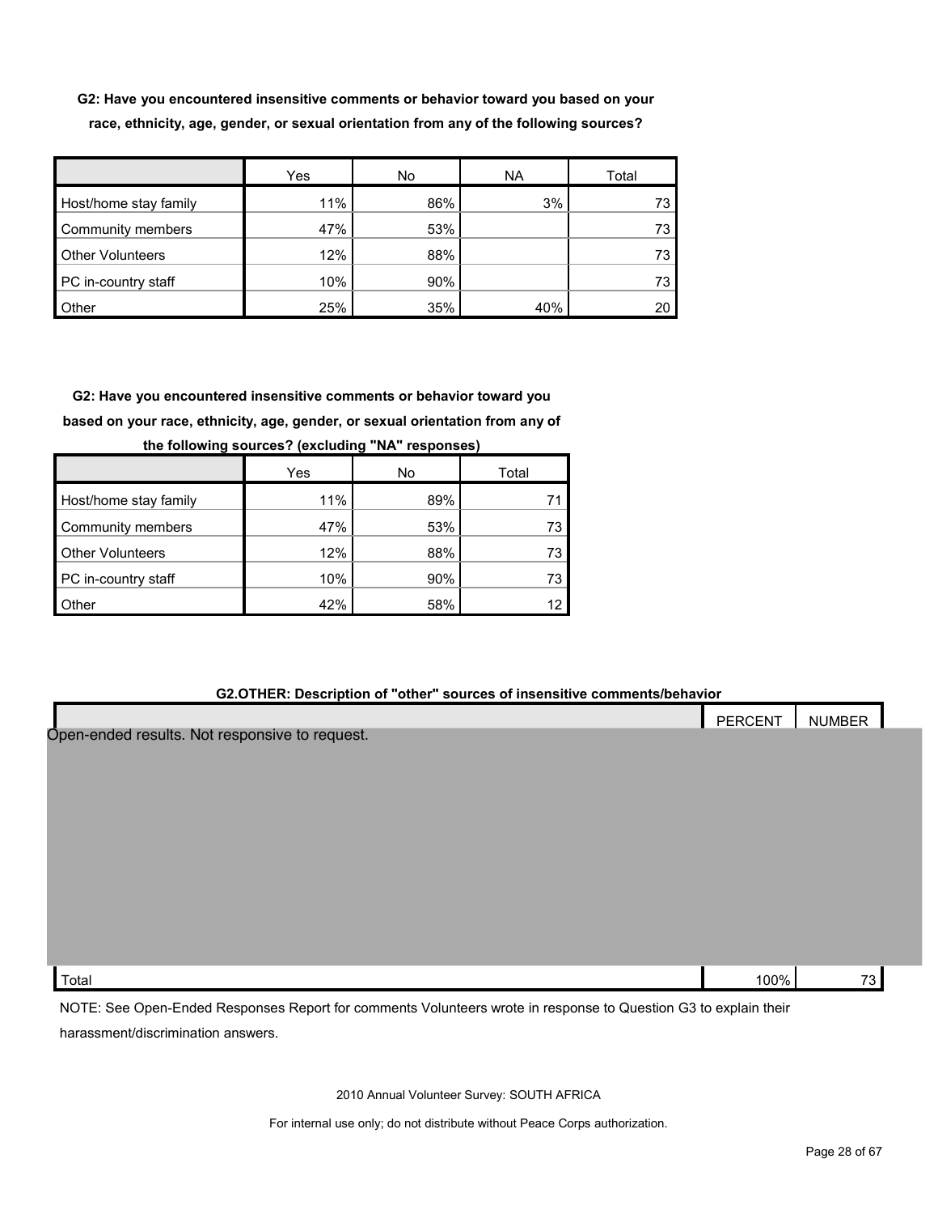**G2: Have you encountered insensitive comments or behavior toward you based on your race, ethnicity, age, gender, or sexual orientation from any of the following sources?**

| | Yes | No | NA | Total |
|---|---|---|---|---|
| Host/home stay family | 11% | 86% | 3% | 73 |
| Community members | 47% | 53% | | 73 |
| Other Volunteers | 12% | 88% | | 73 |
| PC in-country staff | 10% | 90% | | 73 |
| Other | 25% | 35% | 40% | 20 |

**G2: Have you encountered insensitive comments or behavior toward you based on your race, ethnicity, age, gender, or sexual orientation from any of the following sources? (excluding "NA" responses)**

| | Yes | No | Total |
|---|---|---|---|
| Host/home stay family | 11% | 89% | 71 |
| Community members | 47% | 53% | 73 |
| Other Volunteers | 12% | 88% | 73 |
| PC in-country staff | 10% | 90% | 73 |
| Other | 42% | 58% | 12 |

**G2.OTHER: Description of "other" sources of insensitive comments/behavior**

| | PERCENT | NUMBER |
|---|---|---|
| Open-ended results. Not responsive to request. | | |
| Total | 100% | 73 |

NOTE: See Open-Ended Responses Report for comments Volunteers wrote in response to Question G3 to explain their harassment/discrimination answers.

2010 Annual Volunteer Survey: SOUTH AFRICA

For internal use only; do not distribute without Peace Corps authorization.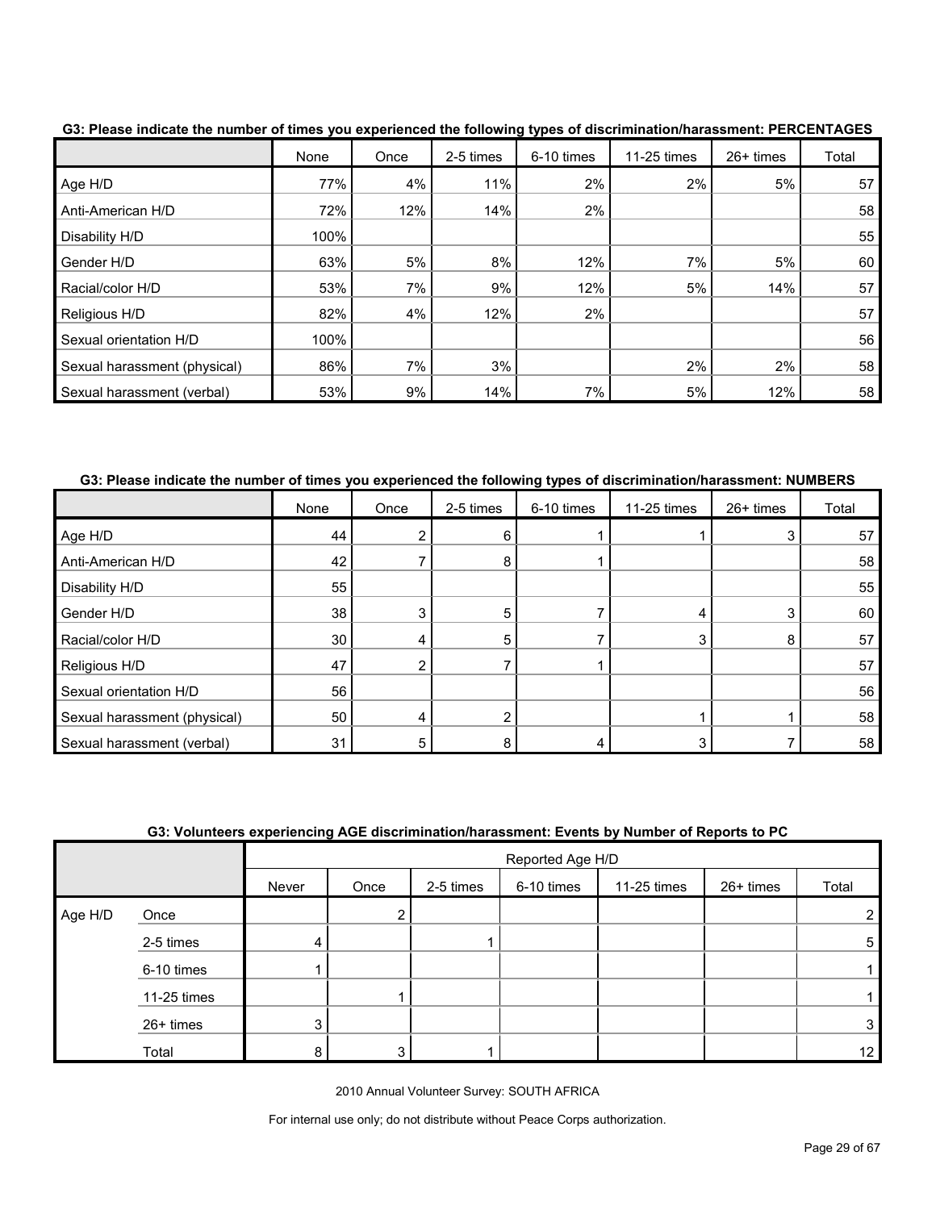**G3: Please indicate the number of times you experienced the following types of discrimination/harassment: PERCENTAGES**

| | None | Once | 2-5 times | 6-10 times | 11-25 times | 26+ times | Total |
|---|---|---|---|---|---|---|---|
| Age H/D | 77% | 4% | 11% | 2% | 2% | 5% | 57 |
| Anti-American H/D | 72% | 12% | 14% | 2% | | | 58 |
| Disability H/D | 100% | | | | | | 55 |
| Gender H/D | 63% | 5% | 8% | 12% | 7% | 5% | 60 |
| Racial/color H/D | 53% | 7% | 9% | 12% | 5% | 14% | 57 |
| Religious H/D | 82% | 4% | 12% | 2% | | | 57 |
| Sexual orientation H/D | 100% | | | | | | 56 |
| Sexual harassment (physical) | 86% | 7% | 3% | | 2% | 2% | 58 |
| Sexual harassment (verbal) | 53% | 9% | 14% | 7% | 5% | 12% | 58 |

**G3: Please indicate the number of times you experienced the following types of discrimination/harassment: NUMBERS**

| | None | Once | 2-5 times | 6-10 times | 11-25 times | 26+ times | Total |
|---|---|---|---|---|---|---|---|
| Age H/D | 44 | 2 | 6 | 1 | 1 | 3 | 57 |
| Anti-American H/D | 42 | 7 | 8 | 1 | | | 58 |
| Disability H/D | 55 | | | | | | 55 |
| Gender H/D | 38 | 3 | 5 | 7 | 4 | 3 | 60 |
| Racial/color H/D | 30 | 4 | 5 | 7 | 3 | 8 | 57 |
| Religious H/D | 47 | 2 | 7 | 1 | | | 57 |
| Sexual orientation H/D | 56 | | | | | | 56 |
| Sexual harassment (physical) | 50 | 4 | 2 | | 1 | 1 | 58 |
| Sexual harassment (verbal) | 31 | 5 | 8 | 4 | 3 | 7 | 58 |

**G3: Volunteers experiencing AGE discrimination/harassment: Events by Number of Reports to PC**

| | | Reported Age H/D | | | | | | |
|---|---|---|---|---|---|---|---|---|
| | | Never | Once | 2-5 times | 6-10 times | 11-25 times | 26+ times | Total |
| Age H/D | Once | | 2 | | | | | 2 |
| | 2-5 times | 4 | | 1 | | | | 5 |
| | 6-10 times | 1 | | | | | | 1 |
| | 11-25 times | | 1 | | | | | 1 |
| | 26+ times | 3 | | | | | | 3 |
| | Total | 8 | 3 | 1 | | | | 12 |

2010 Annual Volunteer Survey: SOUTH AFRICA

For internal use only; do not distribute without Peace Corps authorization.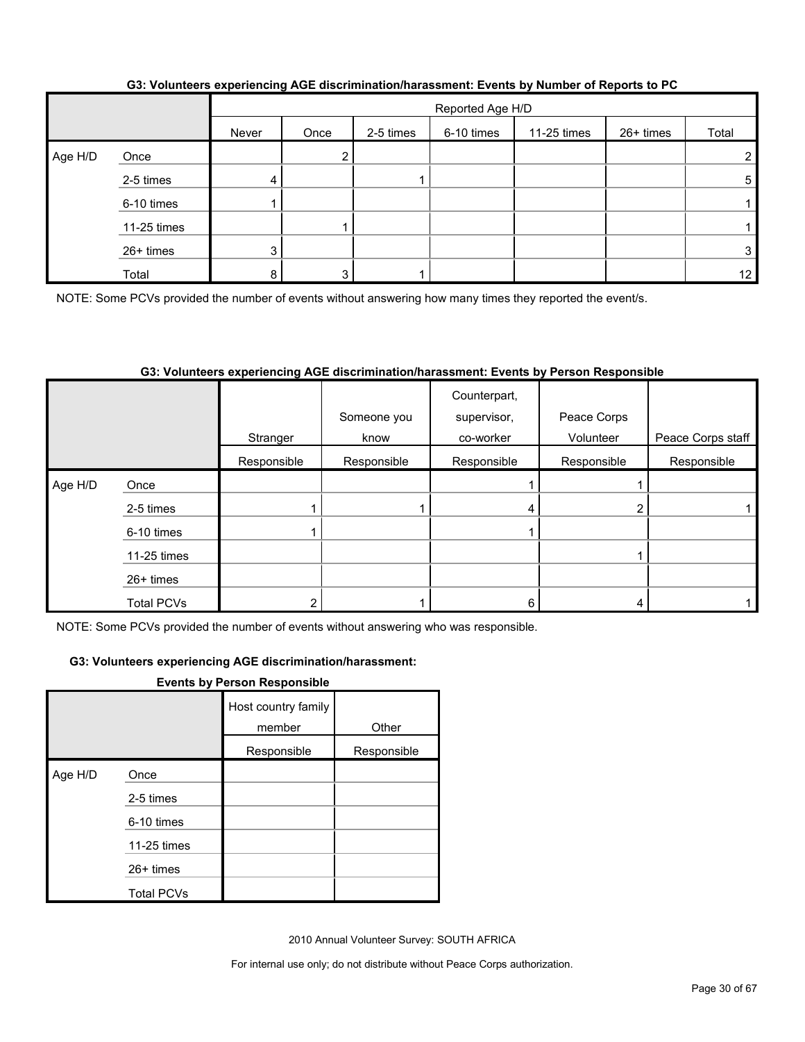### G3: Volunteers experiencing AGE discrimination/harassment: Events by Number of Reports to PC

| | | Reported Age H/D | | | | | | |
|---|---|---|---|---|---|---|---|---|
| | | Never | Once | 2-5 times | 6-10 times | 11-25 times | 26+ times | Total |
| Age H/D | Once | | 2 | | | | | 2 |
| | 2-5 times | 4 | | 1 | | | | 5 |
| | 6-10 times | 1 | | | | | | 1 |
| | 11-25 times | | 1 | | | | | 1 |
| | 26+ times | 3 | | | | | | 3 |
| | Total | 8 | 3 | 1 | | | | 12 |

NOTE: Some PCVs provided the number of events without answering how many times they reported the event/s.

### G3: Volunteers experiencing AGE discrimination/harassment: Events by Person Responsible

| | | Stranger | Someone you know | Counterpart, supervisor, co-worker | Peace Corps Volunteer | Peace Corps staff |
|---|---|---|---|---|---|---|
| | | Responsible | Responsible | Responsible | Responsible | Responsible |
| Age H/D | Once | | | 1 | 1 | |
| | 2-5 times | 1 | 1 | 4 | 2 | 1 |
| | 6-10 times | 1 | | 1 | | |
| | 11-25 times | | | | 1 | |
| | 26+ times | | | | | |
| | Total PCVs | 2 | 1 | 6 | 4 | 1 |

NOTE: Some PCVs provided the number of events without answering who was responsible.

### G3: Volunteers experiencing AGE discrimination/harassment: Events by Person Responsible

| | | Host country family member | Other |
|---|---|---|---|
| | | Responsible | Responsible |
| Age H/D | Once | | |
| | 2-5 times | | |
| | 6-10 times | | |
| | 11-25 times | | |
| | 26+ times | | |
| | Total PCVs | | |

2010 Annual Volunteer Survey: SOUTH AFRICA

For internal use only; do not distribute without Peace Corps authorization.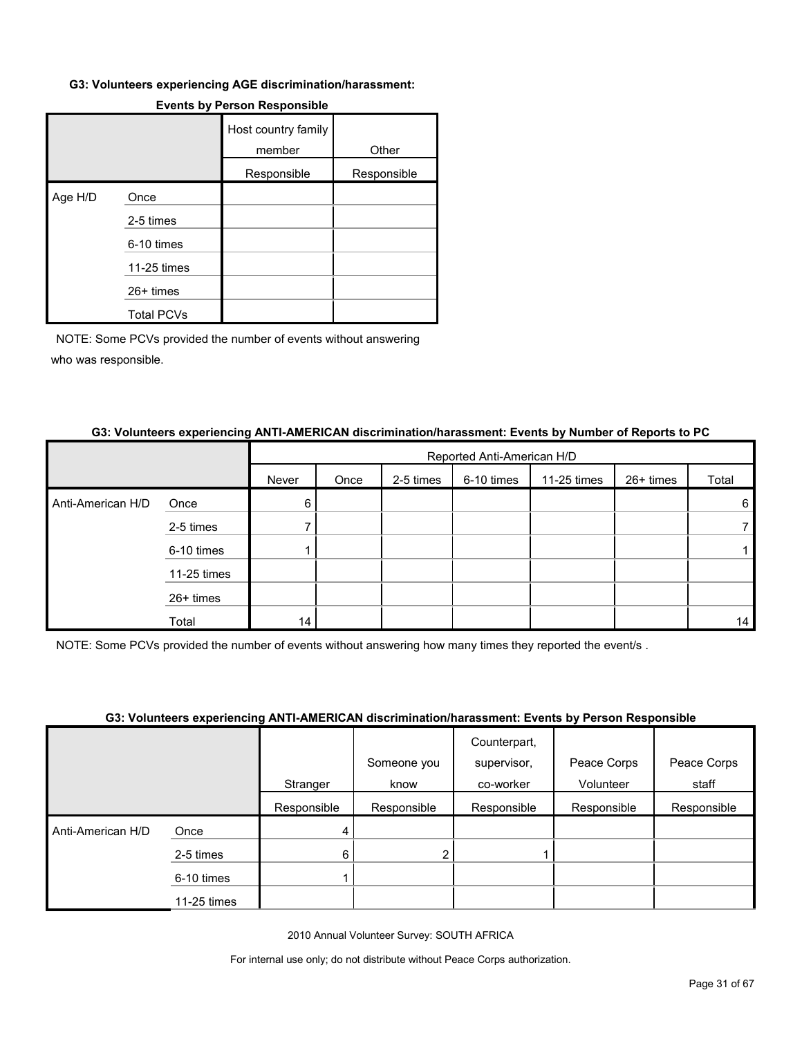#### G3: Volunteers experiencing AGE discrimination/harassment:

**Events by Person Responsible**

| | | Host country family member | Other |
|---|---|---|---|
| | | Responsible | Responsible |
| Age H/D | Once | | |
| | 2-5 times | | |
| | 6-10 times | | |
| | 11-25 times | | |
| | 26+ times | | |
| | Total PCVs | | |

NOTE: Some PCVs provided the number of events without answering who was responsible.

#### G3: Volunteers experiencing ANTI-AMERICAN discrimination/harassment: Events by Number of Reports to PC

| | | Reported Anti-American H/D | | | | | | |
|---|---|---|---|---|---|---|---|---|
| | | Never | Once | 2-5 times | 6-10 times | 11-25 times | 26+ times | Total |
| Anti-American H/D | Once | 6 | | | | | | 6 |
| | 2-5 times | 7 | | | | | | 7 |
| | 6-10 times | 1 | | | | | | 1 |
| | 11-25 times | | | | | | | |
| | 26+ times | | | | | | | |
| | Total | 14 | | | | | | 14 |

NOTE: Some PCVs provided the number of events without answering how many times they reported the event/s .

#### G3: Volunteers experiencing ANTI-AMERICAN discrimination/harassment: Events by Person Responsible

| | | Stranger | Someone you know | Counterpart, supervisor, co-worker | Peace Corps Volunteer | Peace Corps staff |
|---|---|---|---|---|---|---|
| | | Responsible | Responsible | Responsible | Responsible | Responsible |
| Anti-American H/D | Once | 4 | | | | |
| | 2-5 times | 6 | 2 | 1 | | |
| | 6-10 times | 1 | | | | |
| | 11-25 times | | | | | |

2010 Annual Volunteer Survey: SOUTH AFRICA

For internal use only; do not distribute without Peace Corps authorization.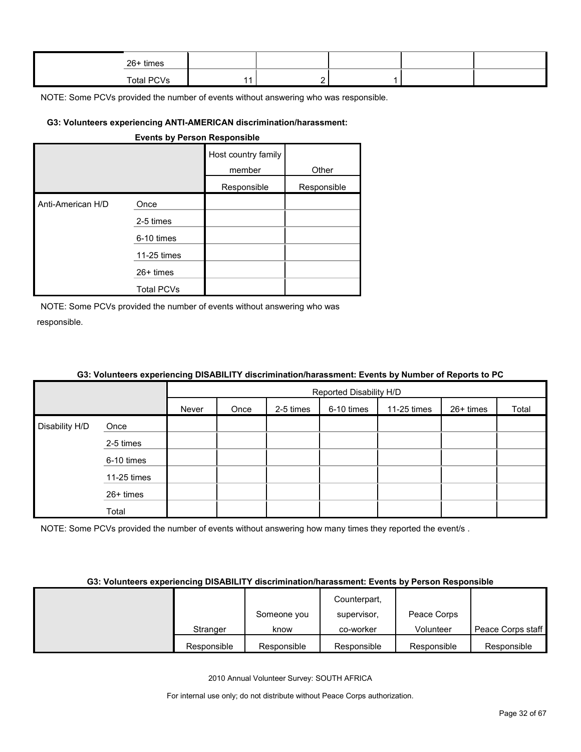| | | | | | | |
|---|---|---|---|---|---|---|
| | 26+ times | | | | | |
| | Total PCVs | 11 | 2 | 1 | | |

NOTE: Some PCVs provided the number of events without answering who was responsible.

**G3: Volunteers experiencing ANTI-AMERICAN discrimination/harassment: Events by Person Responsible**

| | | Host country family member | Other |
|---|---|---|---|
| | | Responsible | Responsible |
| Anti-American H/D | Once | | |
| | 2-5 times | | |
| | 6-10 times | | |
| | 11-25 times | | |
| | 26+ times | | |
| | Total PCVs | | |

NOTE: Some PCVs provided the number of events without answering who was responsible.

**G3: Volunteers experiencing DISABILITY discrimination/harassment: Events by Number of Reports to PC**

| | | Reported Disability H/D | | | | | | |
|---|---|---|---|---|---|---|---|---|
| | | Never | Once | 2-5 times | 6-10 times | 11-25 times | 26+ times | Total |
| Disability H/D | Once | | | | | | | |
| | 2-5 times | | | | | | | |
| | 6-10 times | | | | | | | |
| | 11-25 times | | | | | | | |
| | 26+ times | | | | | | | |
| | Total | | | | | | | |

NOTE: Some PCVs provided the number of events without answering how many times they reported the event/s .

**G3: Volunteers experiencing DISABILITY discrimination/harassment: Events by Person Responsible**

| | Stranger | Someone you know | Counterpart, supervisor, co-worker | Peace Corps Volunteer | Peace Corps staff |
|---|---|---|---|---|---|
| | Responsible | Responsible | Responsible | Responsible | Responsible |

2010 Annual Volunteer Survey: SOUTH AFRICA

For internal use only; do not distribute without Peace Corps authorization.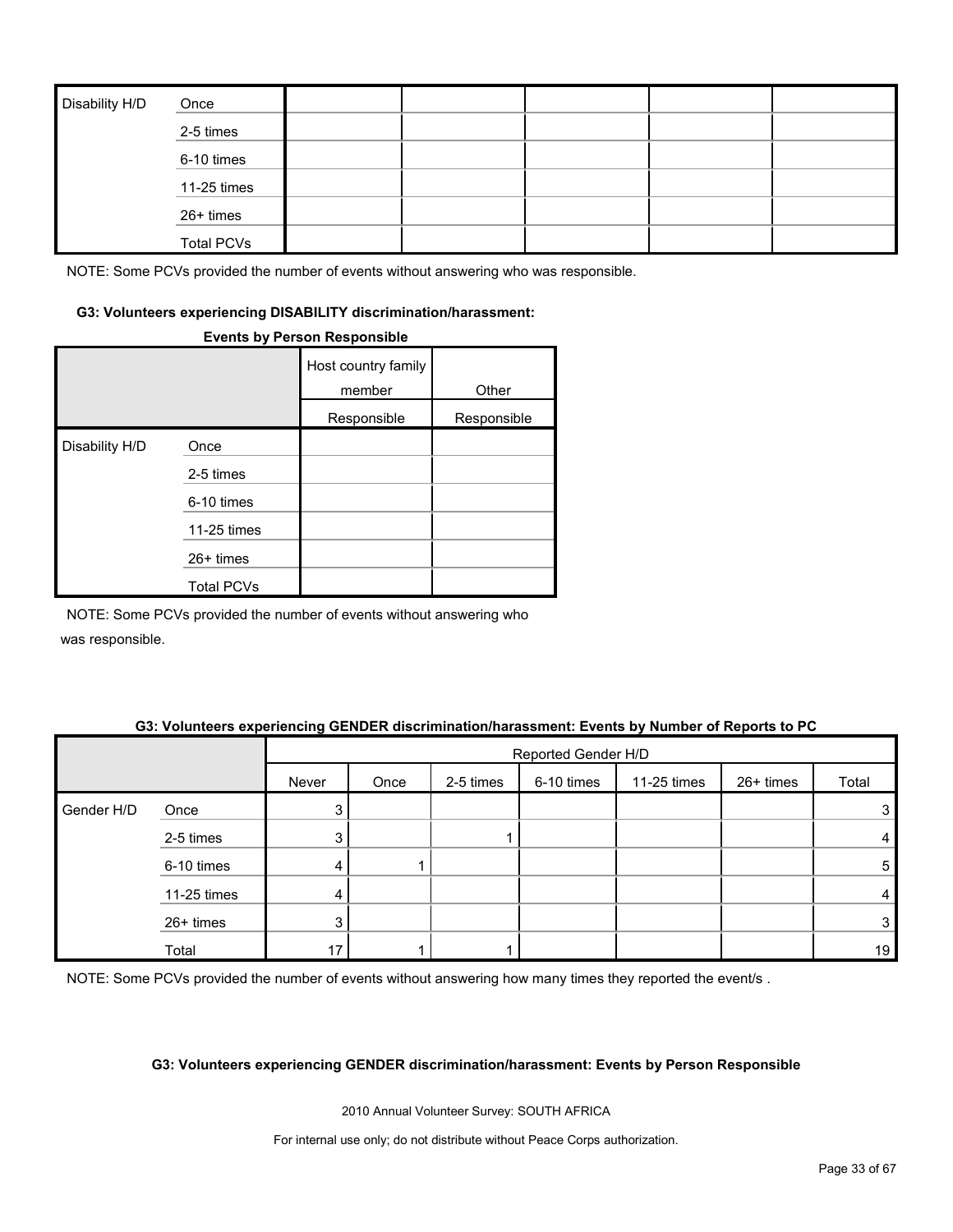| | | | | | | |
|---|---|---|---|---|---|---|
| Disability H/D | Once | | | | | |
| | 2-5 times | | | | | |
| | 6-10 times | | | | | |
| | 11-25 times | | | | | |
| | 26+ times | | | | | |
| | Total PCVs | | | | | |

NOTE: Some PCVs provided the number of events without answering who was responsible.

**G3: Volunteers experiencing DISABILITY discrimination/harassment: Events by Person Responsible**

| | | Host country family member | Other |
|---|---|---|---|
| | | Responsible | Responsible |
| Disability H/D | Once | | |
| | 2-5 times | | |
| | 6-10 times | | |
| | 11-25 times | | |
| | 26+ times | | |
| | Total PCVs | | |

NOTE: Some PCVs provided the number of events without answering who was responsible.

**G3: Volunteers experiencing GENDER discrimination/harassment: Events by Number of Reports to PC**

| | | Reported Gender H/D | | | | | | |
|---|---|---|---|---|---|---|---|---|
| | | Never | Once | 2-5 times | 6-10 times | 11-25 times | 26+ times | Total |
| Gender H/D | Once | 3 | | | | | | 3 |
| | 2-5 times | 3 | | 1 | | | | 4 |
| | 6-10 times | 4 | 1 | | | | | 5 |
| | 11-25 times | 4 | | | | | | 4 |
| | 26+ times | 3 | | | | | | 3 |
| | Total | 17 | 1 | 1 | | | | 19 |

NOTE: Some PCVs provided the number of events without answering how many times they reported the event/s .

**G3: Volunteers experiencing GENDER discrimination/harassment: Events by Person Responsible**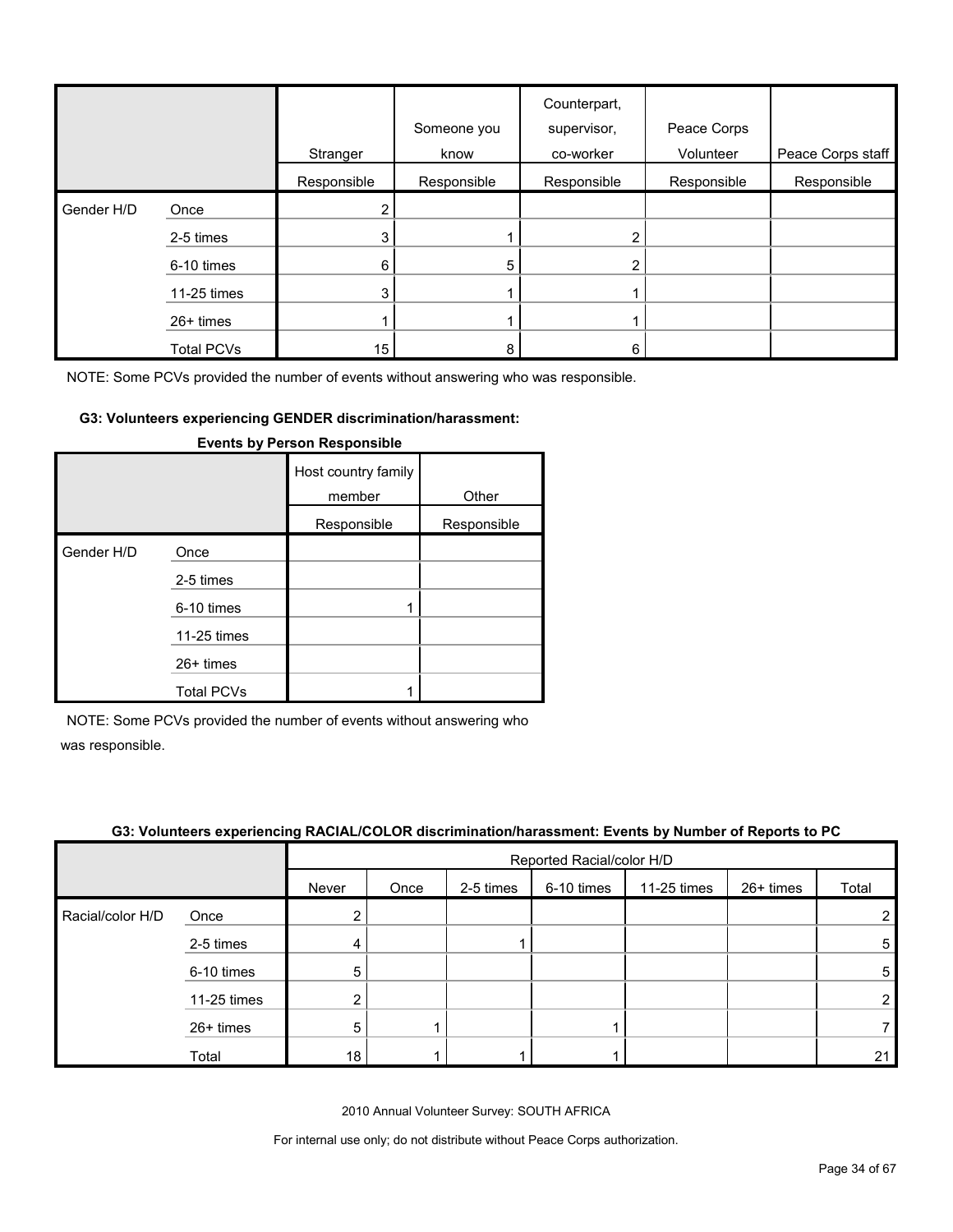| | | Stranger | Someone you know | Counterpart, supervisor, co-worker | Peace Corps Volunteer | Peace Corps staff |
|---|---|---|---|---|---|---|
| | | Responsible | Responsible | Responsible | Responsible | Responsible |
| Gender H/D | Once | 2 | | | | |
| | 2-5 times | 3 | 1 | 2 | | |
| | 6-10 times | 6 | 5 | 2 | | |
| | 11-25 times | 3 | 1 | 1 | | |
| | 26+ times | 1 | 1 | 1 | | |
| | Total PCVs | 15 | 8 | 6 | | |

NOTE: Some PCVs provided the number of events without answering who was responsible.

**G3: Volunteers experiencing GENDER discrimination/harassment: Events by Person Responsible**

| | | Host country family member | Other |
|---|---|---|---|
| | | Responsible | Responsible |
| Gender H/D | Once | | |
| | 2-5 times | | |
| | 6-10 times | 1 | |
| | 11-25 times | | |
| | 26+ times | | |
| | Total PCVs | 1 | |

NOTE: Some PCVs provided the number of events without answering who was responsible.

**G3: Volunteers experiencing RACIAL/COLOR discrimination/harassment: Events by Number of Reports to PC**

| | | Reported Racial/color H/D | | | | | | |
|---|---|---|---|---|---|---|---|---|
| | | Never | Once | 2-5 times | 6-10 times | 11-25 times | 26+ times | Total |
| Racial/color H/D | Once | 2 | | | | | | 2 |
| | 2-5 times | 4 | | 1 | | | | 5 |
| | 6-10 times | 5 | | | | | | 5 |
| | 11-25 times | 2 | | | | | | 2 |
| | 26+ times | 5 | 1 | | 1 | | | 7 |
| | Total | 18 | 1 | 1 | 1 | | | 21 |

2010 Annual Volunteer Survey: SOUTH AFRICA

For internal use only; do not distribute without Peace Corps authorization.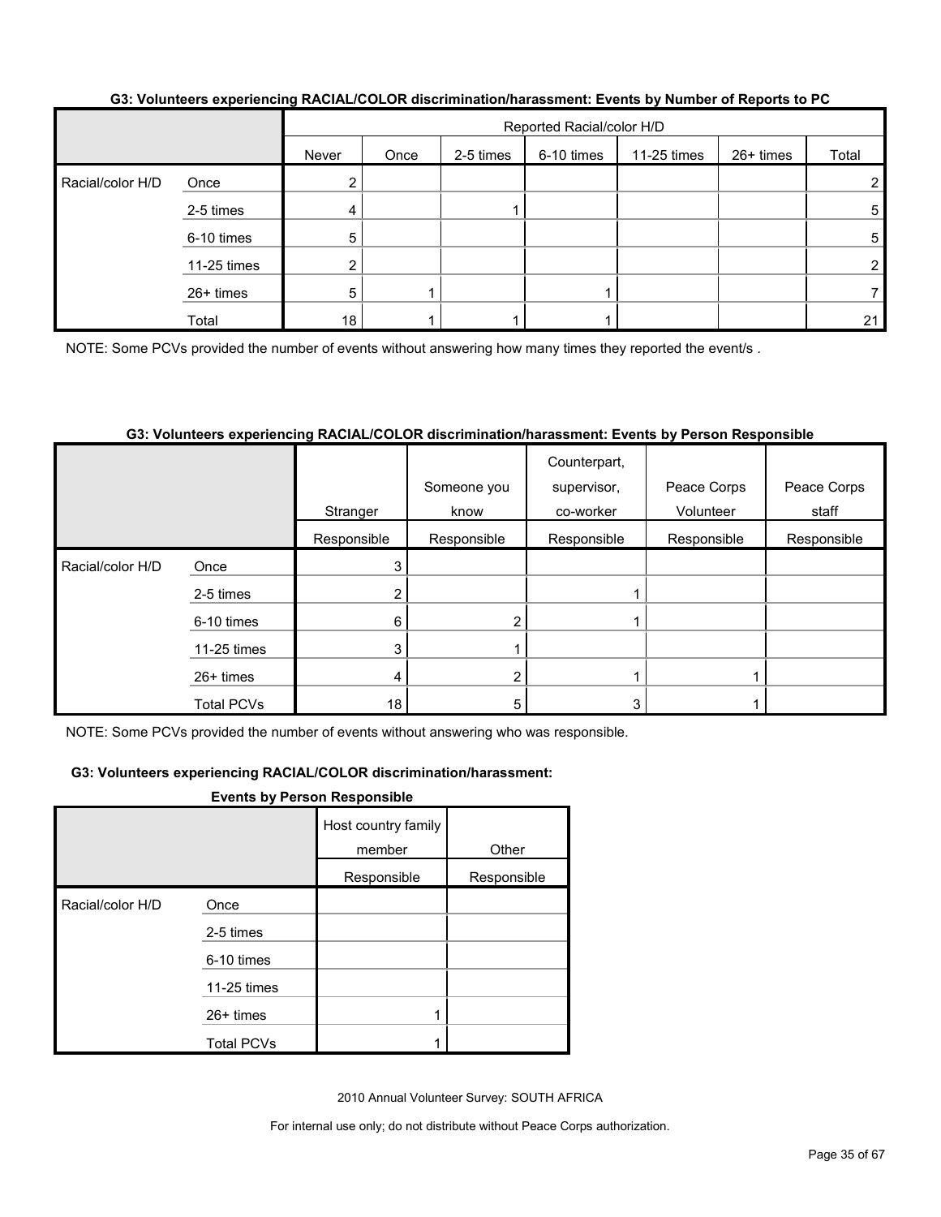**G3: Volunteers experiencing RACIAL/COLOR discrimination/harassment: Events by Number of Reports to PC**

| | | Reported Racial/color H/D | | | | | | |
|---|---|---|---|---|---|---|---|---|
| | | Never | Once | 2-5 times | 6-10 times | 11-25 times | 26+ times | Total |
| Racial/color H/D | Once | 2 | | | | | | 2 |
| | 2-5 times | 4 | | 1 | | | | 5 |
| | 6-10 times | 5 | | | | | | 5 |
| | 11-25 times | 2 | | | | | | 2 |
| | 26+ times | 5 | 1 | | 1 | | | 7 |
| | Total | 18 | 1 | 1 | 1 | | | 21 |

NOTE: Some PCVs provided the number of events without answering how many times they reported the event/s .

**G3: Volunteers experiencing RACIAL/COLOR discrimination/harassment: Events by Person Responsible**

| | | Stranger | Someone you know | Counterpart, supervisor, co-worker | Peace Corps Volunteer | Peace Corps staff |
|---|---|---|---|---|---|---|
| | | Responsible | Responsible | Responsible | Responsible | Responsible |
| Racial/color H/D | Once | 3 | | | | |
| | 2-5 times | 2 | | 1 | | |
| | 6-10 times | 6 | 2 | 1 | | |
| | 11-25 times | 3 | 1 | | | |
| | 26+ times | 4 | 2 | 1 | 1 | |
| | Total PCVs | 18 | 5 | 3 | 1 | |

NOTE: Some PCVs provided the number of events without answering who was responsible.

**G3: Volunteers experiencing RACIAL/COLOR discrimination/harassment: Events by Person Responsible**

| | | Host country family member | Other |
|---|---|---|---|
| | | Responsible | Responsible |
| Racial/color H/D | Once | | |
| | 2-5 times | | |
| | 6-10 times | | |
| | 11-25 times | | |
| | 26+ times | 1 | |
| | Total PCVs | 1 | |

2010 Annual Volunteer Survey: SOUTH AFRICA

For internal use only; do not distribute without Peace Corps authorization.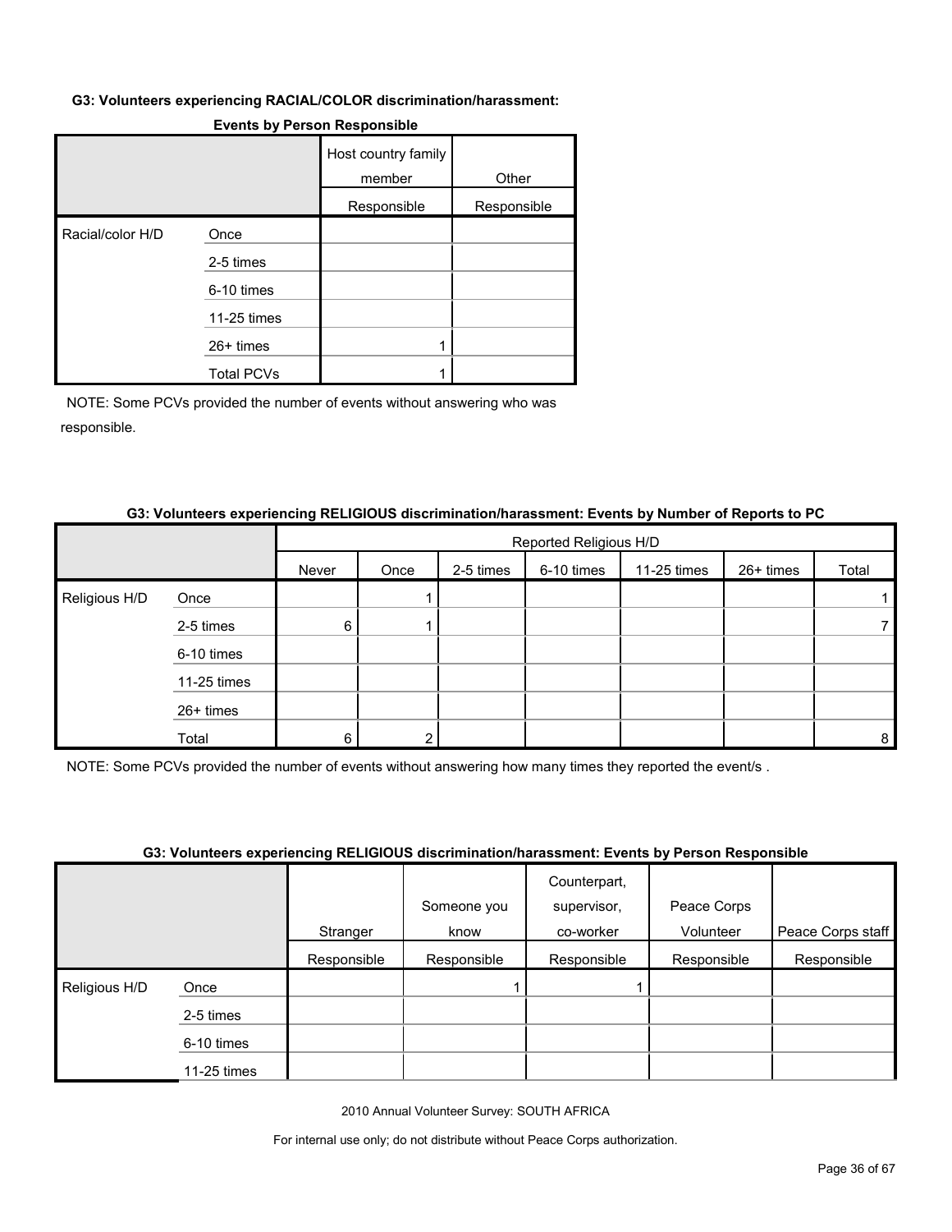**G3: Volunteers experiencing RACIAL/COLOR discrimination/harassment: Events by Person Responsible**

| | | Host country family member | Other |
|---|---|---|---|
| | | Responsible | Responsible |
| Racial/color H/D | Once | | |
| | 2-5 times | | |
| | 6-10 times | | |
| | 11-25 times | | |
| | 26+ times | 1 | |
| | Total PCVs | 1 | |

NOTE: Some PCVs provided the number of events without answering who was responsible.

**G3: Volunteers experiencing RELIGIOUS discrimination/harassment: Events by Number of Reports to PC**

| | | Reported Religious H/D | | | | | | |
|---|---|---|---|---|---|---|---|---|
| | | Never | Once | 2-5 times | 6-10 times | 11-25 times | 26+ times | Total |
| Religious H/D | Once | | 1 | | | | | 1 |
| | 2-5 times | 6 | 1 | | | | | 7 |
| | 6-10 times | | | | | | | |
| | 11-25 times | | | | | | | |
| | 26+ times | | | | | | | |
| | Total | 6 | 2 | | | | | 8 |

NOTE: Some PCVs provided the number of events without answering how many times they reported the event/s .

**G3: Volunteers experiencing RELIGIOUS discrimination/harassment: Events by Person Responsible**

| | | Stranger | Someone you know | Counterpart, supervisor, co-worker | Peace Corps Volunteer | Peace Corps staff |
|---|---|---|---|---|---|---|
| | | Responsible | Responsible | Responsible | Responsible | Responsible |
| Religious H/D | Once | | 1 | 1 | | |
| | 2-5 times | | | | | |
| | 6-10 times | | | | | |
| | 11-25 times | | | | | |

2010 Annual Volunteer Survey: SOUTH AFRICA

For internal use only; do not distribute without Peace Corps authorization.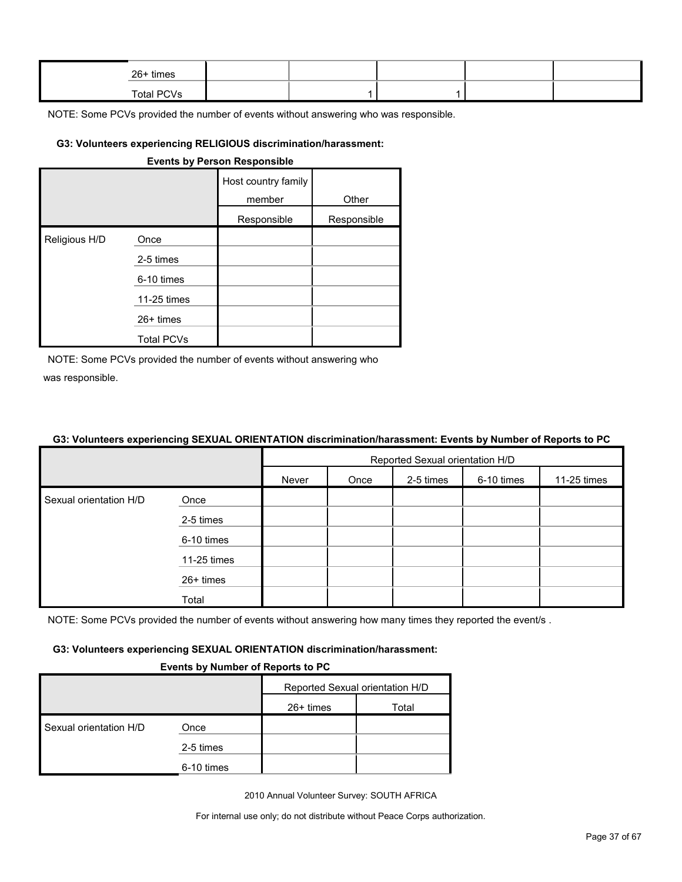| | | | | | | |
|---|---|---|---|---|---|---|
| | 26+ times | | | | | |
| | Total PCVs | | 1 | 1 | | |

NOTE: Some PCVs provided the number of events without answering who was responsible.

#### G3: Volunteers experiencing RELIGIOUS discrimination/harassment:

**Events by Person Responsible**

| | | Host country family member | Other |
|---|---|---|---|
| | | Responsible | Responsible |
| Religious H/D | Once | | |
| | 2-5 times | | |
| | 6-10 times | | |
| | 11-25 times | | |
| | 26+ times | | |
| | Total PCVs | | |

NOTE: Some PCVs provided the number of events without answering who was responsible.

#### G3: Volunteers experiencing SEXUAL ORIENTATION discrimination/harassment: Events by Number of Reports to PC

| | | Reported Sexual orientation H/D | | | | |
|---|---|---|---|---|---|---|
| | | Never | Once | 2-5 times | 6-10 times | 11-25 times |
| Sexual orientation H/D | Once | | | | | |
| | 2-5 times | | | | | |
| | 6-10 times | | | | | |
| | 11-25 times | | | | | |
| | 26+ times | | | | | |
| | Total | | | | | |

NOTE: Some PCVs provided the number of events without answering how many times they reported the event/s .

#### G3: Volunteers experiencing SEXUAL ORIENTATION discrimination/harassment:

**Events by Number of Reports to PC**

| | | Reported Sexual orientation H/D | |
|---|---|---|---|
| | | 26+ times | Total |
| Sexual orientation H/D | Once | | |
| | 2-5 times | | |
| | 6-10 times | | |

2010 Annual Volunteer Survey: SOUTH AFRICA

For internal use only; do not distribute without Peace Corps authorization.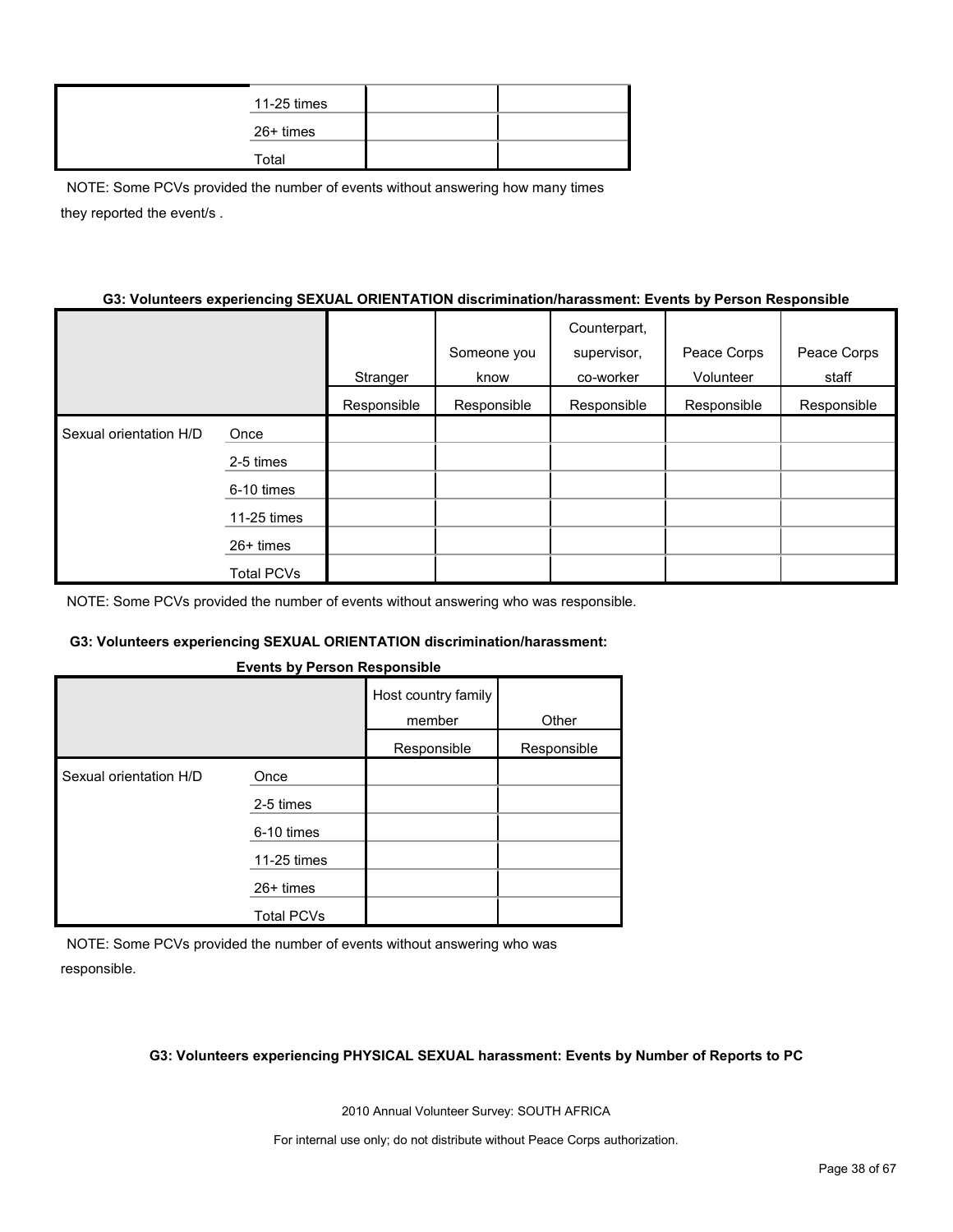| | | | |
|---|---|---|---|
| | 11-25 times | | |
| | 26+ times | | |
| | Total | | |

NOTE: Some PCVs provided the number of events without answering how many times they reported the event/s .

**G3: Volunteers experiencing SEXUAL ORIENTATION discrimination/harassment: Events by Person Responsible**

| | | Stranger | Someone you know | Counterpart, supervisor, co-worker | Peace Corps Volunteer | Peace Corps staff |
|---|---|---|---|---|---|---|
| | | Responsible | Responsible | Responsible | Responsible | Responsible |
| Sexual orientation H/D | Once | | | | | |
| | 2-5 times | | | | | |
| | 6-10 times | | | | | |
| | 11-25 times | | | | | |
| | 26+ times | | | | | |
| | Total PCVs | | | | | |

NOTE: Some PCVs provided the number of events without answering who was responsible.

**G3: Volunteers experiencing SEXUAL ORIENTATION discrimination/harassment: Events by Person Responsible**

| | | Host country family member | Other |
|---|---|---|---|
| | | Responsible | Responsible |
| Sexual orientation H/D | Once | | |
| | 2-5 times | | |
| | 6-10 times | | |
| | 11-25 times | | |
| | 26+ times | | |
| | Total PCVs | | |

NOTE: Some PCVs provided the number of events without answering who was responsible.

**G3: Volunteers experiencing PHYSICAL SEXUAL harassment: Events by Number of Reports to PC**

2010 Annual Volunteer Survey: SOUTH AFRICA

For internal use only; do not distribute without Peace Corps authorization.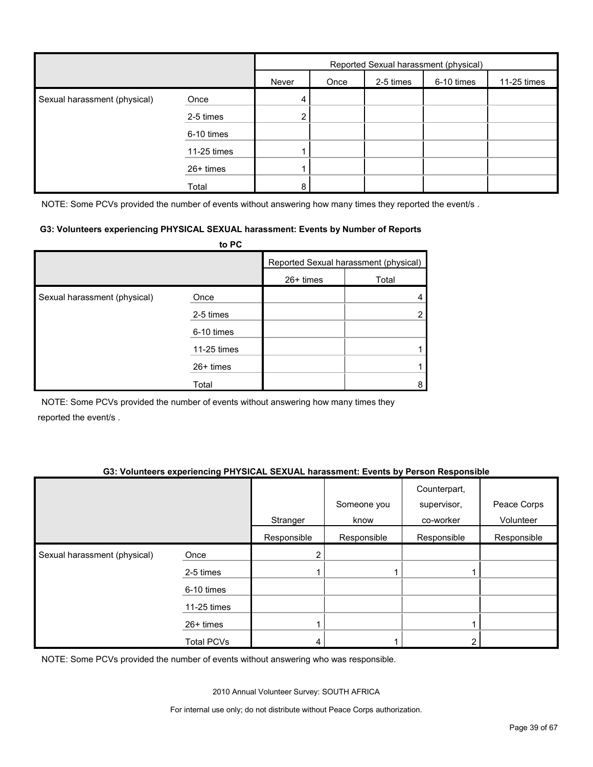| | | Reported Sexual harassment (physical) | | | | |
|---|---|---|---|---|---|---|
| | | Never | Once | 2-5 times | 6-10 times | 11-25 times |
| Sexual harassment (physical) | Once | 4 | | | | |
| | 2-5 times | 2 | | | | |
| | 6-10 times | | | | | |
| | 11-25 times | 1 | | | | |
| | 26+ times | 1 | | | | |
| | Total | 8 | | | | |

NOTE: Some PCVs provided the number of events without answering how many times they reported the event/s .

**G3: Volunteers experiencing PHYSICAL SEXUAL harassment: Events by Number of Reports to PC**

| | | Reported Sexual harassment (physical) | |
|---|---|---|---|
| | | 26+ times | Total |
| Sexual harassment (physical) | Once | | 4 |
| | 2-5 times | | 2 |
| | 6-10 times | | |
| | 11-25 times | | 1 |
| | 26+ times | | 1 |
| | Total | | 8 |

NOTE: Some PCVs provided the number of events without answering how many times they reported the event/s .

**G3: Volunteers experiencing PHYSICAL SEXUAL harassment: Events by Person Responsible**

| | | Stranger | Someone you know | Counterpart, supervisor, co-worker | Peace Corps Volunteer |
|---|---|---|---|---|---|
| | | Responsible | Responsible | Responsible | Responsible |
| Sexual harassment (physical) | Once | 2 | | | |
| | 2-5 times | 1 | 1 | 1 | |
| | 6-10 times | | | | |
| | 11-25 times | | | | |
| | 26+ times | 1 | | 1 | |
| | Total PCVs | 4 | 1 | 2 | |

NOTE: Some PCVs provided the number of events without answering who was responsible.

2010 Annual Volunteer Survey: SOUTH AFRICA

For internal use only; do not distribute without Peace Corps authorization.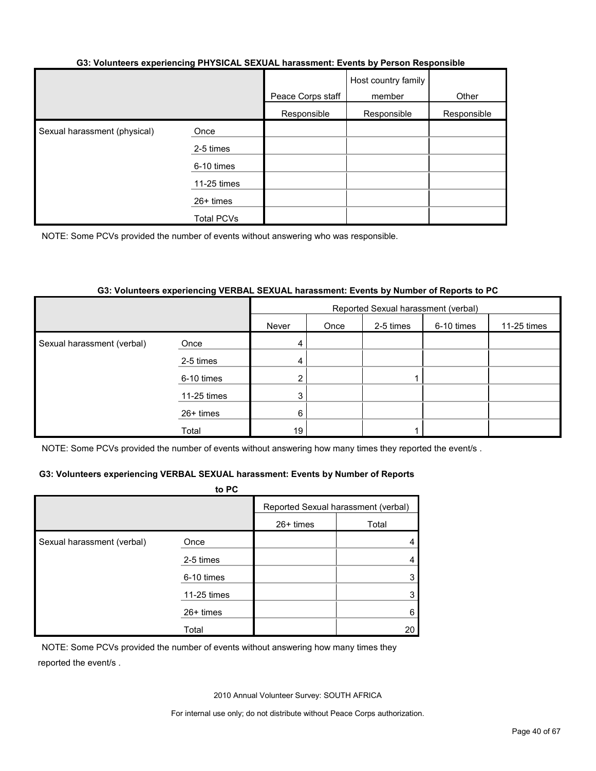#### G3: Volunteers experiencing PHYSICAL SEXUAL harassment: Events by Person Responsible

| | | Peace Corps staff | Host country family member | Other |
|---|---|---|---|---|
| | | Responsible | Responsible | Responsible |
| Sexual harassment (physical) | Once | | | |
| | 2-5 times | | | |
| | 6-10 times | | | |
| | 11-25 times | | | |
| | 26+ times | | | |
| | Total PCVs | | | |

NOTE: Some PCVs provided the number of events without answering who was responsible.

#### G3: Volunteers experiencing VERBAL SEXUAL harassment: Events by Number of Reports to PC

| | | Reported Sexual harassment (verbal) | | | | | | |
|---|---|---|---|---|---|---|---|---|
| | | Never | Once | 2-5 times | 6-10 times | 11-25 times | 26+ times | Total |
| Sexual harassment (verbal) | Once | 4 | | | | | | 4 |
| | 2-5 times | 4 | | | | | | 4 |
| | 6-10 times | 2 | | 1 | | | | 3 |
| | 11-25 times | 3 | | | | | | 3 |
| | 26+ times | 6 | | | | | | 6 |
| | Total | 19 | | 1 | | | | 20 |

NOTE: Some PCVs provided the number of events without answering how many times they reported the event/s .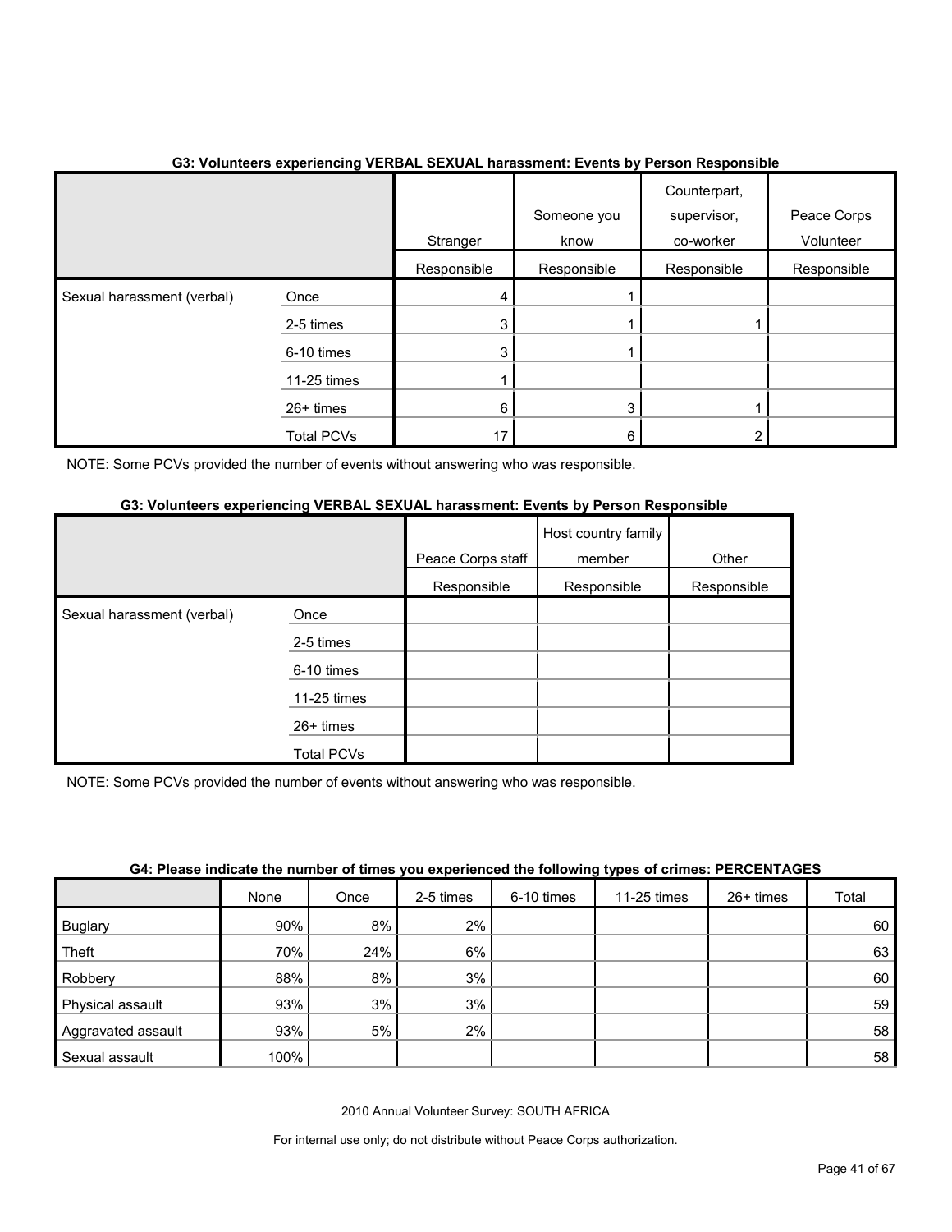#### G3: Volunteers experiencing VERBAL SEXUAL harassment: Events by Person Responsible

| | | Stranger | Someone you know | Counterpart, supervisor, co-worker | Peace Corps Volunteer |
|---|---|---|---|---|---|
| | | Responsible | Responsible | Responsible | Responsible |
| Sexual harassment (verbal) | Once | 4 | 1 | | |
| | 2-5 times | 3 | 1 | 1 | |
| | 6-10 times | 3 | 1 | | |
| | 11-25 times | 1 | | | |
| | 26+ times | 6 | 3 | 1 | |
| | Total PCVs | 17 | 6 | 2 | |

NOTE: Some PCVs provided the number of events without answering who was responsible.

#### G3: Volunteers experiencing VERBAL SEXUAL harassment: Events by Person Responsible

| | | Peace Corps staff | Host country family member | Other |
|---|---|---|---|---|
| | | Responsible | Responsible | Responsible |
| Sexual harassment (verbal) | Once | | | |
| | 2-5 times | | | |
| | 6-10 times | | | |
| | 11-25 times | | | |
| | 26+ times | | | |
| | Total PCVs | | | |

NOTE: Some PCVs provided the number of events without answering who was responsible.

#### G4: Please indicate the number of times you experienced the following types of crimes: PERCENTAGES

| | None | Once | 2-5 times | 6-10 times | 11-25 times | 26+ times | Total |
|---|---|---|---|---|---|---|---|
| Buglary | 90% | 8% | 2% | | | | 60 |
| Theft | 70% | 24% | 6% | | | | 63 |
| Robbery | 88% | 8% | 3% | | | | 60 |
| Physical assault | 93% | 3% | 3% | | | | 59 |
| Aggravated assault | 93% | 5% | 2% | | | | 58 |
| Sexual assault | 100% | | | | | | 58 |

2010 Annual Volunteer Survey: SOUTH AFRICA

For internal use only; do not distribute without Peace Corps authorization.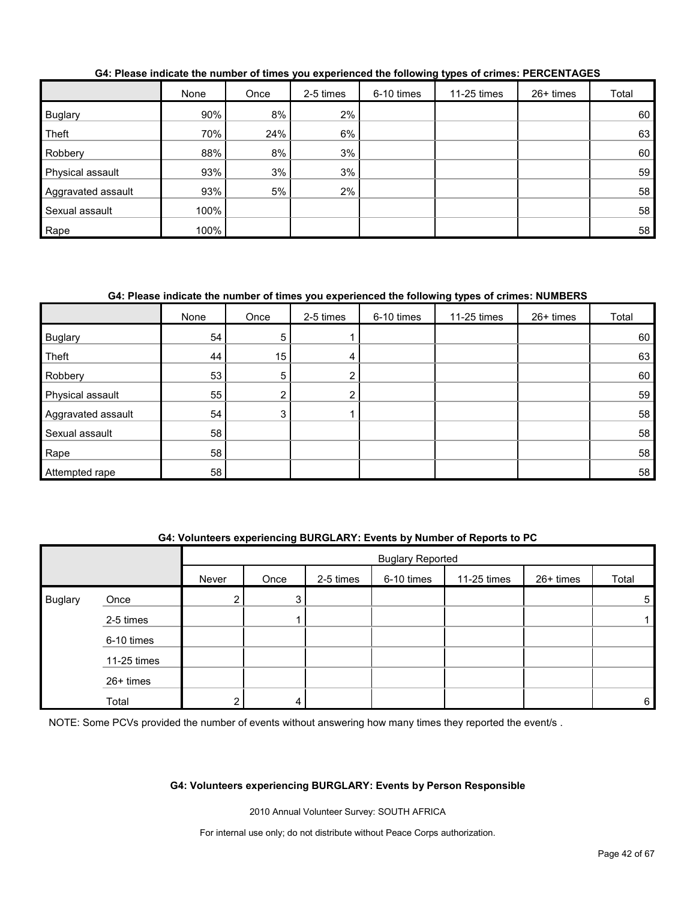**G4: Please indicate the number of times you experienced the following types of crimes: PERCENTAGES**

| | None | Once | 2-5 times | 6-10 times | 11-25 times | 26+ times | Total |
|---|---|---|---|---|---|---|---|
| Buglary | 90% | 8% | 2% | | | | 60 |
| Theft | 70% | 24% | 6% | | | | 63 |
| Robbery | 88% | 8% | 3% | | | | 60 |
| Physical assault | 93% | 3% | 3% | | | | 59 |
| Aggravated assault | 93% | 5% | 2% | | | | 58 |
| Sexual assault | 100% | | | | | | 58 |
| Rape | 100% | | | | | | 58 |

**G4: Please indicate the number of times you experienced the following types of crimes: NUMBERS**

| | None | Once | 2-5 times | 6-10 times | 11-25 times | 26+ times | Total |
|---|---|---|---|---|---|---|---|
| Buglary | 54 | 5 | 1 | | | | 60 |
| Theft | 44 | 15 | 4 | | | | 63 |
| Robbery | 53 | 5 | 2 | | | | 60 |
| Physical assault | 55 | 2 | 2 | | | | 59 |
| Aggravated assault | 54 | 3 | 1 | | | | 58 |
| Sexual assault | 58 | | | | | | 58 |
| Rape | 58 | | | | | | 58 |
| Attempted rape | 58 | | | | | | 58 |

**G4: Volunteers experiencing BURGLARY: Events by Number of Reports to PC**

| | | Buglary Reported | | | | | | |
|---|---|---|---|---|---|---|---|---|
| | | Never | Once | 2-5 times | 6-10 times | 11-25 times | 26+ times | Total |
| Buglary | Once | 2 | 3 | | | | | 5 |
| | 2-5 times | | 1 | | | | | 1 |
| | 6-10 times | | | | | | | |
| | 11-25 times | | | | | | | |
| | 26+ times | | | | | | | |
| | Total | 2 | 4 | | | | | 6 |

NOTE: Some PCVs provided the number of events without answering how many times they reported the event/s .

**G4: Volunteers experiencing BURGLARY: Events by Person Responsible**

2010 Annual Volunteer Survey: SOUTH AFRICA

For internal use only; do not distribute without Peace Corps authorization.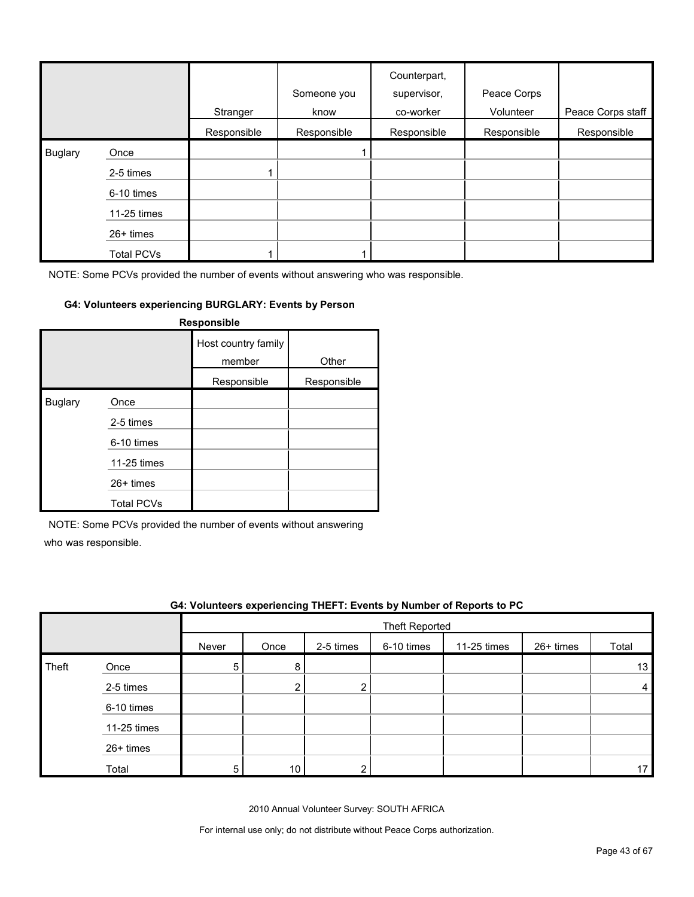| | | Stranger | Someone you know | Counterpart, supervisor, co-worker | Peace Corps Volunteer | Peace Corps staff |
|---|---|---|---|---|---|---|
| | | Responsible | Responsible | Responsible | Responsible | Responsible |
| Buglary | Once | | 1 | | | |
| | 2-5 times | 1 | | | | |
| | 6-10 times | | | | | |
| | 11-25 times | | | | | |
| | 26+ times | | | | | |
| | Total PCVs | 1 | 1 | | | |

NOTE: Some PCVs provided the number of events without answering who was responsible.

**G4: Volunteers experiencing BURGLARY: Events by Person Responsible**

| | | Host country family member | Other |
|---|---|---|---|
| | | Responsible | Responsible |
| Buglary | Once | | |
| | 2-5 times | | |
| | 6-10 times | | |
| | 11-25 times | | |
| | 26+ times | | |
| | Total PCVs | | |

NOTE: Some PCVs provided the number of events without answering who was responsible.

**G4: Volunteers experiencing THEFT: Events by Number of Reports to PC**

| | | Theft Reported | | | | | | |
|---|---|---|---|---|---|---|---|---|
| | | Never | Once | 2-5 times | 6-10 times | 11-25 times | 26+ times | Total |
| Theft | Once | 5 | 8 | | | | | 13 |
| | 2-5 times | | 2 | 2 | | | | 4 |
| | 6-10 times | | | | | | | |
| | 11-25 times | | | | | | | |
| | 26+ times | | | | | | | |
| | Total | 5 | 10 | 2 | | | | 17 |

2010 Annual Volunteer Survey: SOUTH AFRICA

For internal use only; do not distribute without Peace Corps authorization.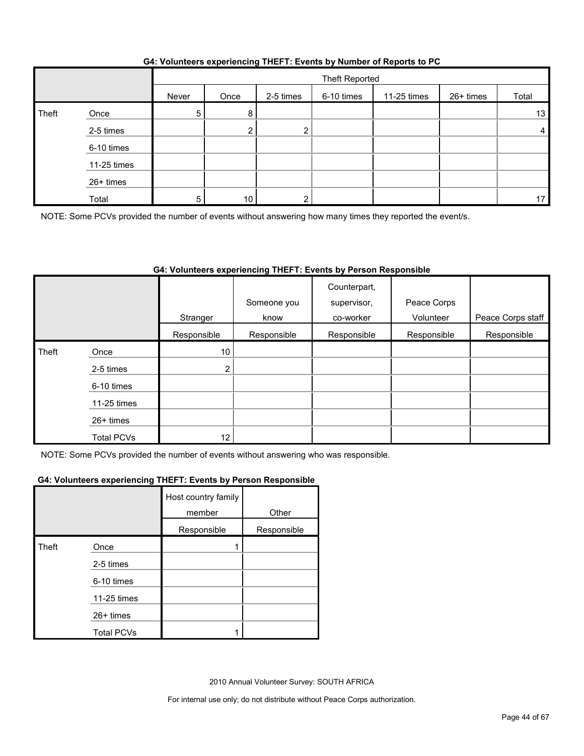**G4: Volunteers experiencing THEFT: Events by Number of Reports to PC**

| | | Theft Reported | | | | | | |
|---|---|---|---|---|---|---|---|---|
| | | Never | Once | 2-5 times | 6-10 times | 11-25 times | 26+ times | Total |
| Theft | Once | 5 | 8 | | | | | 13 |
| | 2-5 times | | 2 | 2 | | | | 4 |
| | 6-10 times | | | | | | | |
| | 11-25 times | | | | | | | |
| | 26+ times | | | | | | | |
| | Total | 5 | 10 | 2 | | | | 17 |

NOTE: Some PCVs provided the number of events without answering how many times they reported the event/s.

**G4: Volunteers experiencing THEFT: Events by Person Responsible**

| | | Stranger | Someone you know | Counterpart, supervisor, co-worker | Peace Corps Volunteer | Peace Corps staff |
|---|---|---|---|---|---|---|
| | | Responsible | Responsible | Responsible | Responsible | Responsible |
| Theft | Once | 10 | | | | |
| | 2-5 times | 2 | | | | |
| | 6-10 times | | | | | |
| | 11-25 times | | | | | |
| | 26+ times | | | | | |
| | Total PCVs | 12 | | | | |

NOTE: Some PCVs provided the number of events without answering who was responsible.

**G4: Volunteers experiencing THEFT: Events by Person Responsible**

| | | Host country family member | Other |
|---|---|---|---|
| | | Responsible | Responsible |
| Theft | Once | 1 | |
| | 2-5 times | | |
| | 6-10 times | | |
| | 11-25 times | | |
| | 26+ times | | |
| | Total PCVs | 1 | |

2010 Annual Volunteer Survey: SOUTH AFRICA

For internal use only; do not distribute without Peace Corps authorization.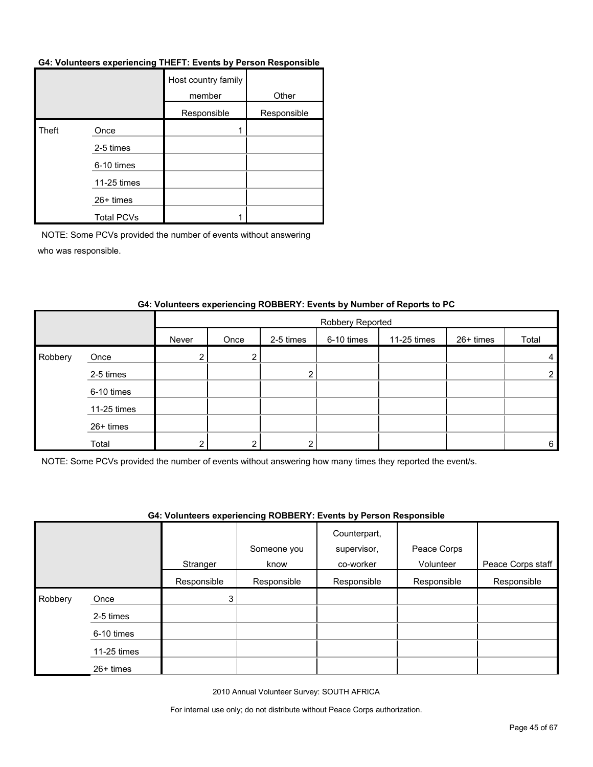**G4: Volunteers experiencing THEFT: Events by Person Responsible**

| | | Host country family member | Other |
|---|---|---|---|
| | | Responsible | Responsible |
| Theft | Once | 1 | |
| | 2-5 times | | |
| | 6-10 times | | |
| | 11-25 times | | |
| | 26+ times | | |
| | Total PCVs | 1 | |

NOTE: Some PCVs provided the number of events without answering who was responsible.

**G4: Volunteers experiencing ROBBERY: Events by Number of Reports to PC**

| | | Robbery Reported | | | | | | |
|---|---|---|---|---|---|---|---|---|
| | | Never | Once | 2-5 times | 6-10 times | 11-25 times | 26+ times | Total |
| Robbery | Once | 2 | 2 | | | | | 4 |
| | 2-5 times | | | 2 | | | | 2 |
| | 6-10 times | | | | | | | |
| | 11-25 times | | | | | | | |
| | 26+ times | | | | | | | |
| | Total | 2 | 2 | 2 | | | | 6 |

NOTE: Some PCVs provided the number of events without answering how many times they reported the event/s.

**G4: Volunteers experiencing ROBBERY: Events by Person Responsible**

| | | Stranger | Someone you know | Counterpart, supervisor, co-worker | Peace Corps Volunteer | Peace Corps staff |
|---|---|---|---|---|---|---|
| | | Responsible | Responsible | Responsible | Responsible | Responsible |
| Robbery | Once | 3 | | | | |
| | 2-5 times | | | | | |
| | 6-10 times | | | | | |
| | 11-25 times | | | | | |
| | 26+ times | | | | | |

2010 Annual Volunteer Survey: SOUTH AFRICA

For internal use only; do not distribute without Peace Corps authorization.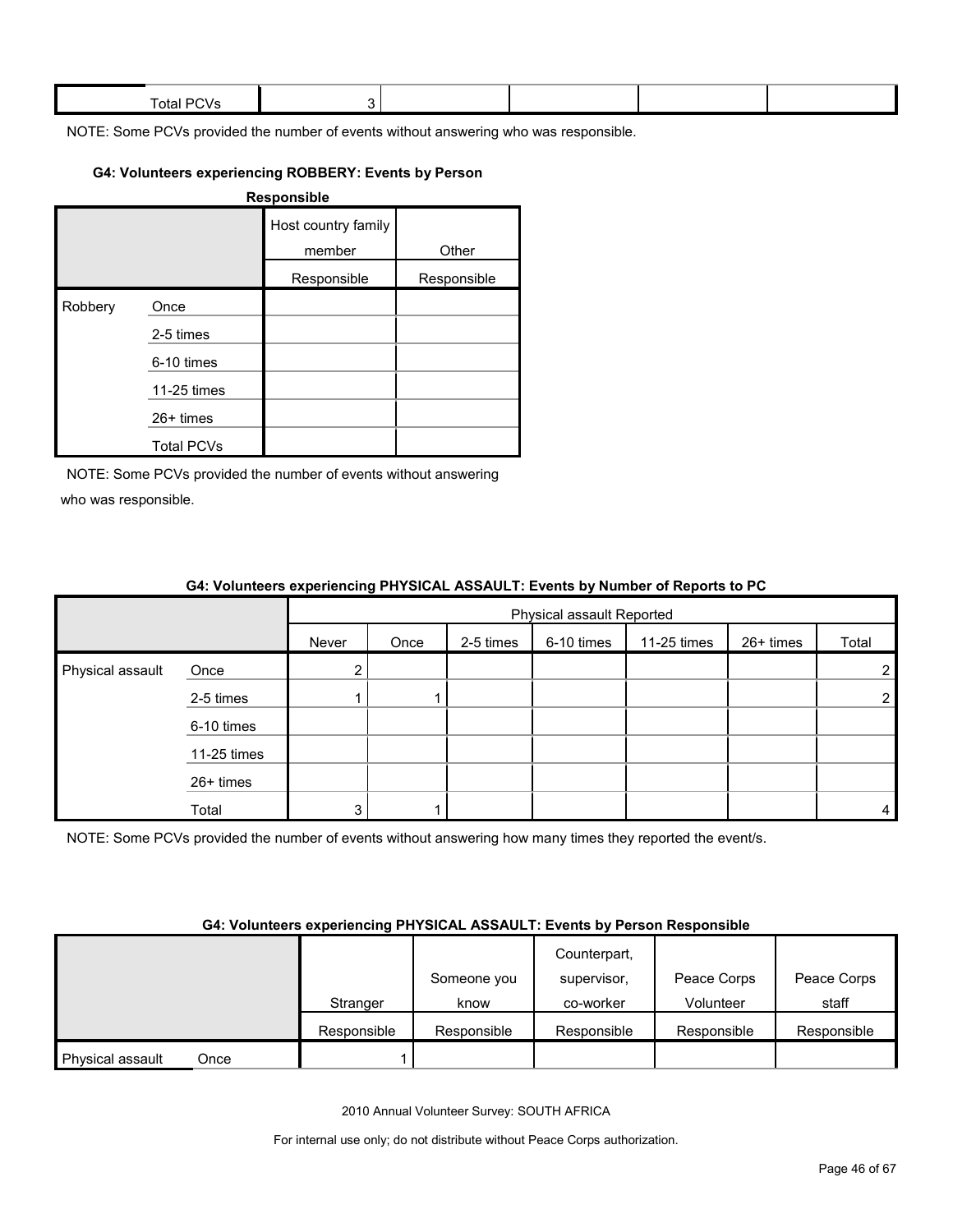| | Total PCVs | 3 | | | | |
|---|---|---|---|---|---|---|

NOTE: Some PCVs provided the number of events without answering who was responsible.

#### G4: Volunteers experiencing ROBBERY: Events by Person Responsible

| | | Host country family member | Other |
|---|---|---|---|
| | | Responsible | Responsible |
| Robbery | Once | | |
| | 2-5 times | | |
| | 6-10 times | | |
| | 11-25 times | | |
| | 26+ times | | |
| | Total PCVs | | |

NOTE: Some PCVs provided the number of events without answering who was responsible.

#### G4: Volunteers experiencing PHYSICAL ASSAULT: Events by Number of Reports to PC

| | | Physical assault Reported | | | | | | |
|---|---|---|---|---|---|---|---|---|
| | | Never | Once | 2-5 times | 6-10 times | 11-25 times | 26+ times | Total |
| Physical assault | Once | 2 | | | | | | 2 |
| | 2-5 times | 1 | 1 | | | | | 2 |
| | 6-10 times | | | | | | | |
| | 11-25 times | | | | | | | |
| | 26+ times | | | | | | | |
| | Total | 3 | 1 | | | | | 4 |

NOTE: Some PCVs provided the number of events without answering how many times they reported the event/s.

#### G4: Volunteers experiencing PHYSICAL ASSAULT: Events by Person Responsible

| | | Stranger | Someone you know | Counterpart, supervisor, co-worker | Peace Corps Volunteer | Peace Corps staff |
|---|---|---|---|---|---|---|
| | | Responsible | Responsible | Responsible | Responsible | Responsible |
| Physical assault | Once | 1 | | | | |

2010 Annual Volunteer Survey: SOUTH AFRICA

For internal use only; do not distribute without Peace Corps authorization.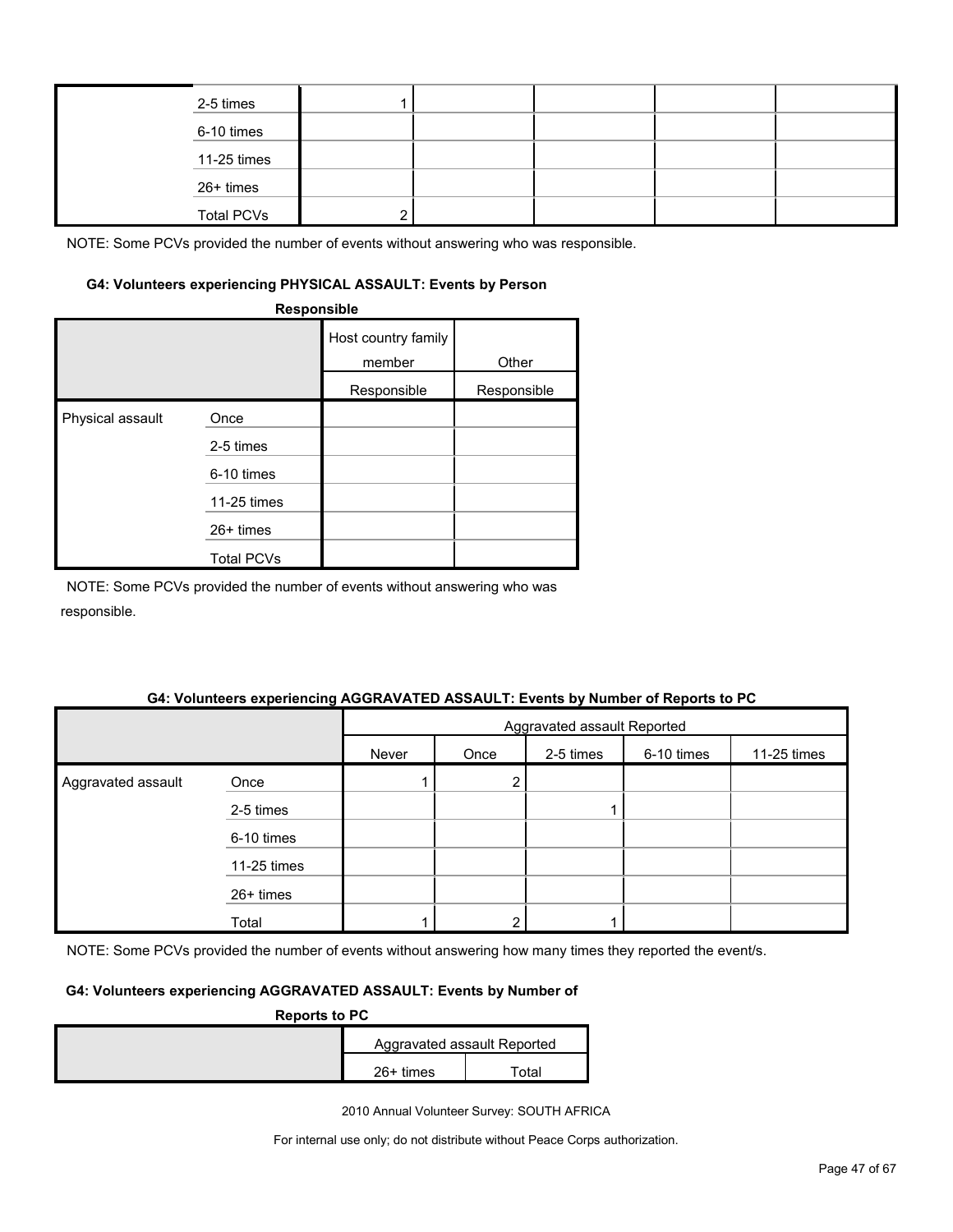| | | | | | | |
|---|---|---|---|---|---|---|
| | 2-5 times | 1 | | | | |
| | 6-10 times | | | | | |
| | 11-25 times | | | | | |
| | 26+ times | | | | | |
| | Total PCVs | 2 | | | | |

NOTE: Some PCVs provided the number of events without answering who was responsible.

#### G4: Volunteers experiencing PHYSICAL ASSAULT: Events by Person Responsible

| | | Host country family member | Other |
|---|---|---|---|
| | | Responsible | Responsible |
| Physical assault | Once | | |
| | 2-5 times | | |
| | 6-10 times | | |
| | 11-25 times | | |
| | 26+ times | | |
| | Total PCVs | | |

NOTE: Some PCVs provided the number of events without answering who was responsible.

#### G4: Volunteers experiencing AGGRAVATED ASSAULT: Events by Number of Reports to PC

| | | Aggravated assault Reported | | | | |
|---|---|---|---|---|---|---|
| | | Never | Once | 2-5 times | 6-10 times | 11-25 times |
| Aggravated assault | Once | 1 | 2 | | | |
| | 2-5 times | | | 1 | | |
| | 6-10 times | | | | | |
| | 11-25 times | | | | | |
| | 26+ times | | | | | |
| | Total | 1 | 2 | 1 | | |

NOTE: Some PCVs provided the number of events without answering how many times they reported the event/s.

#### G4: Volunteers experiencing AGGRAVATED ASSAULT: Events by Number of Reports to PC

| | Aggravated assault Reported | |
|---|---|---|
| | 26+ times | Total |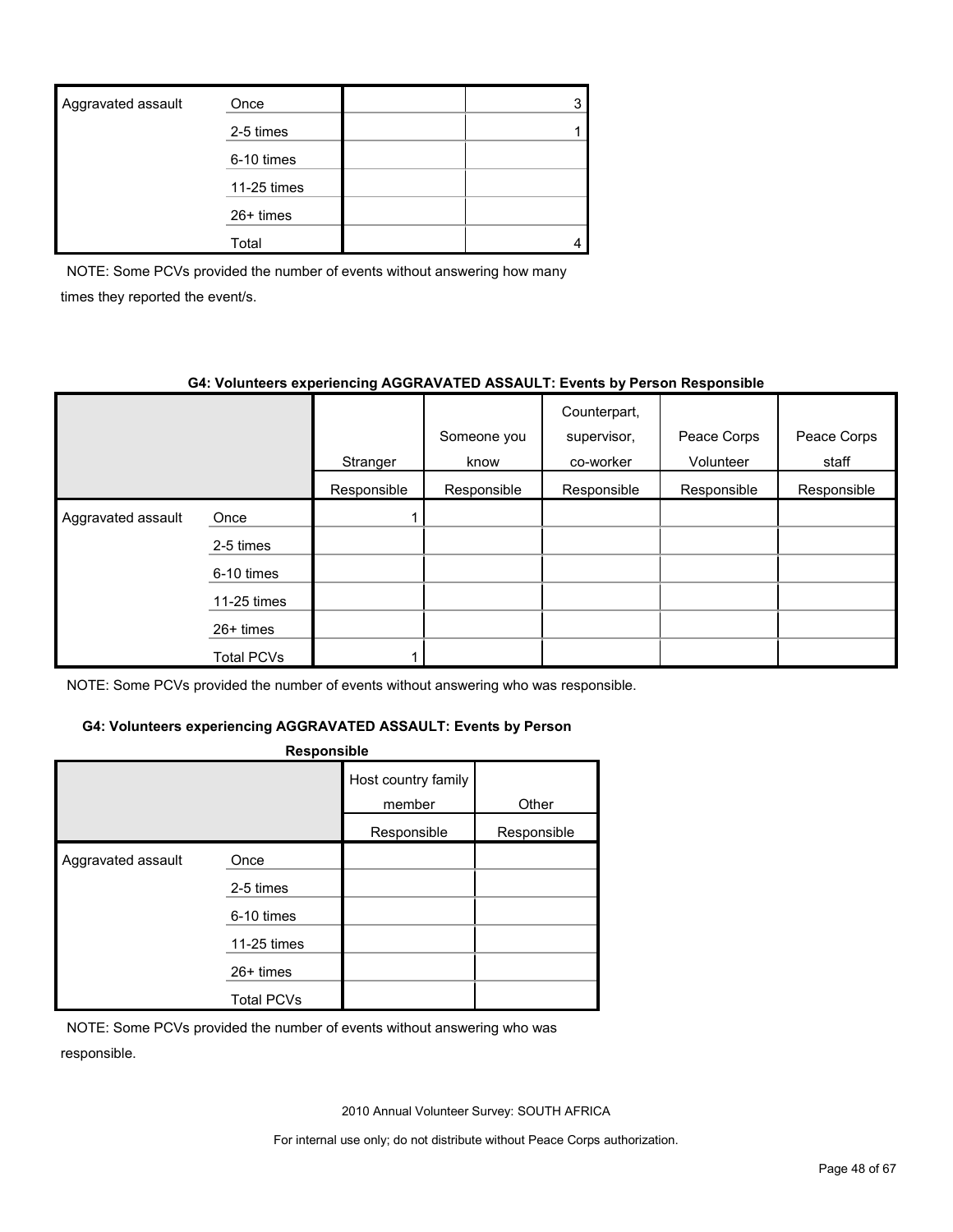| Aggravated assault | Once | | 3 |
|---|---|---|---|
| | 2-5 times | | 1 |
| | 6-10 times | | |
| | 11-25 times | | |
| | 26+ times | | |
| | Total | | 4 |

NOTE: Some PCVs provided the number of events without answering how many times they reported the event/s.

**G4: Volunteers experiencing AGGRAVATED ASSAULT: Events by Person Responsible**

| | | Stranger | Someone you know | Counterpart, supervisor, co-worker | Peace Corps Volunteer | Peace Corps staff |
|---|---|---|---|---|---|---|
| | | Responsible | Responsible | Responsible | Responsible | Responsible |
| Aggravated assault | Once | 1 | | | | |
| | 2-5 times | | | | | |
| | 6-10 times | | | | | |
| | 11-25 times | | | | | |
| | 26+ times | | | | | |
| | Total PCVs | 1 | | | | |

NOTE: Some PCVs provided the number of events without answering who was responsible.

**G4: Volunteers experiencing AGGRAVATED ASSAULT: Events by Person Responsible**

| | | Host country family member | Other |
|---|---|---|---|
| | | Responsible | Responsible |
| Aggravated assault | Once | | |
| | 2-5 times | | |
| | 6-10 times | | |
| | 11-25 times | | |
| | 26+ times | | |
| | Total PCVs | | |

NOTE: Some PCVs provided the number of events without answering who was responsible.

2010 Annual Volunteer Survey: SOUTH AFRICA

For internal use only; do not distribute without Peace Corps authorization.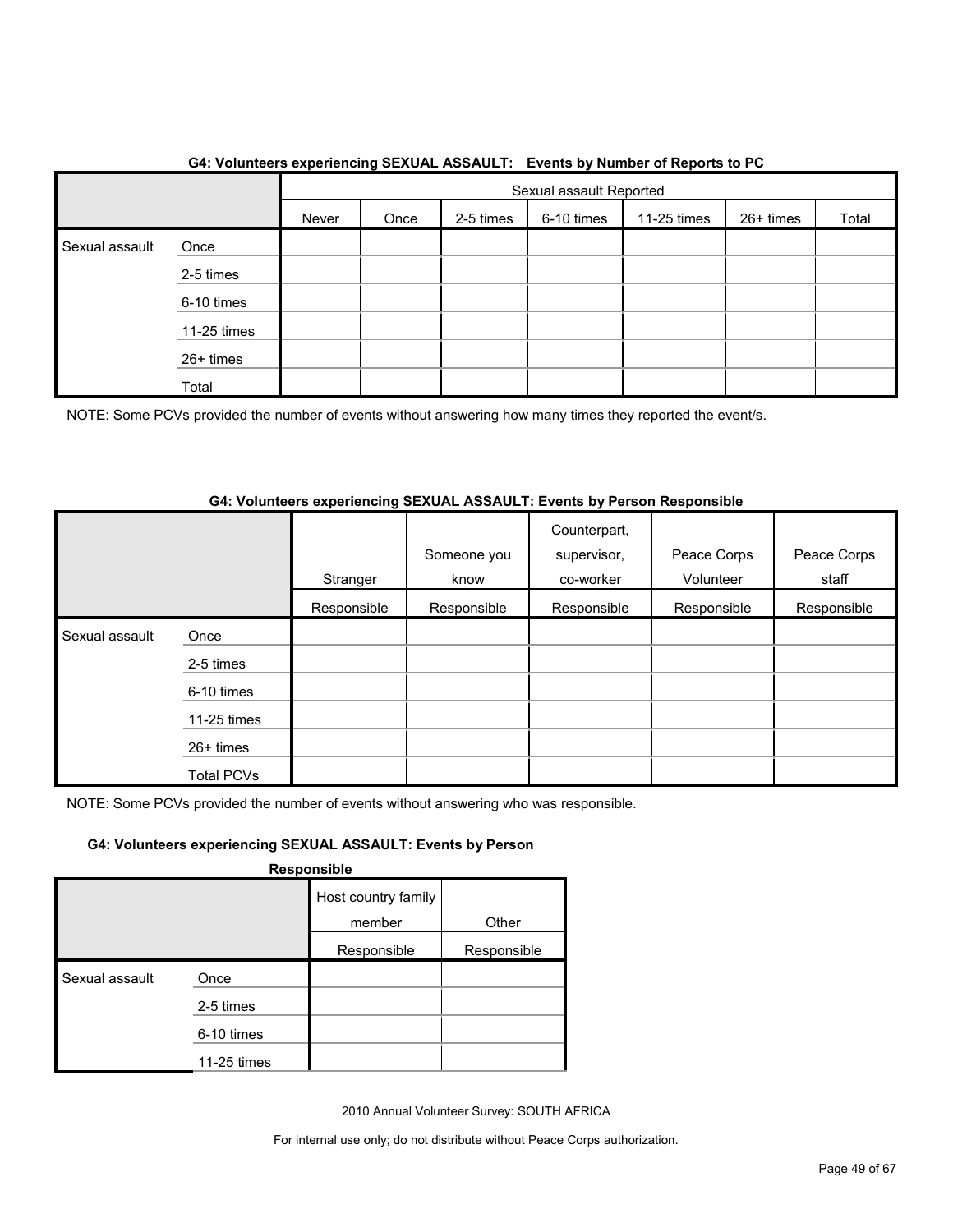### G4: Volunteers experiencing SEXUAL ASSAULT: Events by Number of Reports to PC

| | | Sexual assault Reported | | | | | | |
|---|---|---|---|---|---|---|---|---|
| | | Never | Once | 2-5 times | 6-10 times | 11-25 times | 26+ times | Total |
| Sexual assault | Once | | | | | | | |
| | 2-5 times | | | | | | | |
| | 6-10 times | | | | | | | |
| | 11-25 times | | | | | | | |
| | 26+ times | | | | | | | |
| | Total | | | | | | | |

NOTE: Some PCVs provided the number of events without answering how many times they reported the event/s.

### G4: Volunteers experiencing SEXUAL ASSAULT: Events by Person Responsible

| | | Stranger | Someone you know | Counterpart, supervisor, co-worker | Peace Corps Volunteer | Peace Corps staff |
|---|---|---|---|---|---|---|
| | | Responsible | Responsible | Responsible | Responsible | Responsible |
| Sexual assault | Once | | | | | |
| | 2-5 times | | | | | |
| | 6-10 times | | | | | |
| | 11-25 times | | | | | |
| | 26+ times | | | | | |
| | Total PCVs | | | | | |

NOTE: Some PCVs provided the number of events without answering who was responsible.

### G4: Volunteers experiencing SEXUAL ASSAULT: Events by Person Responsible

| | | Host country family member | Other |
|---|---|---|---|
| | | Responsible | Responsible |
| Sexual assault | Once | | |
| | 2-5 times | | |
| | 6-10 times | | |
| | 11-25 times | | |

2010 Annual Volunteer Survey: SOUTH AFRICA

For internal use only; do not distribute without Peace Corps authorization.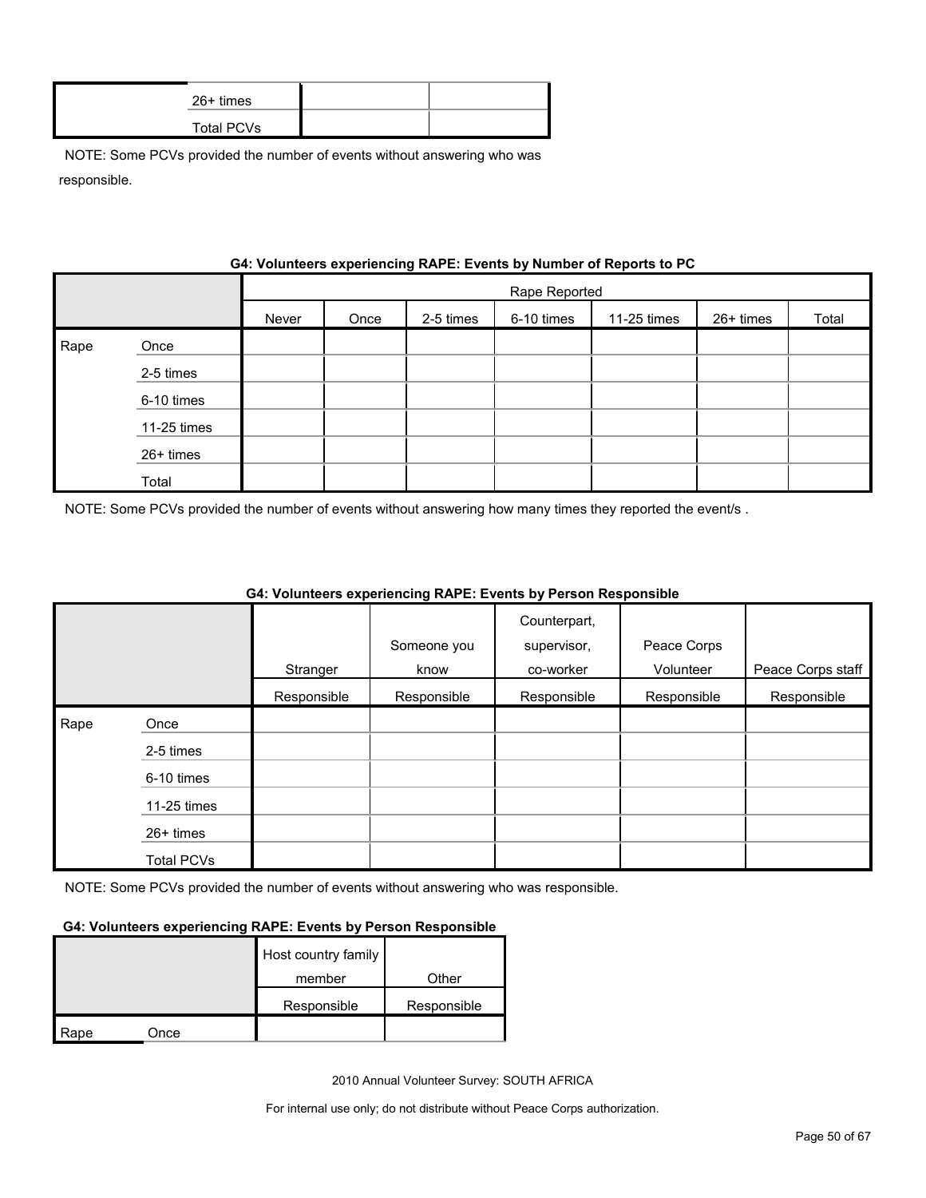| | | | |
|---|---|---|---|
| | 26+ times | | |
| | Total PCVs | | |

NOTE: Some PCVs provided the number of events without answering who was responsible.

**G4: Volunteers experiencing RAPE: Events by Number of Reports to PC**

| | | Rape Reported | | | | | | |
|---|---|---|---|---|---|---|---|---|
| | | Never | Once | 2-5 times | 6-10 times | 11-25 times | 26+ times | Total |
| Rape | Once | | | | | | | |
| | 2-5 times | | | | | | | |
| | 6-10 times | | | | | | | |
| | 11-25 times | | | | | | | |
| | 26+ times | | | | | | | |
| | Total | | | | | | | |

NOTE: Some PCVs provided the number of events without answering how many times they reported the event/s .

**G4: Volunteers experiencing RAPE: Events by Person Responsible**

| | | Stranger | Someone you know | Counterpart, supervisor, co-worker | Peace Corps Volunteer | Peace Corps staff |
|---|---|---|---|---|---|---|
| | | Responsible | Responsible | Responsible | Responsible | Responsible |
| Rape | Once | | | | | |
| | 2-5 times | | | | | |
| | 6-10 times | | | | | |
| | 11-25 times | | | | | |
| | 26+ times | | | | | |
| | Total PCVs | | | | | |

NOTE: Some PCVs provided the number of events without answering who was responsible.

**G4: Volunteers experiencing RAPE: Events by Person Responsible**

| | | Host country family member | Other |
|---|---|---|---|
| | | Responsible | Responsible |
| Rape | Once | | |

2010 Annual Volunteer Survey: SOUTH AFRICA

For internal use only; do not distribute without Peace Corps authorization.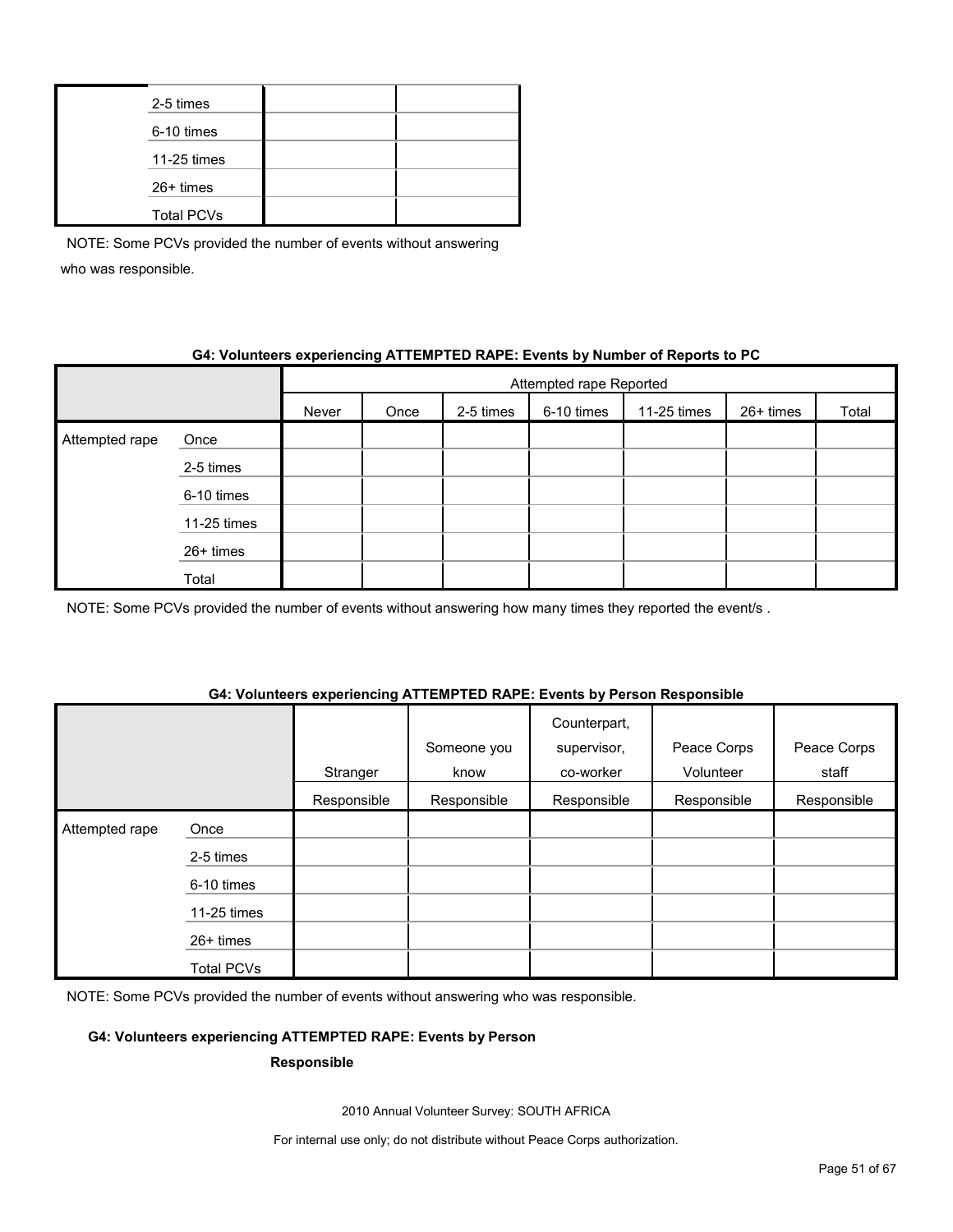| | | | |
|---|---|---|---|
| | 2-5 times | | |
| | 6-10 times | | |
| | 11-25 times | | |
| | 26+ times | | |
| | Total PCVs | | |

NOTE: Some PCVs provided the number of events without answering who was responsible.

**G4: Volunteers experiencing ATTEMPTED RAPE: Events by Number of Reports to PC**

| | | Attempted rape Reported | | | | | | |
|---|---|---|---|---|---|---|---|---|
| | | Never | Once | 2-5 times | 6-10 times | 11-25 times | 26+ times | Total |
| Attempted rape | Once | | | | | | | |
| | 2-5 times | | | | | | | |
| | 6-10 times | | | | | | | |
| | 11-25 times | | | | | | | |
| | 26+ times | | | | | | | |
| | Total | | | | | | | |

NOTE: Some PCVs provided the number of events without answering how many times they reported the event/s .

**G4: Volunteers experiencing ATTEMPTED RAPE: Events by Person Responsible**

| | | Stranger Responsible | Someone you know Responsible | Counterpart, supervisor, co-worker Responsible | Peace Corps Volunteer Responsible | Peace Corps staff Responsible |
|---|---|---|---|---|---|---|
| Attempted rape | Once | | | | | |
| | 2-5 times | | | | | |
| | 6-10 times | | | | | |
| | 11-25 times | | | | | |
| | 26+ times | | | | | |
| | Total PCVs | | | | | |

NOTE: Some PCVs provided the number of events without answering who was responsible.

**G4: Volunteers experiencing ATTEMPTED RAPE: Events by Person Responsible**

2010 Annual Volunteer Survey: SOUTH AFRICA

For internal use only; do not distribute without Peace Corps authorization.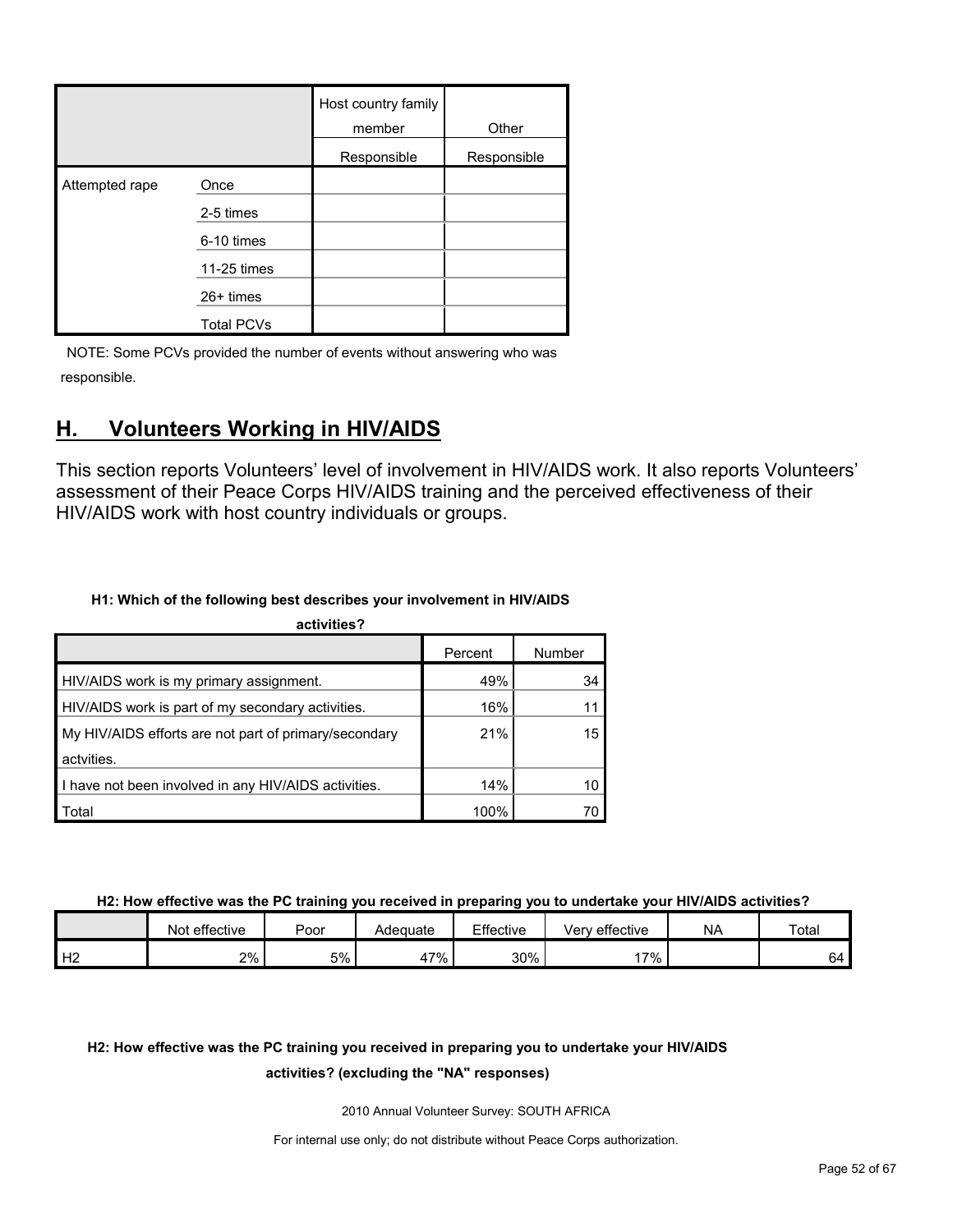| | | Host country family member | Other |
|---|---|---|---|
| | | Responsible | Responsible |
| Attempted rape | Once | | |
| | 2-5 times | | |
| | 6-10 times | | |
| | 11-25 times | | |
| | 26+ times | | |
| | Total PCVs | | |

NOTE: Some PCVs provided the number of events without answering who was responsible.

## H. Volunteers Working in HIV/AIDS

This section reports Volunteers' level of involvement in HIV/AIDS work. It also reports Volunteers' assessment of their Peace Corps HIV/AIDS training and the perceived effectiveness of their HIV/AIDS work with host country individuals or groups.

**H1: Which of the following best describes your involvement in HIV/AIDS activities?**

| | Percent | Number |
|---|---|---|
| HIV/AIDS work is my primary assignment. | 49% | 34 |
| HIV/AIDS work is part of my secondary activities. | 16% | 11 |
| My HIV/AIDS efforts are not part of primary/secondary actvities. | 21% | 15 |
| I have not been involved in any HIV/AIDS activities. | 14% | 10 |
| Total | 100% | 70 |

**H2: How effective was the PC training you received in preparing you to undertake your HIV/AIDS activities?**

| | Not effective | Poor | Adequate | Effective | Very effective | NA | Total |
|---|---|---|---|---|---|---|---|
| H2 | 2% | 5% | 47% | 30% | 17% | | 64 |

**H2: How effective was the PC training you received in preparing you to undertake your HIV/AIDS activities? (excluding the "NA" responses)**

2010 Annual Volunteer Survey: SOUTH AFRICA

For internal use only; do not distribute without Peace Corps authorization.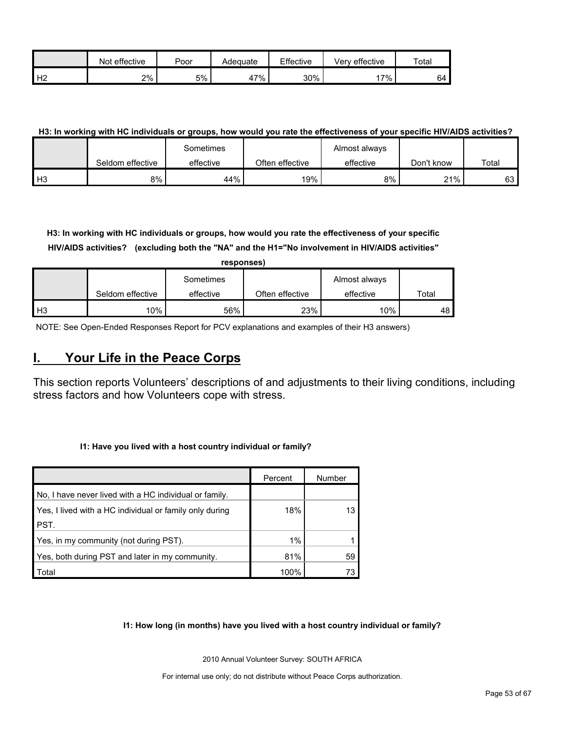| | Not effective | Poor | Adequate | Effective | Very effective | Total |
|---|---|---|---|---|---|---|
| H2 | 2% | 5% | 47% | 30% | 17% | 64 |

**H3: In working with HC individuals or groups, how would you rate the effectiveness of your specific HIV/AIDS activities?**

| | Seldom effective | Sometimes effective | Often effective | Almost always effective | Don't know | Total |
|---|---|---|---|---|---|---|
| H3 | 8% | 44% | 19% | 8% | 21% | 63 |

**H3: In working with HC individuals or groups, how would you rate the effectiveness of your specific HIV/AIDS activities? (excluding both the "NA" and the H1="No involvement in HIV/AIDS activities" responses)**

| | Seldom effective | Sometimes effective | Often effective | Almost always effective | Total |
|---|---|---|---|---|---|
| H3 | 10% | 56% | 23% | 10% | 48 |

NOTE: See Open-Ended Responses Report for PCV explanations and examples of their H3 answers)

## I. Your Life in the Peace Corps

This section reports Volunteers' descriptions of and adjustments to their living conditions, including stress factors and how Volunteers cope with stress.

**I1: Have you lived with a host country individual or family?**

| | Percent | Number |
|---|---|---|
| No, I have never lived with a HC individual or family. | | |
| Yes, I lived with a HC individual or family only during PST. | 18% | 13 |
| Yes, in my community (not during PST). | 1% | 1 |
| Yes, both during PST and later in my community. | 81% | 59 |
| Total | 100% | 73 |

**I1: How long (in months) have you lived with a host country individual or family?**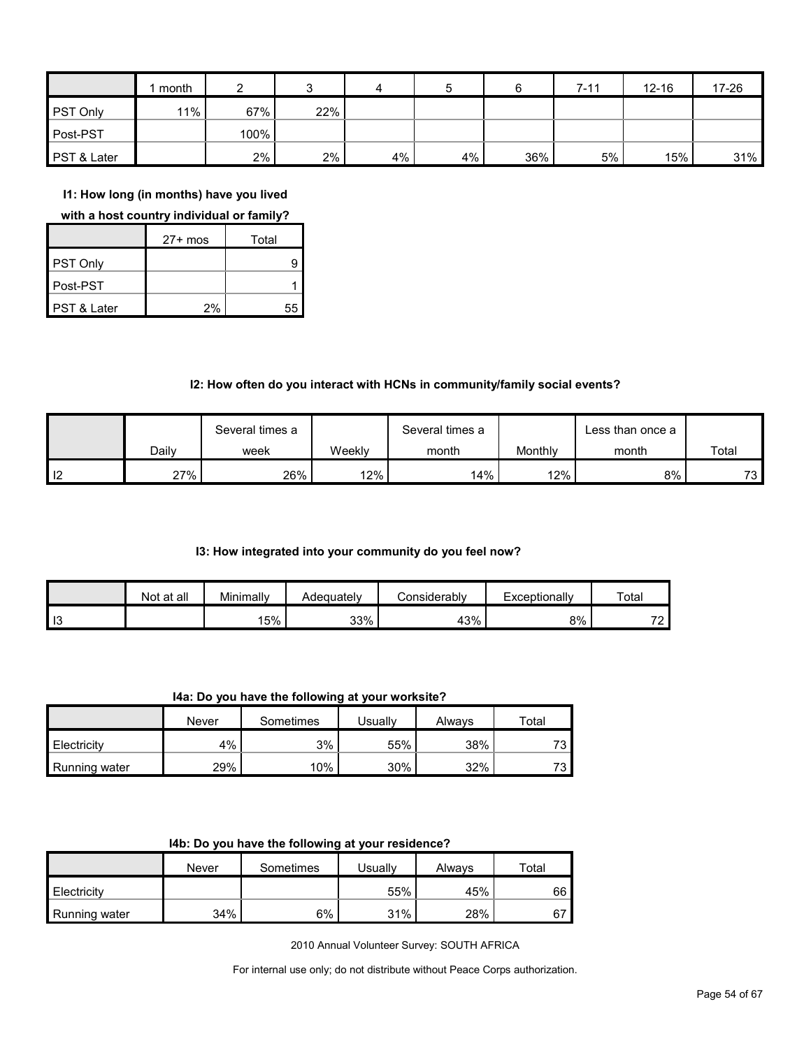|  | 1 month | 2 | 3 | 4 | 5 | 6 | 7-11 | 12-16 | 17-26 | 27+ mos | Total |
|---|---|---|---|---|---|---|---|---|---|---|---|
| PST Only | 11% | 67% | 22% |  |  |  |  |  |  |  | 9 |
| Post-PST |  | 100% |  |  |  |  |  |  |  |  | 1 |
| PST & Later |  | 2% | 2% | 4% | 4% | 36% | 5% | 15% | 31% | 2% | 55 |

**I1: How long (in months) have you lived with a host country individual or family?**

**I2: How often do you interact with HCNs in community/family social events?**

|  | Daily | Several times a week | Weekly | Several times a month | Monthly | Less than once a month | Total |
|---|---|---|---|---|---|---|---|
| I2 | 27% | 26% | 12% | 14% | 12% | 8% | 73 |

**I3: How integrated into your community do you feel now?**

|  | Not at all | Minimally | Adequately | Considerably | Exceptionally | Total |
|---|---|---|---|---|---|---|
| I3 |  | 15% | 33% | 43% | 8% | 72 |

**I4a: Do you have the following at your worksite?**

|  | Never | Sometimes | Usually | Always | Total |
|---|---|---|---|---|---|
| Electricity | 4% | 3% | 55% | 38% | 73 |
| Running water | 29% | 10% | 30% | 32% | 73 |

**I4b: Do you have the following at your residence?**

|  | Never | Sometimes | Usually | Always | Total |
|---|---|---|---|---|---|
| Electricity |  |  | 55% | 45% | 66 |
| Running water | 34% | 6% | 31% | 28% | 67 |

2010 Annual Volunteer Survey: SOUTH AFRICA

For internal use only; do not distribute without Peace Corps authorization.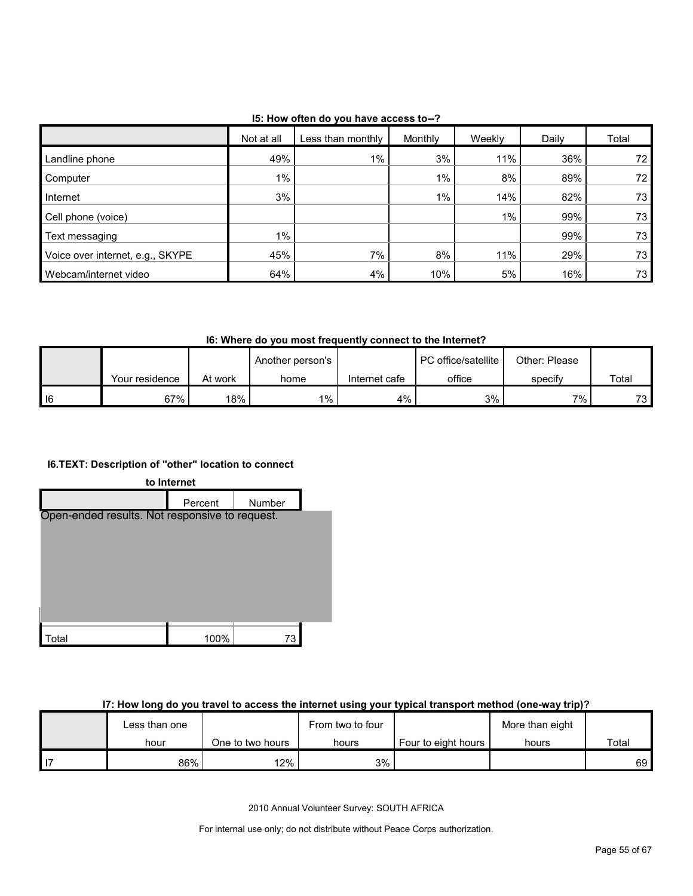### I5: How often do you have access to--?

| | Not at all | Less than monthly | Monthly | Weekly | Daily | Total |
|---|---|---|---|---|---|---|
| Landline phone | 49% | 1% | 3% | 11% | 36% | 72 |
| Computer | 1% | | 1% | 8% | 89% | 72 |
| Internet | 3% | | 1% | 14% | 82% | 73 |
| Cell phone (voice) | | | | 1% | 99% | 73 |
| Text messaging | 1% | | | | 99% | 73 |
| Voice over internet, e.g., SKYPE | 45% | 7% | 8% | 11% | 29% | 73 |
| Webcam/internet video | 64% | 4% | 10% | 5% | 16% | 73 |

### I6: Where do you most frequently connect to the Internet?

| | Your residence | At work | Another person's home | Internet cafe | PC office/satellite office | Other: Please specify | Total |
|---|---|---|---|---|---|---|---|
| I6 | 67% | 18% | 1% | 4% | 3% | 7% | 73 |

### I6.TEXT: Description of "other" location to connect to Internet

| | Percent | Number |
|---|---|---|
| Open-ended results. Not responsive to request. | | |
| Total | 100% | 73 |

### I7: How long do you travel to access the internet using your typical transport method (one-way trip)?

| | Less than one hour | One to two hours | From two to four hours | Four to eight hours | More than eight hours | Total |
|---|---|---|---|---|---|---|
| I7 | 86% | 12% | 3% | | | 69 |

2010 Annual Volunteer Survey: SOUTH AFRICA

For internal use only; do not distribute without Peace Corps authorization.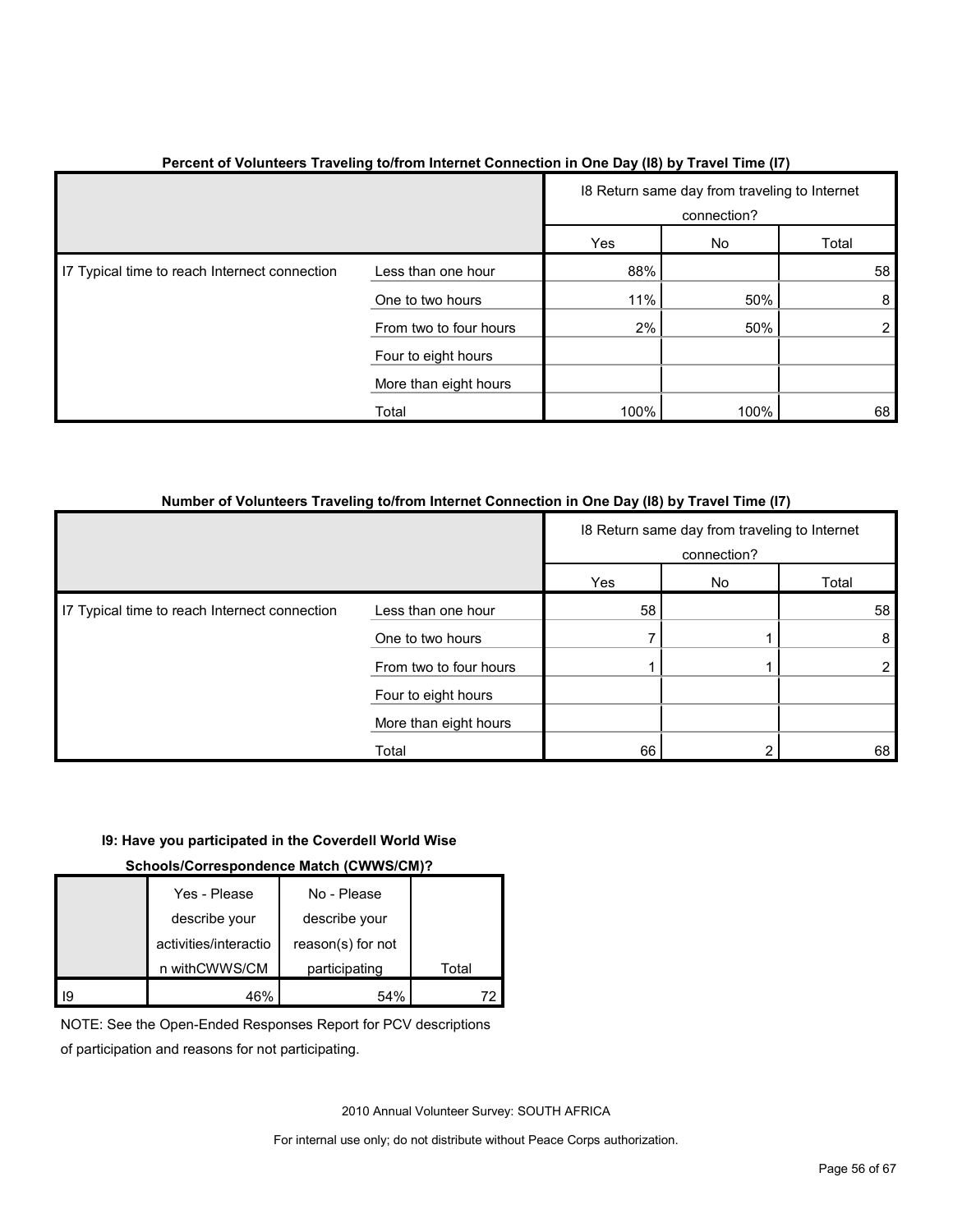**Percent of Volunteers Traveling to/from Internet Connection in One Day (I8) by Travel Time (I7)**

| | | I8 Return same day from traveling to Internet connection? | | |
|---|---|---|---|---|
| | | Yes | No | Total |
| I7 Typical time to reach Internet connection | Less than one hour | 88% | | 58 |
| | One to two hours | 11% | 50% | 8 |
| | From two to four hours | 2% | 50% | 2 |
| | Four to eight hours | | | |
| | More than eight hours | | | |
| | Total | 100% | 100% | 68 |

**Number of Volunteers Traveling to/from Internet Connection in One Day (I8) by Travel Time (I7)**

| | | I8 Return same day from traveling to Internet connection? | | |
|---|---|---|---|---|
| | | Yes | No | Total |
| I7 Typical time to reach Internet connection | Less than one hour | 58 | | 58 |
| | One to two hours | 7 | 1 | 8 |
| | From two to four hours | 1 | 1 | 2 |
| | Four to eight hours | | | |
| | More than eight hours | | | |
| | Total | 66 | 2 | 68 |

**I9: Have you participated in the Coverdell World Wise Schools/Correspondence Match (CWWS/CM)?**

| | Yes - Please describe your activities/interaction withCWWS/CM | No - Please describe your reason(s) for not participating | Total |
|---|---|---|---|
| I9 | 46% | 54% | 72 |

NOTE: See the Open-Ended Responses Report for PCV descriptions of participation and reasons for not participating.

2010 Annual Volunteer Survey: SOUTH AFRICA

For internal use only; do not distribute without Peace Corps authorization.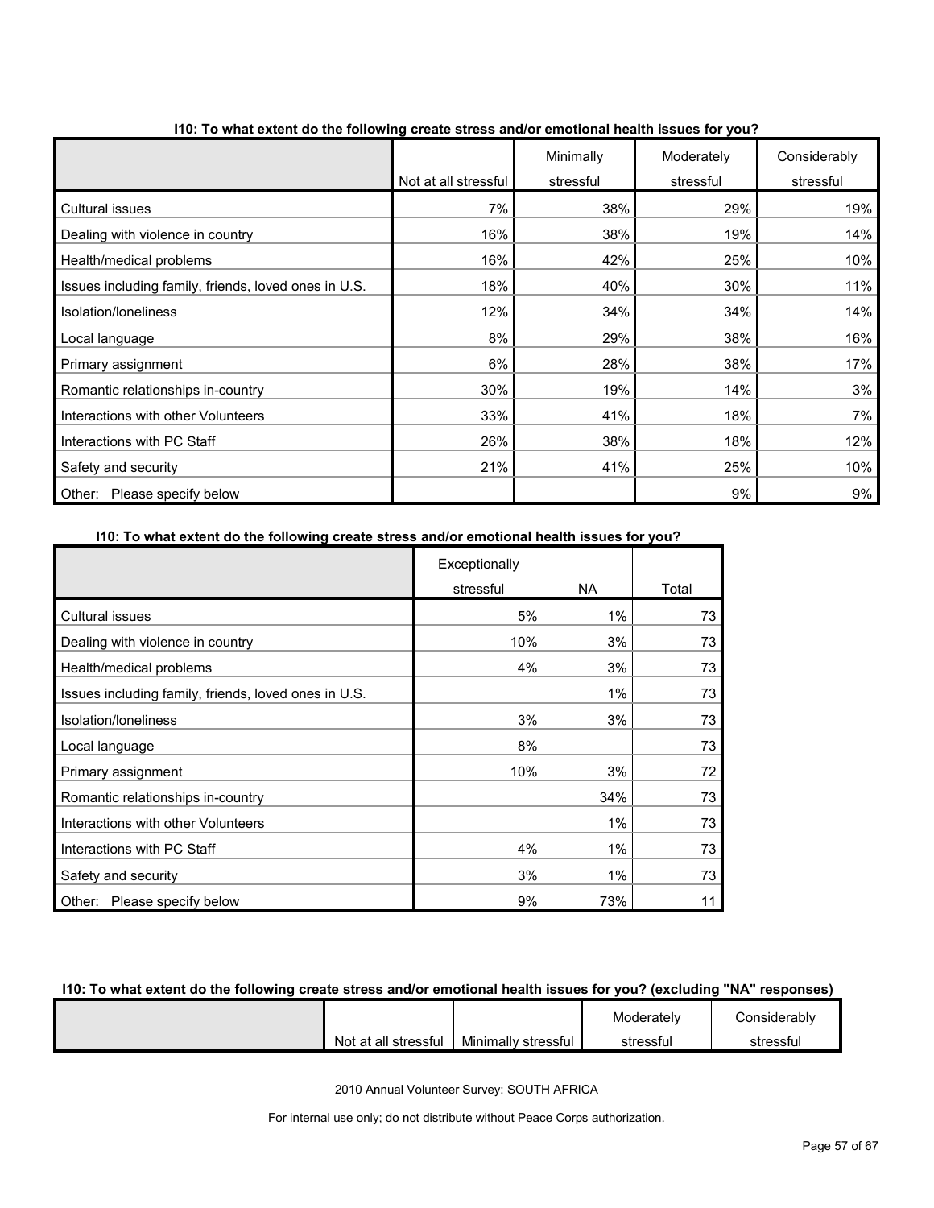**I10: To what extent do the following create stress and/or emotional health issues for you?**

| | Not at all stressful | Minimally stressful | Moderately stressful | Considerably stressful |
|---|---|---|---|---|
| Cultural issues | 7% | 38% | 29% | 19% |
| Dealing with violence in country | 16% | 38% | 19% | 14% |
| Health/medical problems | 16% | 42% | 25% | 10% |
| Issues including family, friends, loved ones in U.S. | 18% | 40% | 30% | 11% |
| Isolation/loneliness | 12% | 34% | 34% | 14% |
| Local language | 8% | 29% | 38% | 16% |
| Primary assignment | 6% | 28% | 38% | 17% |
| Romantic relationships in-country | 30% | 19% | 14% | 3% |
| Interactions with other Volunteers | 33% | 41% | 18% | 7% |
| Interactions with PC Staff | 26% | 38% | 18% | 12% |
| Safety and security | 21% | 41% | 25% | 10% |
| Other: Please specify below | | | 9% | 9% |

**I10: To what extent do the following create stress and/or emotional health issues for you?**

| | Exceptionally stressful | NA | Total |
|---|---|---|---|
| Cultural issues | 5% | 1% | 73 |
| Dealing with violence in country | 10% | 3% | 73 |
| Health/medical problems | 4% | 3% | 73 |
| Issues including family, friends, loved ones in U.S. | | 1% | 73 |
| Isolation/loneliness | 3% | 3% | 73 |
| Local language | 8% | | 73 |
| Primary assignment | 10% | 3% | 72 |
| Romantic relationships in-country | | 34% | 73 |
| Interactions with other Volunteers | | 1% | 73 |
| Interactions with PC Staff | 4% | 1% | 73 |
| Safety and security | 3% | 1% | 73 |
| Other: Please specify below | 9% | 73% | 11 |

**I10: To what extent do the following create stress and/or emotional health issues for you? (excluding "NA" responses)**

| | Not at all stressful | Minimally stressful | Moderately stressful | Considerably stressful |
|---|---|---|---|---|

2010 Annual Volunteer Survey: SOUTH AFRICA

For internal use only; do not distribute without Peace Corps authorization.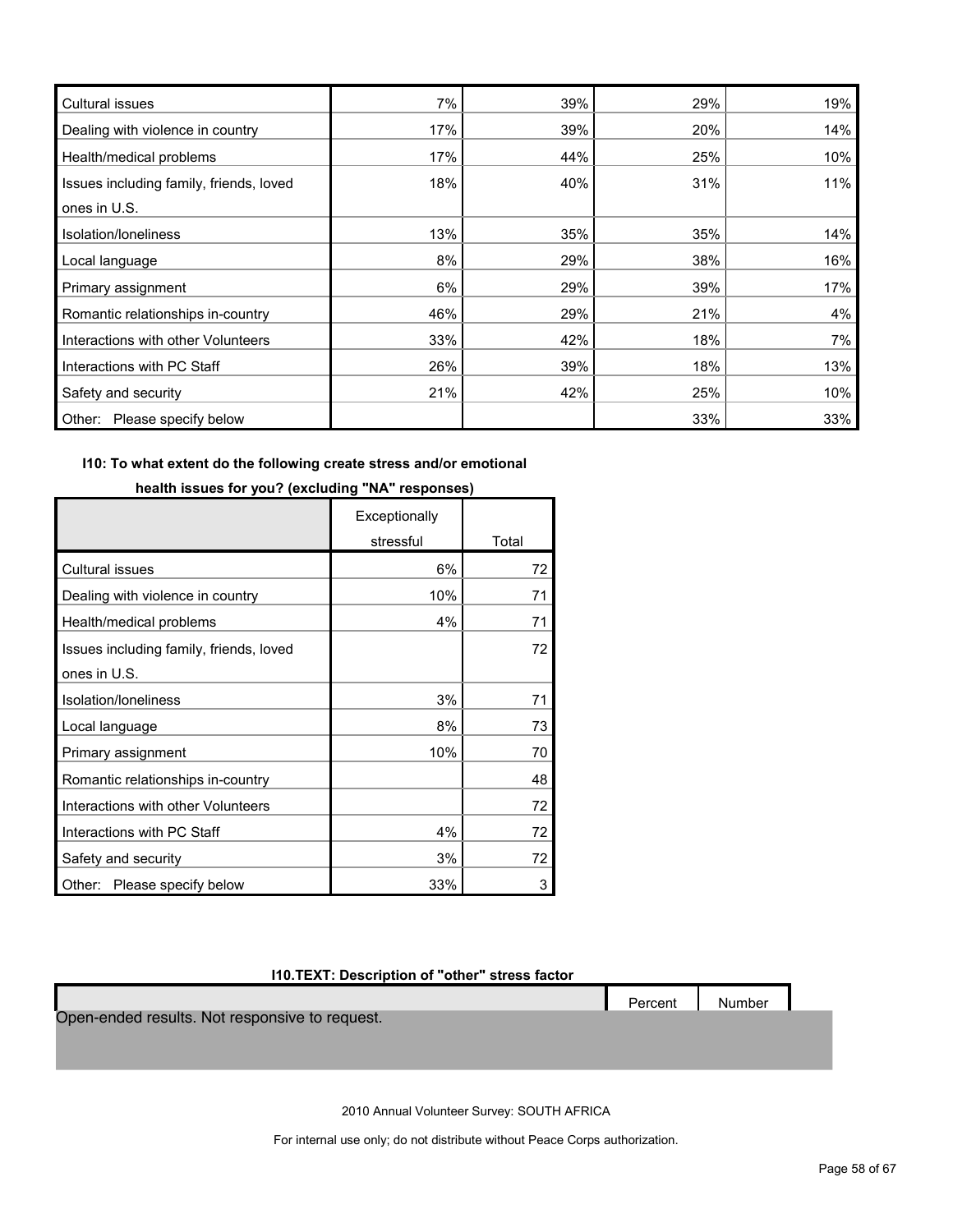| | | | | |
|---|---|---|---|---|
| Cultural issues | 7% | 39% | 29% | 19% |
| Dealing with violence in country | 17% | 39% | 20% | 14% |
| Health/medical problems | 17% | 44% | 25% | 10% |
| Issues including family, friends, loved ones in U.S. | 18% | 40% | 31% | 11% |
| Isolation/loneliness | 13% | 35% | 35% | 14% |
| Local language | 8% | 29% | 38% | 16% |
| Primary assignment | 6% | 29% | 39% | 17% |
| Romantic relationships in-country | 46% | 29% | 21% | 4% |
| Interactions with other Volunteers | 33% | 42% | 18% | 7% |
| Interactions with PC Staff | 26% | 39% | 18% | 13% |
| Safety and security | 21% | 42% | 25% | 10% |
| Other: Please specify below | | | 33% | 33% |

**I10: To what extent do the following create stress and/or emotional health issues for you? (excluding "NA" responses)**

| | Exceptionally stressful | Total |
|---|---|---|
| Cultural issues | 6% | 72 |
| Dealing with violence in country | 10% | 71 |
| Health/medical problems | 4% | 71 |
| Issues including family, friends, loved ones in U.S. | | 72 |
| Isolation/loneliness | 3% | 71 |
| Local language | 8% | 73 |
| Primary assignment | 10% | 70 |
| Romantic relationships in-country | | 48 |
| Interactions with other Volunteers | | 72 |
| Interactions with PC Staff | 4% | 72 |
| Safety and security | 3% | 72 |
| Other: Please specify below | 33% | 3 |

**I10.TEXT: Description of "other" stress factor**

| | Percent | Number |
|---|---|---|
| Open-ended results. Not responsive to request. | | |

2010 Annual Volunteer Survey: SOUTH AFRICA

For internal use only; do not distribute without Peace Corps authorization.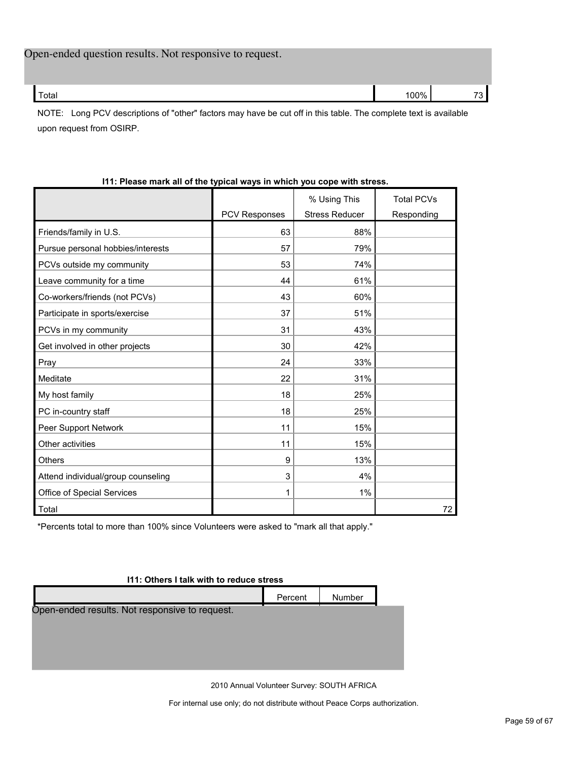Open-ended question results. Not responsive to request.

| | | |
|---|---|---|
| Total | 100% | 73 |

NOTE: Long PCV descriptions of "other" factors may have be cut off in this table. The complete text is available upon request from OSIRP.

**I11: Please mark all of the typical ways in which you cope with stress.**

| | PCV Responses | % Using This Stress Reducer | Total PCVs Responding |
|---|---|---|---|
| Friends/family in U.S. | 63 | 88% | |
| Pursue personal hobbies/interests | 57 | 79% | |
| PCVs outside my community | 53 | 74% | |
| Leave community for a time | 44 | 61% | |
| Co-workers/friends (not PCVs) | 43 | 60% | |
| Participate in sports/exercise | 37 | 51% | |
| PCVs in my community | 31 | 43% | |
| Get involved in other projects | 30 | 42% | |
| Pray | 24 | 33% | |
| Meditate | 22 | 31% | |
| My host family | 18 | 25% | |
| PC in-country staff | 18 | 25% | |
| Peer Support Network | 11 | 15% | |
| Other activities | 11 | 15% | |
| Others | 9 | 13% | |
| Attend individual/group counseling | 3 | 4% | |
| Office of Special Services | 1 | 1% | |
| Total | | | 72 |

*Percents total to more than 100% since Volunteers were asked to "mark all that apply."

**I11: Others I talk with to reduce stress**

| | Percent | Number |
|---|---|---|

Open-ended results. Not responsive to request.

2010 Annual Volunteer Survey: SOUTH AFRICA

For internal use only; do not distribute without Peace Corps authorization.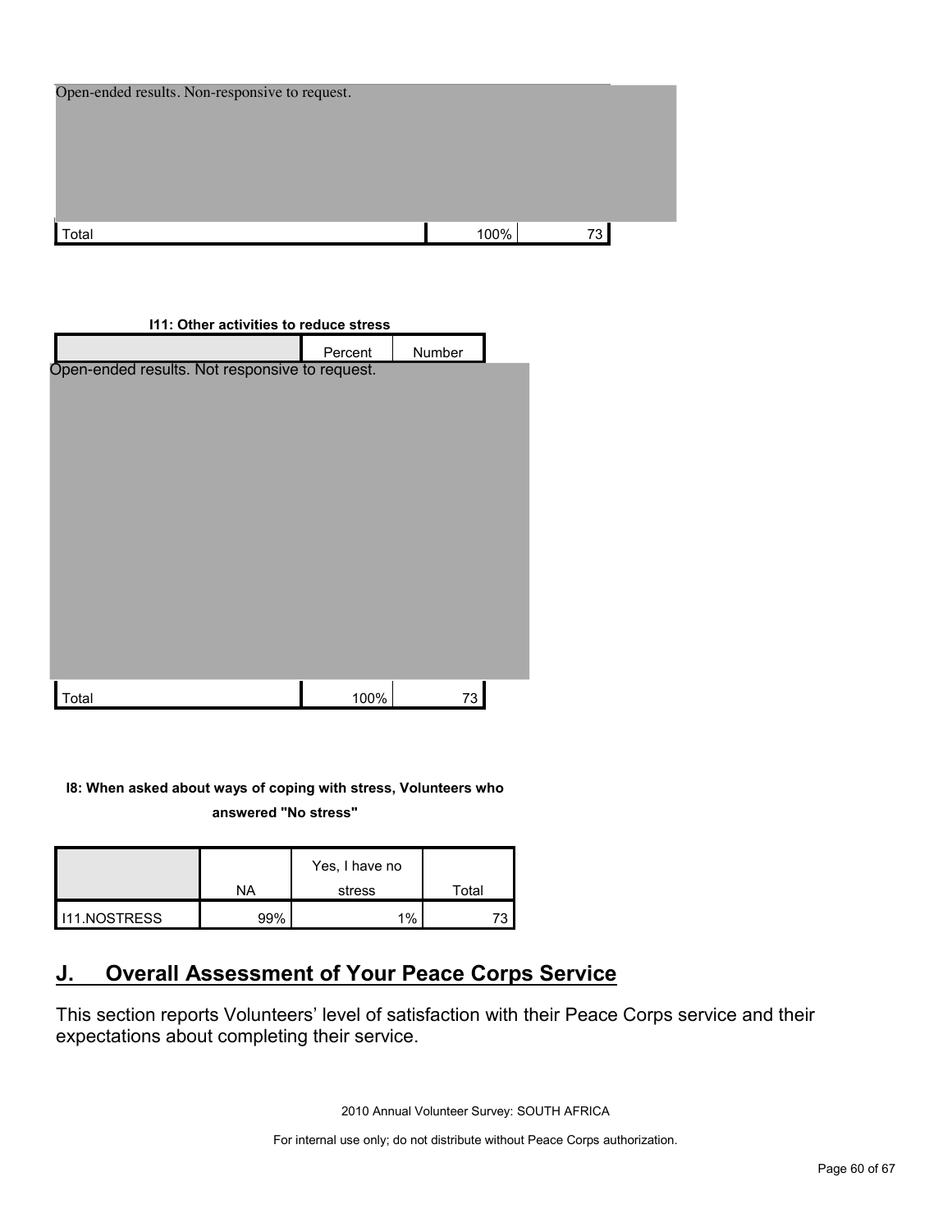| Open-ended results. Non-responsive to request. | | |
|---|---|---|
| Total | 100% | 73 |

**I11: Other activities to reduce stress**

| | Percent | Number |
|---|---|---|
| Open-ended results. Not responsive to request. | | |
| Total | 100% | 73 |

**I8: When asked about ways of coping with stress, Volunteers who answered "No stress"**

| | NA | Yes, I have no stress | Total |
|---|---|---|---|
| I11.NOSTRESS | 99% | 1% | 73 |

## J. Overall Assessment of Your Peace Corps Service

This section reports Volunteers' level of satisfaction with their Peace Corps service and their expectations about completing their service.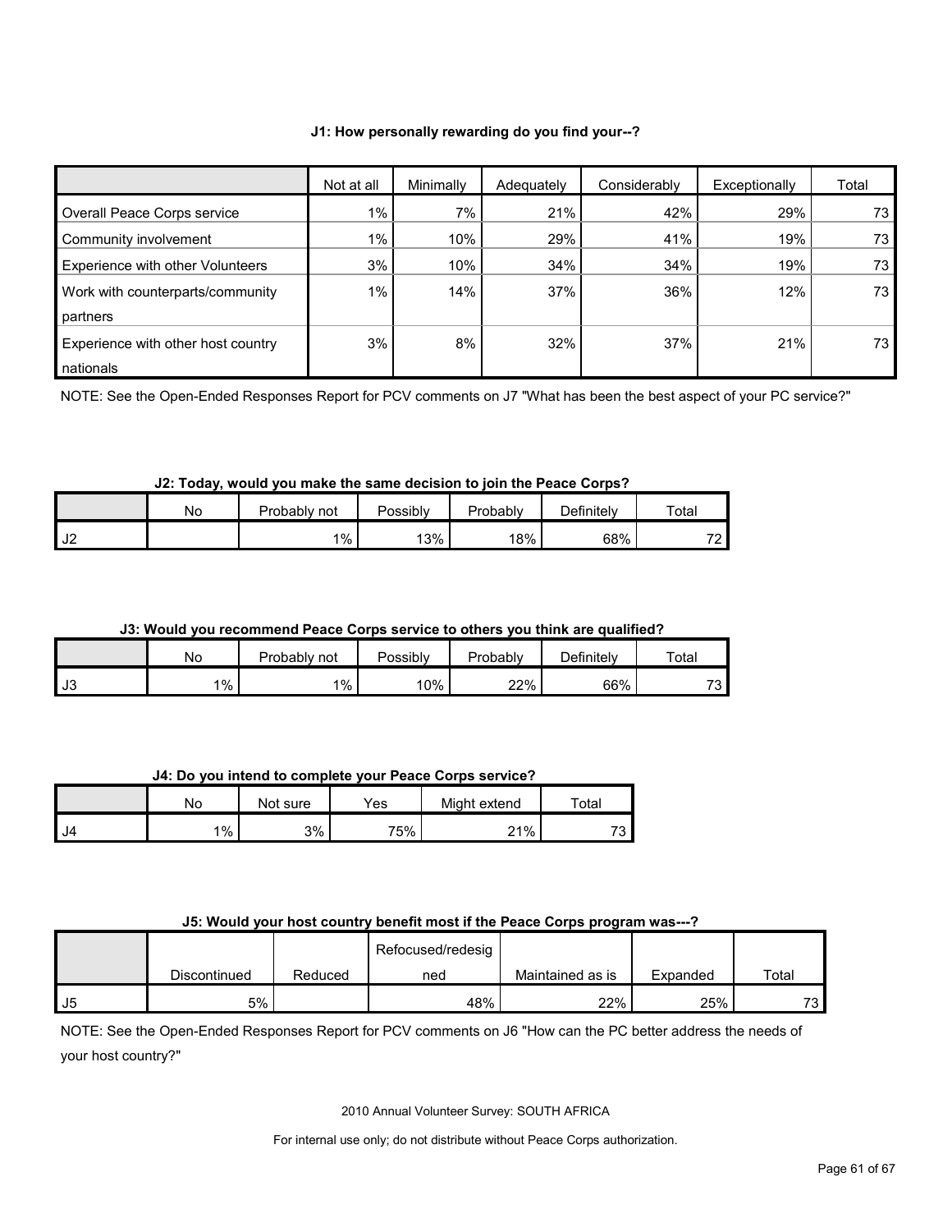**J1: How personally rewarding do you find your--?**

| | Not at all | Minimally | Adequately | Considerably | Exceptionally | Total |
|---|---|---|---|---|---|---|
| Overall Peace Corps service | 1% | 7% | 21% | 42% | 29% | 73 |
| Community involvement | 1% | 10% | 29% | 41% | 19% | 73 |
| Experience with other Volunteers | 3% | 10% | 34% | 34% | 19% | 73 |
| Work with counterparts/community partners | 1% | 14% | 37% | 36% | 12% | 73 |
| Experience with other host country nationals | 3% | 8% | 32% | 37% | 21% | 73 |

NOTE: See the Open-Ended Responses Report for PCV comments on J7 "What has been the best aspect of your PC service?"

**J2: Today, would you make the same decision to join the Peace Corps?**

| | No | Probably not | Possibly | Probably | Definitely | Total |
|---|---|---|---|---|---|---|
| J2 | | 1% | 13% | 18% | 68% | 72 |

**J3: Would you recommend Peace Corps service to others you think are qualified?**

| | No | Probably not | Possibly | Probably | Definitely | Total |
|---|---|---|---|---|---|---|
| J3 | 1% | 1% | 10% | 22% | 66% | 73 |

**J4: Do you intend to complete your Peace Corps service?**

| | No | Not sure | Yes | Might extend | Total |
|---|---|---|---|---|---|
| J4 | 1% | 3% | 75% | 21% | 73 |

**J5: Would your host country benefit most if the Peace Corps program was---?**

| | Discontinued | Reduced | Refocused/redesigned | Maintained as is | Expanded | Total |
|---|---|---|---|---|---|---|
| J5 | 5% | | 48% | 22% | 25% | 73 |

NOTE: See the Open-Ended Responses Report for PCV comments on J6 "How can the PC better address the needs of your host country?"

2010 Annual Volunteer Survey: SOUTH AFRICA

For internal use only; do not distribute without Peace Corps authorization.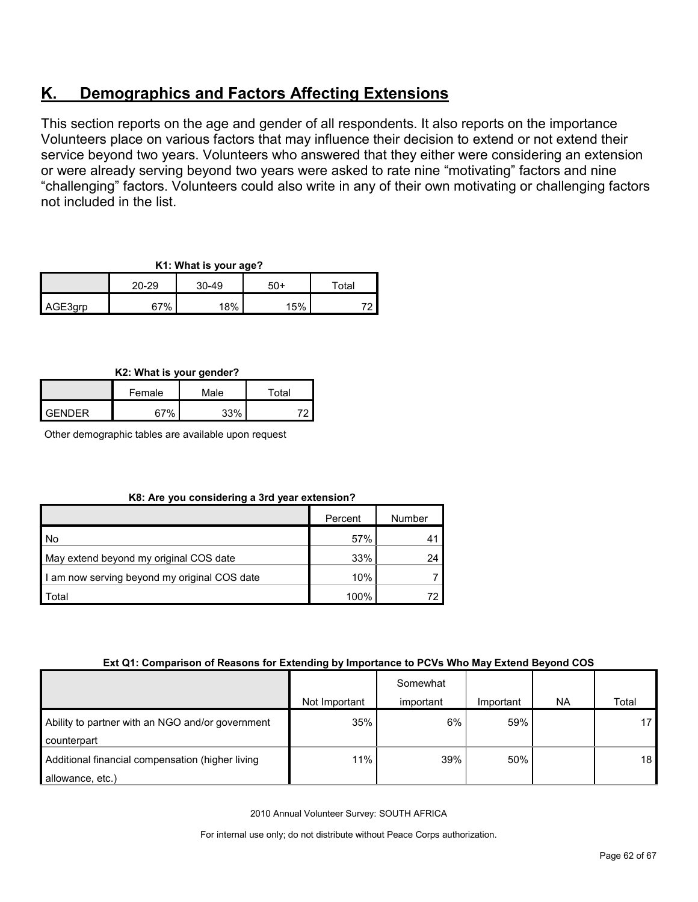## K. Demographics and Factors Affecting Extensions

This section reports on the age and gender of all respondents. It also reports on the importance Volunteers place on various factors that may influence their decision to extend or not extend their service beyond two years. Volunteers who answered that they either were considering an extension or were already serving beyond two years were asked to rate nine "motivating" factors and nine "challenging" factors. Volunteers could also write in any of their own motivating or challenging factors not included in the list.

**K1: What is your age?**

| | 20-29 | 30-49 | 50+ | Total |
|---|---|---|---|---|
| AGE3grp | 67% | 18% | 15% | 72 |

**K2: What is your gender?**

| | Female | Male | Total |
|---|---|---|---|
| GENDER | 67% | 33% | 72 |

Other demographic tables are available upon request

**K8: Are you considering a 3rd year extension?**

| | Percent | Number |
|---|---|---|
| No | 57% | 41 |
| May extend beyond my original COS date | 33% | 24 |
| I am now serving beyond my original COS date | 10% | 7 |
| Total | 100% | 72 |

**Ext Q1: Comparison of Reasons for Extending by Importance to PCVs Who May Extend Beyond COS**

| | Not Important | Somewhat important | Important | NA | Total |
|---|---|---|---|---|---|
| Ability to partner with an NGO and/or government counterpart | 35% | 6% | 59% | | 17 |
| Additional financial compensation (higher living allowance, etc.) | 11% | 39% | 50% | | 18 |

2010 Annual Volunteer Survey: SOUTH AFRICA

For internal use only; do not distribute without Peace Corps authorization.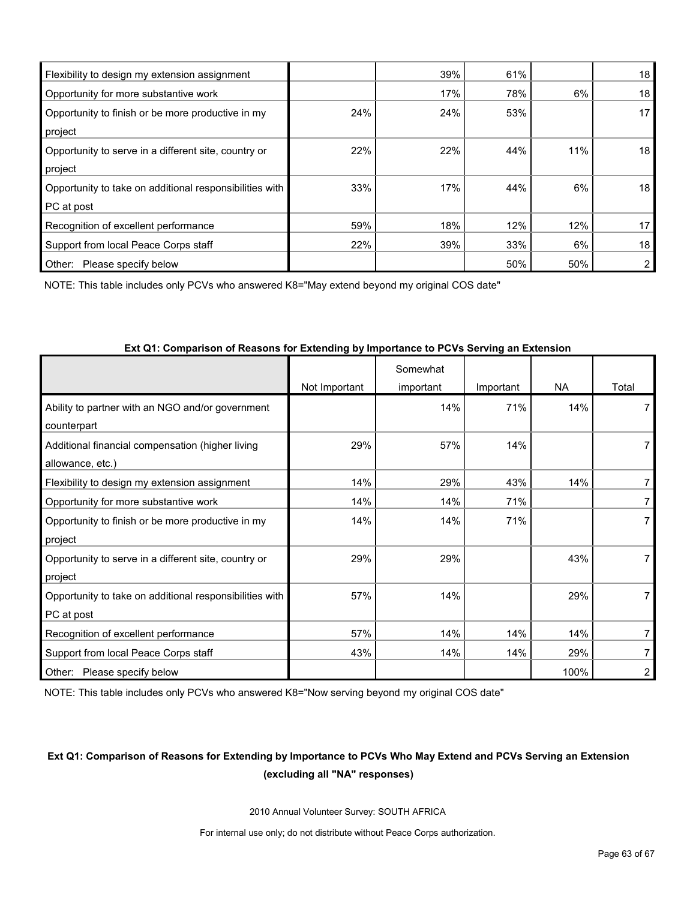| | | | | | |
|---|---|---|---|---|---|
| Flexibility to design my extension assignment | | 39% | 61% | | 18 |
| Opportunity for more substantive work | | 17% | 78% | 6% | 18 |
| Opportunity to finish or be more productive in my project | 24% | 24% | 53% | | 17 |
| Opportunity to serve in a different site, country or project | 22% | 22% | 44% | 11% | 18 |
| Opportunity to take on additional responsibilities with PC at post | 33% | 17% | 44% | 6% | 18 |
| Recognition of excellent performance | 59% | 18% | 12% | 12% | 17 |
| Support from local Peace Corps staff | 22% | 39% | 33% | 6% | 18 |
| Other: Please specify below | | | 50% | 50% | 2 |

NOTE: This table includes only PCVs who answered K8="May extend beyond my original COS date"

**Ext Q1: Comparison of Reasons for Extending by Importance to PCVs Serving an Extension**

| | Not Important | Somewhat important | Important | NA | Total |
|---|---|---|---|---|---|
| Ability to partner with an NGO and/or government counterpart | | 14% | 71% | 14% | 7 |
| Additional financial compensation (higher living allowance, etc.) | 29% | 57% | 14% | | 7 |
| Flexibility to design my extension assignment | 14% | 29% | 43% | 14% | 7 |
| Opportunity for more substantive work | 14% | 14% | 71% | | 7 |
| Opportunity to finish or be more productive in my project | 14% | 14% | 71% | | 7 |
| Opportunity to serve in a different site, country or project | 29% | 29% | | 43% | 7 |
| Opportunity to take on additional responsibilities with PC at post | 57% | 14% | | 29% | 7 |
| Recognition of excellent performance | 57% | 14% | 14% | 14% | 7 |
| Support from local Peace Corps staff | 43% | 14% | 14% | 29% | 7 |
| Other: Please specify below | | | | 100% | 2 |

NOTE: This table includes only PCVs who answered K8="Now serving beyond my original COS date"

**Ext Q1: Comparison of Reasons for Extending by Importance to PCVs Who May Extend and PCVs Serving an Extension (excluding all "NA" responses)**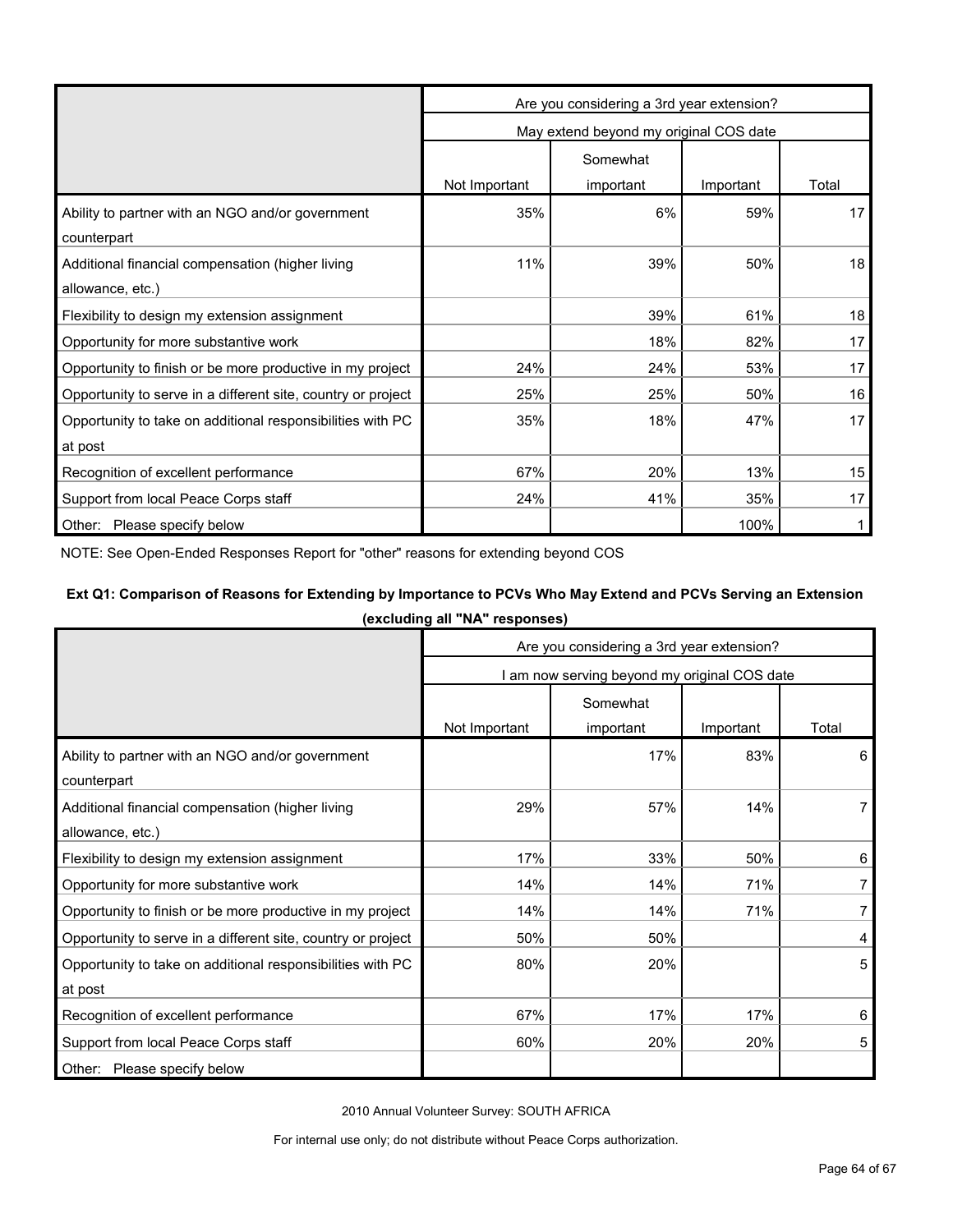| | Are you considering a 3rd year extension? | | | |
|---|---|---|---|---|
| | May extend beyond my original COS date | | | |
| | Not Important | Somewhat important | Important | Total |
| Ability to partner with an NGO and/or government counterpart | 35% | 6% | 59% | 17 |
| Additional financial compensation (higher living allowance, etc.) | 11% | 39% | 50% | 18 |
| Flexibility to design my extension assignment | | 39% | 61% | 18 |
| Opportunity for more substantive work | | 18% | 82% | 17 |
| Opportunity to finish or be more productive in my project | 24% | 24% | 53% | 17 |
| Opportunity to serve in a different site, country or project | 25% | 25% | 50% | 16 |
| Opportunity to take on additional responsibilities with PC at post | 35% | 18% | 47% | 17 |
| Recognition of excellent performance | 67% | 20% | 13% | 15 |
| Support from local Peace Corps staff | 24% | 41% | 35% | 17 |
| Other: Please specify below | | | 100% | 1 |

NOTE: See Open-Ended Responses Report for "other" reasons for extending beyond COS

**Ext Q1: Comparison of Reasons for Extending by Importance to PCVs Who May Extend and PCVs Serving an Extension (excluding all "NA" responses)**

| | Are you considering a 3rd year extension? | | | |
|---|---|---|---|---|
| | I am now serving beyond my original COS date | | | |
| | Not Important | Somewhat important | Important | Total |
| Ability to partner with an NGO and/or government counterpart | | 17% | 83% | 6 |
| Additional financial compensation (higher living allowance, etc.) | 29% | 57% | 14% | 7 |
| Flexibility to design my extension assignment | 17% | 33% | 50% | 6 |
| Opportunity for more substantive work | 14% | 14% | 71% | 7 |
| Opportunity to finish or be more productive in my project | 14% | 14% | 71% | 7 |
| Opportunity to serve in a different site, country or project | 50% | 50% | | 4 |
| Opportunity to take on additional responsibilities with PC at post | 80% | 20% | | 5 |
| Recognition of excellent performance | 67% | 17% | 17% | 6 |
| Support from local Peace Corps staff | 60% | 20% | 20% | 5 |
| Other: Please specify below | | | | |

2010 Annual Volunteer Survey: SOUTH AFRICA

For internal use only; do not distribute without Peace Corps authorization.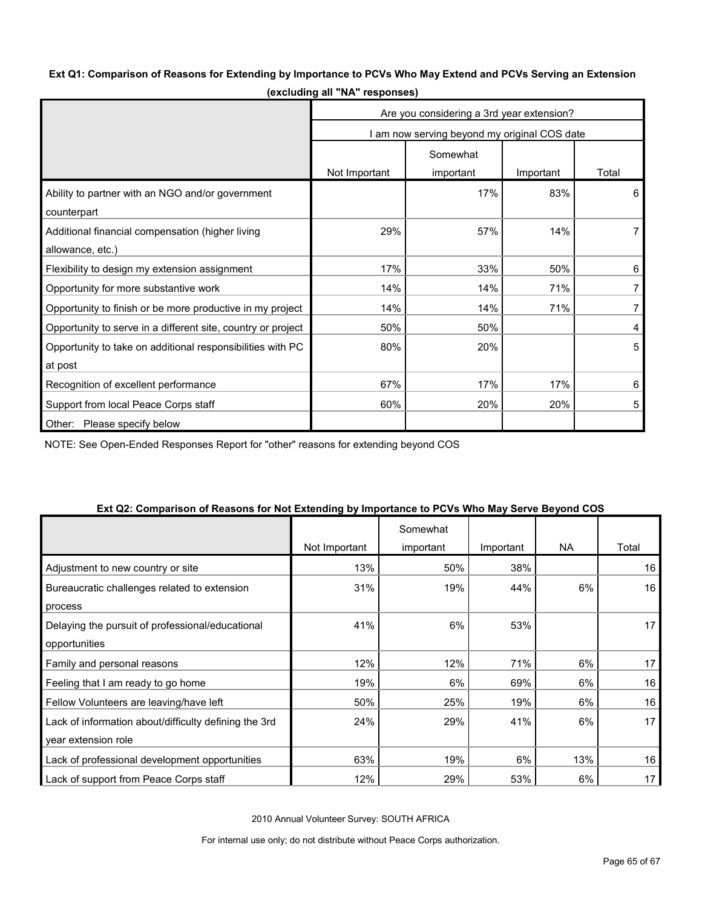**Ext Q1: Comparison of Reasons for Extending by Importance to PCVs Who May Extend and PCVs Serving an Extension (excluding all "NA" responses)**

| | Are you considering a 3rd year extension? | | | |
|---|---|---|---|---|
| | I am now serving beyond my original COS date | | | |
| | Not Important | Somewhat important | Important | Total |
| Ability to partner with an NGO and/or government counterpart | | 17% | 83% | 6 |
| Additional financial compensation (higher living allowance, etc.) | 29% | 57% | 14% | 7 |
| Flexibility to design my extension assignment | 17% | 33% | 50% | 6 |
| Opportunity for more substantive work | 14% | 14% | 71% | 7 |
| Opportunity to finish or be more productive in my project | 14% | 14% | 71% | 7 |
| Opportunity to serve in a different site, country or project | 50% | 50% | | 4 |
| Opportunity to take on additional responsibilities with PC at post | 80% | 20% | | 5 |
| Recognition of excellent performance | 67% | 17% | 17% | 6 |
| Support from local Peace Corps staff | 60% | 20% | 20% | 5 |
| Other: Please specify below | | | | |

NOTE: See Open-Ended Responses Report for "other" reasons for extending beyond COS

**Ext Q2: Comparison of Reasons for Not Extending by Importance to PCVs Who May Serve Beyond COS**

| | Not Important | Somewhat important | Important | NA | Total |
|---|---|---|---|---|---|
| Adjustment to new country or site | 13% | 50% | 38% | | 16 |
| Bureaucratic challenges related to extension process | 31% | 19% | 44% | 6% | 16 |
| Delaying the pursuit of professional/educational opportunities | 41% | 6% | 53% | | 17 |
| Family and personal reasons | 12% | 12% | 71% | 6% | 17 |
| Feeling that I am ready to go home | 19% | 6% | 69% | 6% | 16 |
| Fellow Volunteers are leaving/have left | 50% | 25% | 19% | 6% | 16 |
| Lack of information about/difficulty defining the 3rd year extension role | 24% | 29% | 41% | 6% | 17 |
| Lack of professional development opportunities | 63% | 19% | 6% | 13% | 16 |
| Lack of support from Peace Corps staff | 12% | 29% | 53% | 6% | 17 |

2010 Annual Volunteer Survey: SOUTH AFRICA

For internal use only; do not distribute without Peace Corps authorization.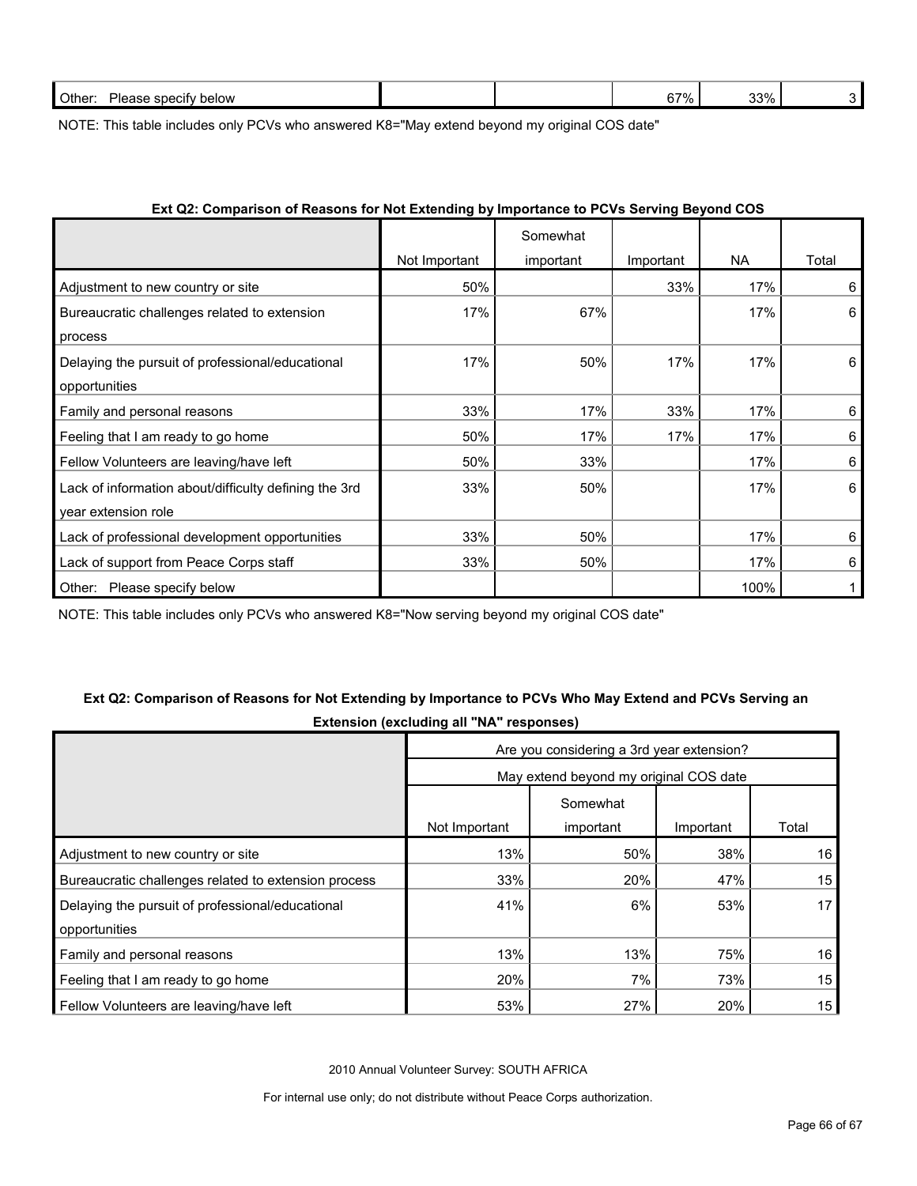| Other: Please specify below | | | 67% | 33% | 3 |
|---|---|---|---|---|---|

NOTE: This table includes only PCVs who answered K8="May extend beyond my original COS date"

**Ext Q2: Comparison of Reasons for Not Extending by Importance to PCVs Serving Beyond COS**

| | Not Important | Somewhat important | Important | NA | Total |
|---|---|---|---|---|---|
| Adjustment to new country or site | 50% | | 33% | 17% | 6 |
| Bureaucratic challenges related to extension process | 17% | 67% | | 17% | 6 |
| Delaying the pursuit of professional/educational opportunities | 17% | 50% | 17% | 17% | 6 |
| Family and personal reasons | 33% | 17% | 33% | 17% | 6 |
| Feeling that I am ready to go home | 50% | 17% | 17% | 17% | 6 |
| Fellow Volunteers are leaving/have left | 50% | 33% | | 17% | 6 |
| Lack of information about/difficulty defining the 3rd year extension role | 33% | 50% | | 17% | 6 |
| Lack of professional development opportunities | 33% | 50% | | 17% | 6 |
| Lack of support from Peace Corps staff | 33% | 50% | | 17% | 6 |
| Other: Please specify below | | | | 100% | 1 |

NOTE: This table includes only PCVs who answered K8="Now serving beyond my original COS date"

**Ext Q2: Comparison of Reasons for Not Extending by Importance to PCVs Who May Extend and PCVs Serving an Extension (excluding all "NA" responses)**

| | Are you considering a 3rd year extension? | | | |
|---|---|---|---|---|
| | May extend beyond my original COS date | | | |
| | Not Important | Somewhat important | Important | Total |
| Adjustment to new country or site | 13% | 50% | 38% | 16 |
| Bureaucratic challenges related to extension process | 33% | 20% | 47% | 15 |
| Delaying the pursuit of professional/educational opportunities | 41% | 6% | 53% | 17 |
| Family and personal reasons | 13% | 13% | 75% | 16 |
| Feeling that I am ready to go home | 20% | 7% | 73% | 15 |
| Fellow Volunteers are leaving/have left | 53% | 27% | 20% | 15 |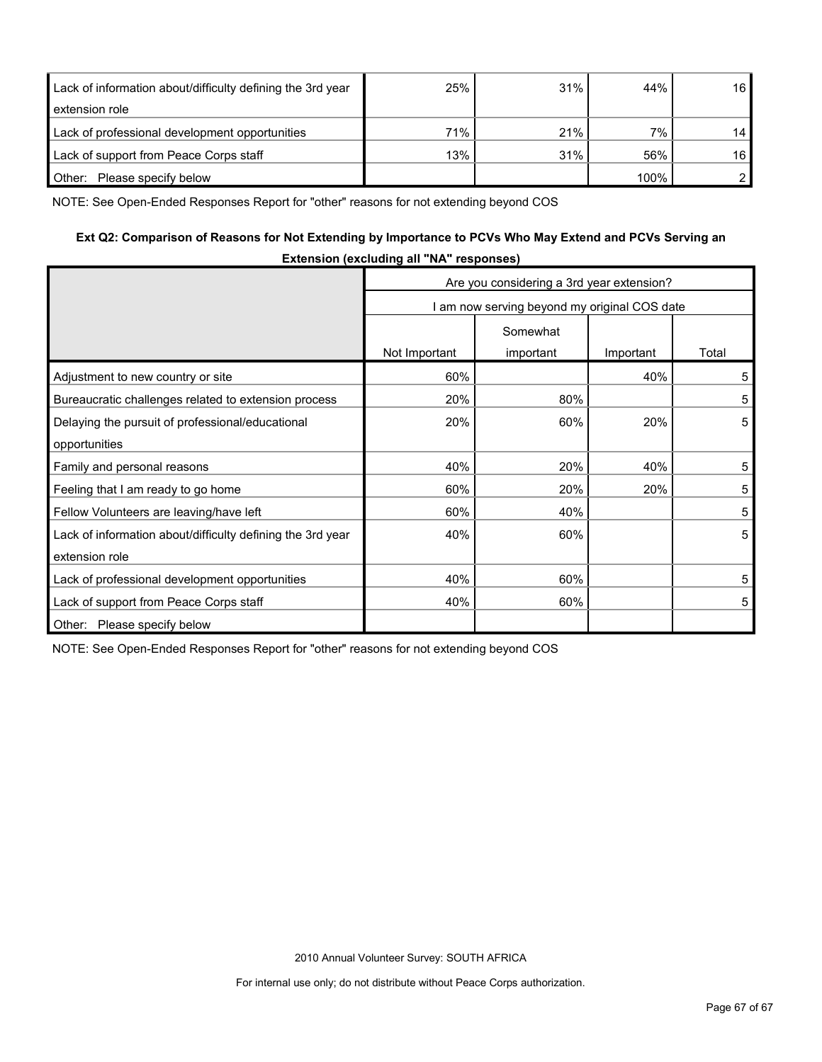| | | | | |
|---|---|---|---|---|
| Lack of information about/difficulty defining the 3rd year extension role | 25% | 31% | 44% | 16 |
| Lack of professional development opportunities | 71% | 21% | 7% | 14 |
| Lack of support from Peace Corps staff | 13% | 31% | 56% | 16 |
| Other: Please specify below | | | 100% | 2 |

NOTE: See Open-Ended Responses Report for "other" reasons for not extending beyond COS

### Ext Q2: Comparison of Reasons for Not Extending by Importance to PCVs Who May Extend and PCVs Serving an Extension (excluding all "NA" responses)

| | Are you considering a 3rd year extension? | | | |
|---|---|---|---|---|
| | I am now serving beyond my original COS date | | | |
| | Not Important | Somewhat important | Important | Total |
| Adjustment to new country or site | 60% | | 40% | 5 |
| Bureaucratic challenges related to extension process | 20% | 80% | | 5 |
| Delaying the pursuit of professional/educational opportunities | 20% | 60% | 20% | 5 |
| Family and personal reasons | 40% | 20% | 40% | 5 |
| Feeling that I am ready to go home | 60% | 20% | 20% | 5 |
| Fellow Volunteers are leaving/have left | 60% | 40% | | 5 |
| Lack of information about/difficulty defining the 3rd year extension role | 40% | 60% | | 5 |
| Lack of professional development opportunities | 40% | 60% | | 5 |
| Lack of support from Peace Corps staff | 40% | 60% | | 5 |
| Other: Please specify below | | | | |

NOTE: See Open-Ended Responses Report for "other" reasons for not extending beyond COS

2010 Annual Volunteer Survey: SOUTH AFRICA

For internal use only; do not distribute without Peace Corps authorization.